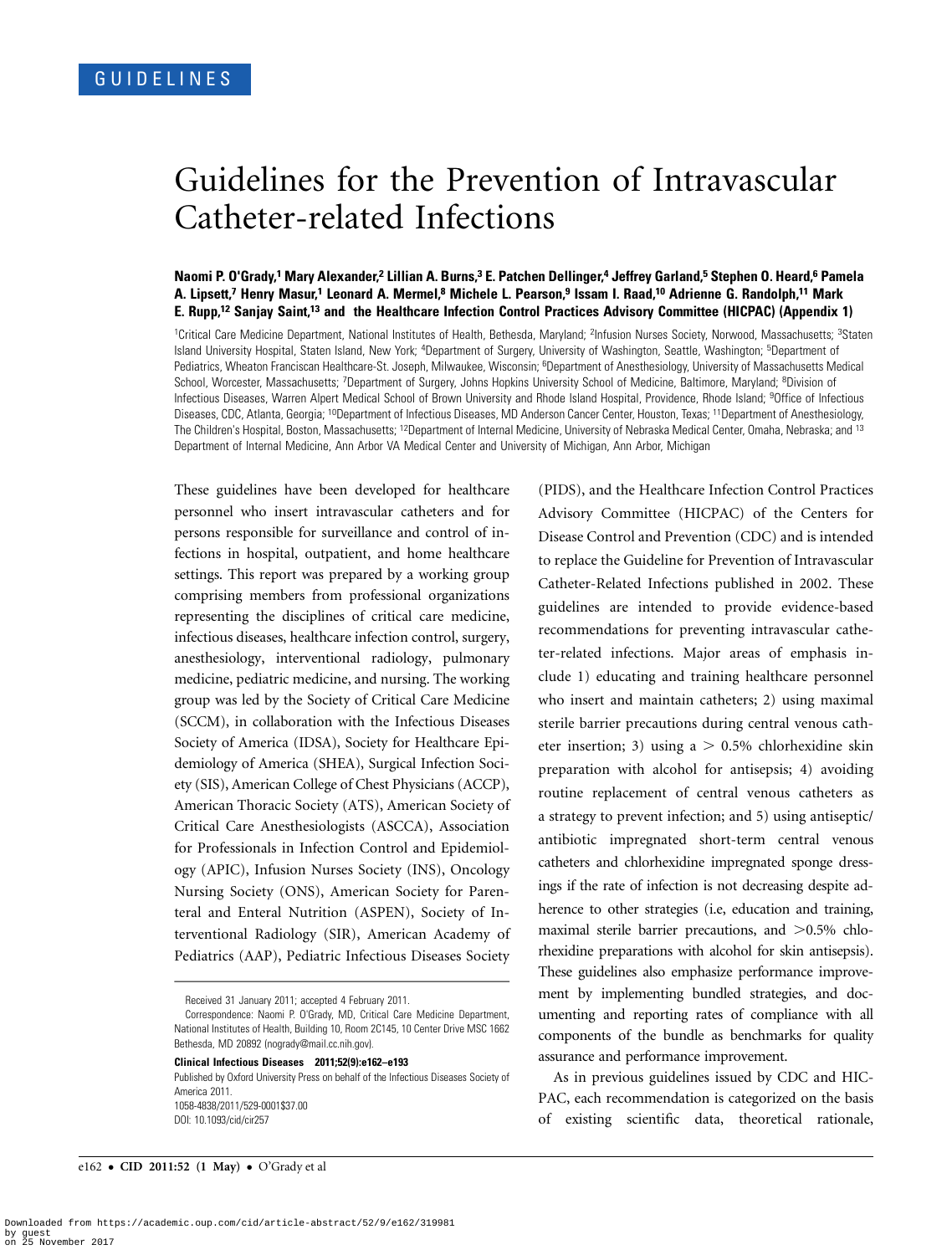GUIDELINES

# Guidelines for the Prevention of Intravascular Catheter-related Infections

**Naomi P. O'Grady,[1] Mary Alexander,[2] Lillian A. Burns,[3] E. Patchen Dellinger,[4] Jeffrey Garland,[5] Stephen O. Heard,[6] Pamela A. Lipsett,[7] Henry Masur,[1] Leonard A. Mermel,[8] Michele L. Pearson,[9] Issam I. Raad,[10] Adrienne G. Randolph,[11] Mark E. Rupp,[12] Sanjay Saint,[13] and the Healthcare Infection Control Practices Advisory Committee (HICPAC) (Appendix 1)**

[1]Critical Care Medicine Department, National Institutes of Health, Bethesda, Maryland; [2]Infusion Nurses Society, Norwood, Massachusetts; [3]Staten Island University Hospital, Staten Island, New York; [4]Department of Surgery, University of Washington, Seattle, Washington; [5]Department of Pediatrics, Wheaton Franciscan Healthcare-St. Joseph, Milwaukee, Wisconsin; [6]Department of Anesthesiology, University of Massachusetts Medical School, Worcester, Massachusetts; [7]Department of Surgery, Johns Hopkins University School of Medicine, Baltimore, Maryland; [8]Division of Infectious Diseases, Warren Alpert Medical School of Brown University and Rhode Island Hospital, Providence, Rhode Island; [9]Office of Infectious Diseases, CDC, Atlanta, Georgia; [10]Department of Infectious Diseases, MD Anderson Cancer Center, Houston, Texas; [11]Department of Anesthesiology, The Children's Hospital, Boston, Massachusetts; [12]Department of Internal Medicine, University of Nebraska Medical Center, Omaha, Nebraska; and [13]Department of Internal Medicine, Ann Arbor VA Medical Center and University of Michigan, Ann Arbor, Michigan

These guidelines have been developed for healthcare personnel who insert intravascular catheters and for persons responsible for surveillance and control of infections in hospital, outpatient, and home healthcare settings. This report was prepared by a working group comprising members from professional organizations representing the disciplines of critical care medicine, infectious diseases, healthcare infection control, surgery, anesthesiology, interventional radiology, pulmonary medicine, pediatric medicine, and nursing. The working group was led by the Society of Critical Care Medicine (SCCM), in collaboration with the Infectious Diseases Society of America (IDSA), Society for Healthcare Epidemiology of America (SHEA), Surgical Infection Society (SIS), American College of Chest Physicians (ACCP), American Thoracic Society (ATS), American Society of Critical Care Anesthesiologists (ASCCA), Association for Professionals in Infection Control and Epidemiology (APIC), Infusion Nurses Society (INS), Oncology Nursing Society (ONS), American Society for Parenteral and Enteral Nutrition (ASPEN), Society of Interventional Radiology (SIR), American Academy of Pediatrics (AAP), Pediatric Infectious Diseases Society (PIDS), and the Healthcare Infection Control Practices Advisory Committee (HICPAC) of the Centers for Disease Control and Prevention (CDC) and is intended to replace the Guideline for Prevention of Intravascular Catheter-Related Infections published in 2002. These guidelines are intended to provide evidence-based recommendations for preventing intravascular catheter-related infections. Major areas of emphasis include 1) educating and training healthcare personnel who insert and maintain catheters; 2) using maximal sterile barrier precautions during central venous catheter insertion; 3) using a > 0.5% chlorhexidine skin preparation with alcohol for antisepsis; 4) avoiding routine replacement of central venous catheters as a strategy to prevent infection; and 5) using antiseptic/antibiotic impregnated short-term central venous catheters and chlorhexidine impregnated sponge dressings if the rate of infection is not decreasing despite adherence to other strategies (i.e, education and training, maximal sterile barrier precautions, and >0.5% chlorhexidine preparations with alcohol for skin antisepsis). These guidelines also emphasize performance improvement by implementing bundled strategies, and documenting and reporting rates of compliance with all components of the bundle as benchmarks for quality assurance and performance improvement.

As in previous guidelines issued by CDC and HICPAC, each recommendation is categorized on the basis of existing scientific data, theoretical rationale,

Received 31 January 2011; accepted 4 February 2011.

Correspondence: Naomi P. O'Grady, MD, Critical Care Medicine Department, National Institutes of Health, Building 10, Room 2C145, 10 Center Drive MSC 1662 Bethesda, MD 20892 (nogrady@mail.cc.nih.gov).

**Clinical Infectious Diseases 2011;52(9):e162–e193**

Published by Oxford University Press on behalf of the Infectious Diseases Society of America 2011.

1058-4838/2011/529-0001$37.00

DOI: 10.1093/cid/cir257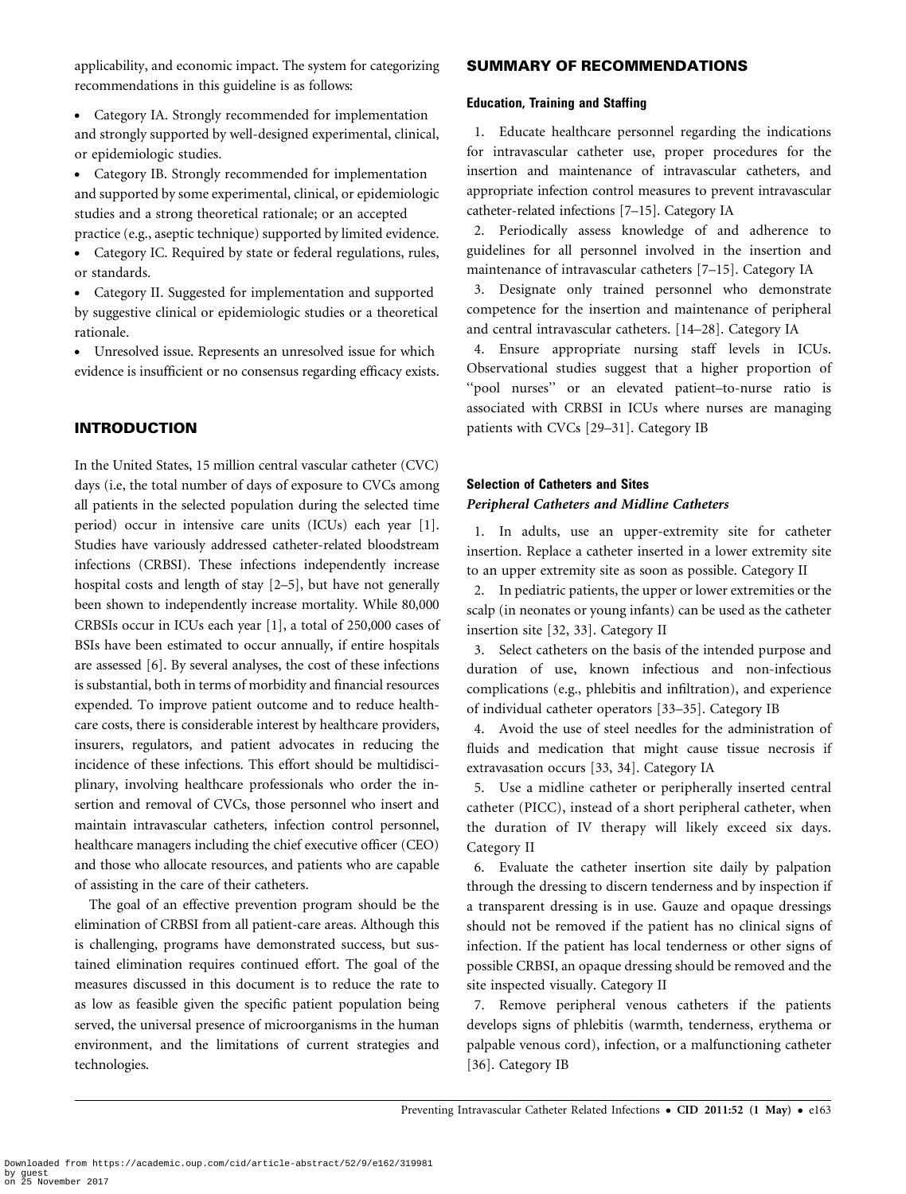applicability, and economic impact. The system for categorizing recommendations in this guideline is as follows:

- Category IA. Strongly recommended for implementation and strongly supported by well-designed experimental, clinical, or epidemiologic studies.
- Category IB. Strongly recommended for implementation and supported by some experimental, clinical, or epidemiologic studies and a strong theoretical rationale; or an accepted practice (e.g., aseptic technique) supported by limited evidence.
- Category IC. Required by state or federal regulations, rules, or standards.
- Category II. Suggested for implementation and supported by suggestive clinical or epidemiologic studies or a theoretical rationale.
- Unresolved issue. Represents an unresolved issue for which evidence is insufficient or no consensus regarding efficacy exists.

## INTRODUCTION

In the United States, 15 million central vascular catheter (CVC) days (i.e, the total number of days of exposure to CVCs among all patients in the selected population during the selected time period) occur in intensive care units (ICUs) each year [1]. Studies have variously addressed catheter-related bloodstream infections (CRBSI). These infections independently increase hospital costs and length of stay [2–5], but have not generally been shown to independently increase mortality. While 80,000 CRBSIs occur in ICUs each year [1], a total of 250,000 cases of BSIs have been estimated to occur annually, if entire hospitals are assessed [6]. By several analyses, the cost of these infections is substantial, both in terms of morbidity and financial resources expended. To improve patient outcome and to reduce healthcare costs, there is considerable interest by healthcare providers, insurers, regulators, and patient advocates in reducing the incidence of these infections. This effort should be multidisciplinary, involving healthcare professionals who order the insertion and removal of CVCs, those personnel who insert and maintain intravascular catheters, infection control personnel, healthcare managers including the chief executive officer (CEO) and those who allocate resources, and patients who are capable of assisting in the care of their catheters.

The goal of an effective prevention program should be the elimination of CRBSI from all patient-care areas. Although this is challenging, programs have demonstrated success, but sustained elimination requires continued effort. The goal of the measures discussed in this document is to reduce the rate to as low as feasible given the specific patient population being served, the universal presence of microorganisms in the human environment, and the limitations of current strategies and technologies.

## SUMMARY OF RECOMMENDATIONS

### Education, Training and Staffing

1. Educate healthcare personnel regarding the indications for intravascular catheter use, proper procedures for the insertion and maintenance of intravascular catheters, and appropriate infection control measures to prevent intravascular catheter-related infections [7–15]. Category IA
2. Periodically assess knowledge of and adherence to guidelines for all personnel involved in the insertion and maintenance of intravascular catheters [7–15]. Category IA
3. Designate only trained personnel who demonstrate competence for the insertion and maintenance of peripheral and central intravascular catheters. [14–28]. Category IA
4. Ensure appropriate nursing staff levels in ICUs. Observational studies suggest that a higher proportion of "pool nurses" or an elevated patient–to-nurse ratio is associated with CRBSI in ICUs where nurses are managing patients with CVCs [29–31]. Category IB

### Selection of Catheters and Sites

#### *Peripheral Catheters and Midline Catheters*

1. In adults, use an upper-extremity site for catheter insertion. Replace a catheter inserted in a lower extremity site to an upper extremity site as soon as possible. Category II
2. In pediatric patients, the upper or lower extremities or the scalp (in neonates or young infants) can be used as the catheter insertion site [32, 33]. Category II
3. Select catheters on the basis of the intended purpose and duration of use, known infectious and non-infectious complications (e.g., phlebitis and infiltration), and experience of individual catheter operators [33–35]. Category IB
4. Avoid the use of steel needles for the administration of fluids and medication that might cause tissue necrosis if extravasation occurs [33, 34]. Category IA
5. Use a midline catheter or peripherally inserted central catheter (PICC), instead of a short peripheral catheter, when the duration of IV therapy will likely exceed six days. Category II
6. Evaluate the catheter insertion site daily by palpation through the dressing to discern tenderness and by inspection if a transparent dressing is in use. Gauze and opaque dressings should not be removed if the patient has no clinical signs of infection. If the patient has local tenderness or other signs of possible CRBSI, an opaque dressing should be removed and the site inspected visually. Category II
7. Remove peripheral venous catheters if the patients develops signs of phlebitis (warmth, tenderness, erythema or palpable venous cord), infection, or a malfunctioning catheter [36]. Category IB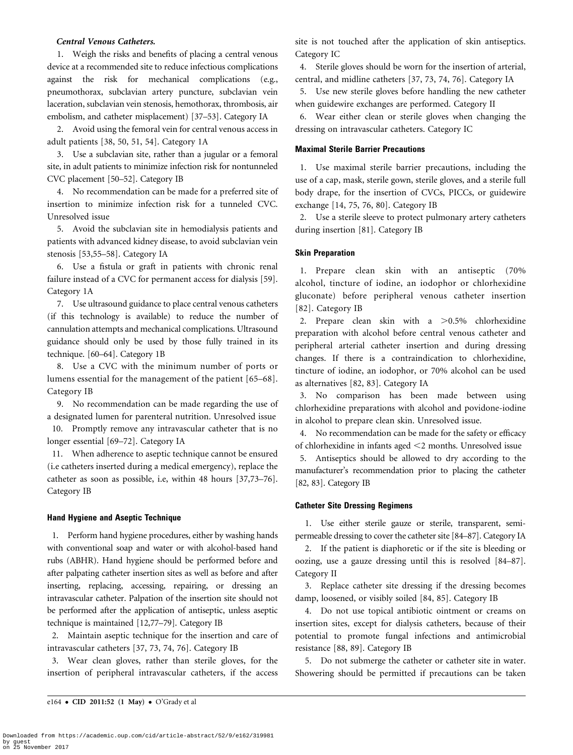***Central Venous Catheters.***

1. Weigh the risks and benefits of placing a central venous device at a recommended site to reduce infectious complications against the risk for mechanical complications (e.g., pneumothorax, subclavian artery puncture, subclavian vein laceration, subclavian vein stenosis, hemothorax, thrombosis, air embolism, and catheter misplacement) [37–53]. Category IA

2. Avoid using the femoral vein for central venous access in adult patients [38, 50, 51, 54]. Category 1A

3. Use a subclavian site, rather than a jugular or a femoral site, in adult patients to minimize infection risk for nontunneled CVC placement [50–52]. Category IB

4. No recommendation can be made for a preferred site of insertion to minimize infection risk for a tunneled CVC. Unresolved issue

5. Avoid the subclavian site in hemodialysis patients and patients with advanced kidney disease, to avoid subclavian vein stenosis [53,55–58]. Category IA

6. Use a fistula or graft in patients with chronic renal failure instead of a CVC for permanent access for dialysis [59]. Category 1A

7. Use ultrasound guidance to place central venous catheters (if this technology is available) to reduce the number of cannulation attempts and mechanical complications. Ultrasound guidance should only be used by those fully trained in its technique. [60–64]. Category 1B

8. Use a CVC with the minimum number of ports or lumens essential for the management of the patient [65–68]. Category IB

9. No recommendation can be made regarding the use of a designated lumen for parenteral nutrition. Unresolved issue

10. Promptly remove any intravascular catheter that is no longer essential [69–72]. Category IA

11. When adherence to aseptic technique cannot be ensured (i.e catheters inserted during a medical emergency), replace the catheter as soon as possible, i.e, within 48 hours [37,73–76]. Category IB

#### Hand Hygiene and Aseptic Technique

1. Perform hand hygiene procedures, either by washing hands with conventional soap and water or with alcohol-based hand rubs (ABHR). Hand hygiene should be performed before and after palpating catheter insertion sites as well as before and after inserting, replacing, accessing, repairing, or dressing an intravascular catheter. Palpation of the insertion site should not be performed after the application of antiseptic, unless aseptic technique is maintained [12,77–79]. Category IB

2. Maintain aseptic technique for the insertion and care of intravascular catheters [37, 73, 74, 76]. Category IB

3. Wear clean gloves, rather than sterile gloves, for the insertion of peripheral intravascular catheters, if the access site is not touched after the application of skin antiseptics. Category IC

4. Sterile gloves should be worn for the insertion of arterial, central, and midline catheters [37, 73, 74, 76]. Category IA

5. Use new sterile gloves before handling the new catheter when guidewire exchanges are performed. Category II

6. Wear either clean or sterile gloves when changing the dressing on intravascular catheters. Category IC

#### Maximal Sterile Barrier Precautions

1. Use maximal sterile barrier precautions, including the use of a cap, mask, sterile gown, sterile gloves, and a sterile full body drape, for the insertion of CVCs, PICCs, or guidewire exchange [14, 75, 76, 80]. Category IB

2. Use a sterile sleeve to protect pulmonary artery catheters during insertion [81]. Category IB

#### Skin Preparation

1. Prepare clean skin with an antiseptic (70% alcohol, tincture of iodine, an iodophor or chlorhexidine gluconate) before peripheral venous catheter insertion [82]. Category IB

2. Prepare clean skin with a >0.5% chlorhexidine preparation with alcohol before central venous catheter and peripheral arterial catheter insertion and during dressing changes. If there is a contraindication to chlorhexidine, tincture of iodine, an iodophor, or 70% alcohol can be used as alternatives [82, 83]. Category IA

3. No comparison has been made between using chlorhexidine preparations with alcohol and povidone-iodine in alcohol to prepare clean skin. Unresolved issue.

4. No recommendation can be made for the safety or efficacy of chlorhexidine in infants aged <2 months. Unresolved issue

5. Antiseptics should be allowed to dry according to the manufacturer's recommendation prior to placing the catheter [82, 83]. Category IB

#### Catheter Site Dressing Regimens

1. Use either sterile gauze or sterile, transparent, semi-permeable dressing to cover the catheter site [84–87]. Category IA

2. If the patient is diaphoretic or if the site is bleeding or oozing, use a gauze dressing until this is resolved [84–87]. Category II

3. Replace catheter site dressing if the dressing becomes damp, loosened, or visibly soiled [84, 85]. Category IB

4. Do not use topical antibiotic ointment or creams on insertion sites, except for dialysis catheters, because of their potential to promote fungal infections and antimicrobial resistance [88, 89]. Category IB

5. Do not submerge the catheter or catheter site in water. Showering should be permitted if precautions can be taken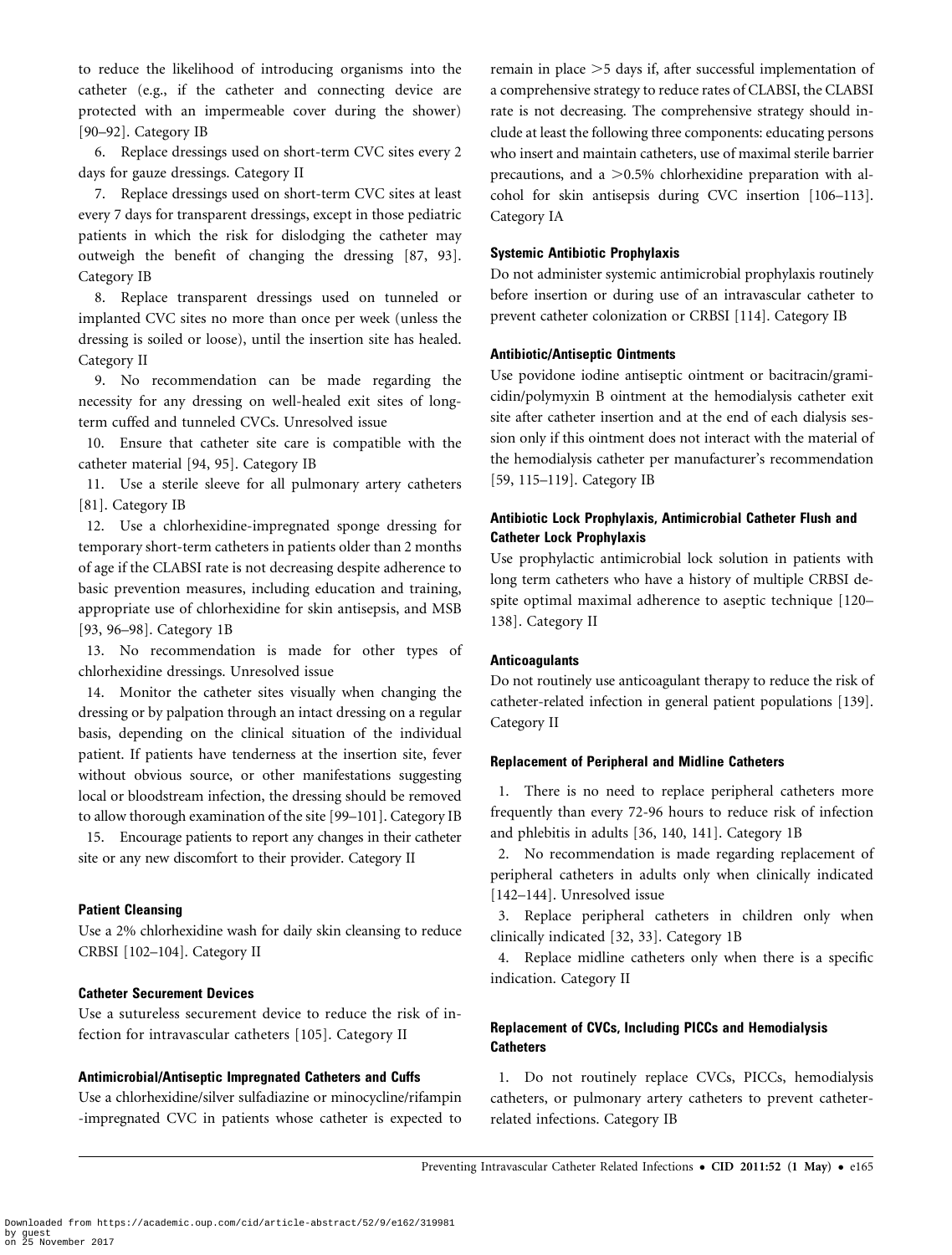to reduce the likelihood of introducing organisms into the catheter (e.g., if the catheter and connecting device are protected with an impermeable cover during the shower) [90–92]. Category IB

6. Replace dressings used on short-term CVC sites every 2 days for gauze dressings. Category II

7. Replace dressings used on short-term CVC sites at least every 7 days for transparent dressings, except in those pediatric patients in which the risk for dislodging the catheter may outweigh the benefit of changing the dressing [87, 93]. Category IB

8. Replace transparent dressings used on tunneled or implanted CVC sites no more than once per week (unless the dressing is soiled or loose), until the insertion site has healed. Category II

9. No recommendation can be made regarding the necessity for any dressing on well-healed exit sites of long-term cuffed and tunneled CVCs. Unresolved issue

10. Ensure that catheter site care is compatible with the catheter material [94, 95]. Category IB

11. Use a sterile sleeve for all pulmonary artery catheters [81]. Category IB

12. Use a chlorhexidine-impregnated sponge dressing for temporary short-term catheters in patients older than 2 months of age if the CLABSI rate is not decreasing despite adherence to basic prevention measures, including education and training, appropriate use of chlorhexidine for skin antisepsis, and MSB [93, 96–98]. Category 1B

13. No recommendation is made for other types of chlorhexidine dressings. Unresolved issue

14. Monitor the catheter sites visually when changing the dressing or by palpation through an intact dressing on a regular basis, depending on the clinical situation of the individual patient. If patients have tenderness at the insertion site, fever without obvious source, or other manifestations suggesting local or bloodstream infection, the dressing should be removed to allow thorough examination of the site [99–101]. Category IB

15. Encourage patients to report any changes in their catheter site or any new discomfort to their provider. Category II

#### Patient Cleansing

Use a 2% chlorhexidine wash for daily skin cleansing to reduce CRBSI [102–104]. Category II

#### Catheter Securement Devices

Use a sutureless securement device to reduce the risk of infection for intravascular catheters [105]. Category II

#### Antimicrobial/Antiseptic Impregnated Catheters and Cuffs

Use a chlorhexidine/silver sulfadiazine or minocycline/rifampin -impregnated CVC in patients whose catheter is expected to remain in place >5 days if, after successful implementation of a comprehensive strategy to reduce rates of CLABSI, the CLABSI rate is not decreasing. The comprehensive strategy should include at least the following three components: educating persons who insert and maintain catheters, use of maximal sterile barrier precautions, and a >0.5% chlorhexidine preparation with alcohol for skin antisepsis during CVC insertion [106–113]. Category IA

#### Systemic Antibiotic Prophylaxis

Do not administer systemic antimicrobial prophylaxis routinely before insertion or during use of an intravascular catheter to prevent catheter colonization or CRBSI [114]. Category IB

#### Antibiotic/Antiseptic Ointments

Use povidone iodine antiseptic ointment or bacitracin/gramicidin/polymyxin B ointment at the hemodialysis catheter exit site after catheter insertion and at the end of each dialysis session only if this ointment does not interact with the material of the hemodialysis catheter per manufacturer's recommendation [59, 115–119]. Category IB

#### Antibiotic Lock Prophylaxis, Antimicrobial Catheter Flush and Catheter Lock Prophylaxis

Use prophylactic antimicrobial lock solution in patients with long term catheters who have a history of multiple CRBSI despite optimal maximal adherence to aseptic technique [120–138]. Category II

#### Anticoagulants

Do not routinely use anticoagulant therapy to reduce the risk of catheter-related infection in general patient populations [139]. Category II

#### Replacement of Peripheral and Midline Catheters

1. There is no need to replace peripheral catheters more frequently than every 72-96 hours to reduce risk of infection and phlebitis in adults [36, 140, 141]. Category 1B

2. No recommendation is made regarding replacement of peripheral catheters in adults only when clinically indicated [142–144]. Unresolved issue

3. Replace peripheral catheters in children only when clinically indicated [32, 33]. Category 1B

4. Replace midline catheters only when there is a specific indication. Category II

#### Replacement of CVCs, Including PICCs and Hemodialysis Catheters

1. Do not routinely replace CVCs, PICCs, hemodialysis catheters, or pulmonary artery catheters to prevent catheter-related infections. Category IB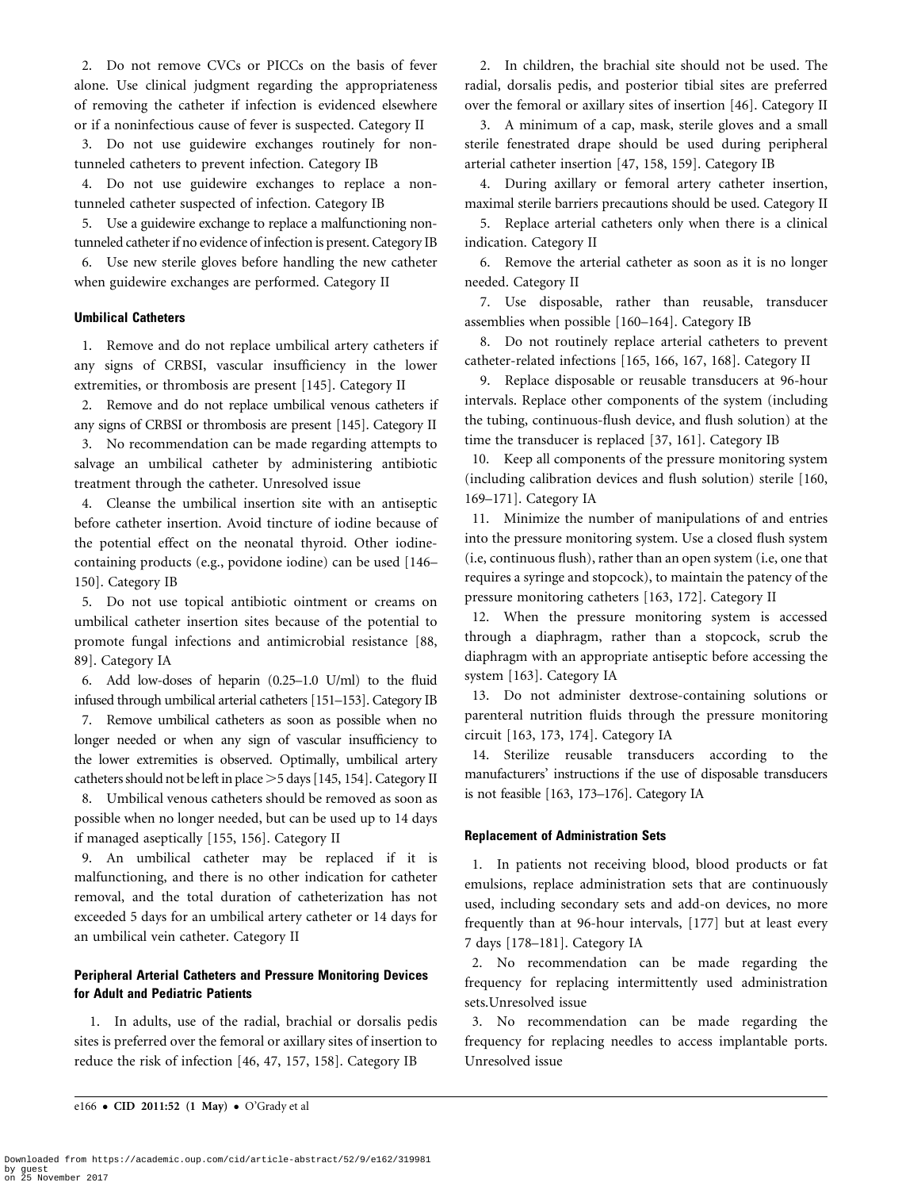2. Do not remove CVCs or PICCs on the basis of fever alone. Use clinical judgment regarding the appropriateness of removing the catheter if infection is evidenced elsewhere or if a noninfectious cause of fever is suspected. Category II

3. Do not use guidewire exchanges routinely for non-tunneled catheters to prevent infection. Category IB

4. Do not use guidewire exchanges to replace a non-tunneled catheter suspected of infection. Category IB

5. Use a guidewire exchange to replace a malfunctioning non-tunneled catheter if no evidence of infection is present. Category IB

6. Use new sterile gloves before handling the new catheter when guidewire exchanges are performed. Category II

#### Umbilical Catheters

1. Remove and do not replace umbilical artery catheters if any signs of CRBSI, vascular insufficiency in the lower extremities, or thrombosis are present [145]. Category II

2. Remove and do not replace umbilical venous catheters if any signs of CRBSI or thrombosis are present [145]. Category II

3. No recommendation can be made regarding attempts to salvage an umbilical catheter by administering antibiotic treatment through the catheter. Unresolved issue

4. Cleanse the umbilical insertion site with an antiseptic before catheter insertion. Avoid tincture of iodine because of the potential effect on the neonatal thyroid. Other iodine-containing products (e.g., povidone iodine) can be used [146–150]. Category IB

5. Do not use topical antibiotic ointment or creams on umbilical catheter insertion sites because of the potential to promote fungal infections and antimicrobial resistance [88, 89]. Category IA

6. Add low-doses of heparin (0.25–1.0 U/ml) to the fluid infused through umbilical arterial catheters [151–153]. Category IB

7. Remove umbilical catheters as soon as possible when no longer needed or when any sign of vascular insufficiency to the lower extremities is observed. Optimally, umbilical artery catheters should not be left in place >5 days [145, 154]. Category II

8. Umbilical venous catheters should be removed as soon as possible when no longer needed, but can be used up to 14 days if managed aseptically [155, 156]. Category II

9. An umbilical catheter may be replaced if it is malfunctioning, and there is no other indication for catheter removal, and the total duration of catheterization has not exceeded 5 days for an umbilical artery catheter or 14 days for an umbilical vein catheter. Category II

#### Peripheral Arterial Catheters and Pressure Monitoring Devices for Adult and Pediatric Patients

1. In adults, use of the radial, brachial or dorsalis pedis sites is preferred over the femoral or axillary sites of insertion to reduce the risk of infection [46, 47, 157, 158]. Category IB

2. In children, the brachial site should not be used. The radial, dorsalis pedis, and posterior tibial sites are preferred over the femoral or axillary sites of insertion [46]. Category II

3. A minimum of a cap, mask, sterile gloves and a small sterile fenestrated drape should be used during peripheral arterial catheter insertion [47, 158, 159]. Category IB

4. During axillary or femoral artery catheter insertion, maximal sterile barriers precautions should be used. Category II

5. Replace arterial catheters only when there is a clinical indication. Category II

6. Remove the arterial catheter as soon as it is no longer needed. Category II

7. Use disposable, rather than reusable, transducer assemblies when possible [160–164]. Category IB

8. Do not routinely replace arterial catheters to prevent catheter-related infections [165, 166, 167, 168]. Category II

9. Replace disposable or reusable transducers at 96-hour intervals. Replace other components of the system (including the tubing, continuous-flush device, and flush solution) at the time the transducer is replaced [37, 161]. Category IB

10. Keep all components of the pressure monitoring system (including calibration devices and flush solution) sterile [160, 169–171]. Category IA

11. Minimize the number of manipulations of and entries into the pressure monitoring system. Use a closed flush system (i.e, continuous flush), rather than an open system (i.e, one that requires a syringe and stopcock), to maintain the patency of the pressure monitoring catheters [163, 172]. Category II

12. When the pressure monitoring system is accessed through a diaphragm, rather than a stopcock, scrub the diaphragm with an appropriate antiseptic before accessing the system [163]. Category IA

13. Do not administer dextrose-containing solutions or parenteral nutrition fluids through the pressure monitoring circuit [163, 173, 174]. Category IA

14. Sterilize reusable transducers according to the manufacturers' instructions if the use of disposable transducers is not feasible [163, 173–176]. Category IA

#### Replacement of Administration Sets

1. In patients not receiving blood, blood products or fat emulsions, replace administration sets that are continuously used, including secondary sets and add-on devices, no more frequently than at 96-hour intervals, [177] but at least every 7 days [178–181]. Category IA

2. No recommendation can be made regarding the frequency for replacing intermittently used administration sets.Unresolved issue

3. No recommendation can be made regarding the frequency for replacing needles to access implantable ports. Unresolved issue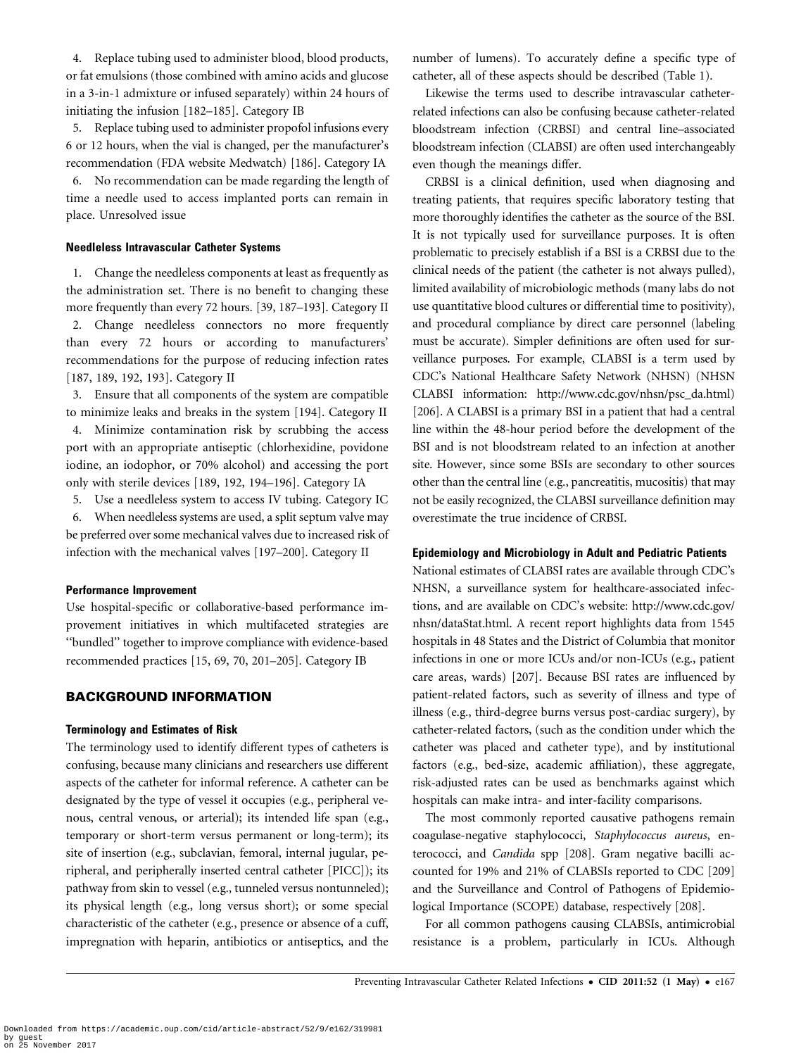4. Replace tubing used to administer blood, blood products, or fat emulsions (those combined with amino acids and glucose in a 3-in-1 admixture or infused separately) within 24 hours of initiating the infusion [182–185]. Category IB

5. Replace tubing used to administer propofol infusions every 6 or 12 hours, when the vial is changed, per the manufacturer's recommendation (FDA website Medwatch) [186]. Category IA

6. No recommendation can be made regarding the length of time a needle used to access implanted ports can remain in place. Unresolved issue

#### Needleless Intravascular Catheter Systems

1. Change the needleless components at least as frequently as the administration set. There is no benefit to changing these more frequently than every 72 hours. [39, 187–193]. Category II

2. Change needleless connectors no more frequently than every 72 hours or according to manufacturers' recommendations for the purpose of reducing infection rates [187, 189, 192, 193]. Category II

3. Ensure that all components of the system are compatible to minimize leaks and breaks in the system [194]. Category II

4. Minimize contamination risk by scrubbing the access port with an appropriate antiseptic (chlorhexidine, povidone iodine, an iodophor, or 70% alcohol) and accessing the port only with sterile devices [189, 192, 194–196]. Category IA

5. Use a needleless system to access IV tubing. Category IC

6. When needleless systems are used, a split septum valve may be preferred over some mechanical valves due to increased risk of infection with the mechanical valves [197–200]. Category II

#### Performance Improvement

Use hospital-specific or collaborative-based performance improvement initiatives in which multifaceted strategies are "bundled" together to improve compliance with evidence-based recommended practices [15, 69, 70, 201–205]. Category IB

## BACKGROUND INFORMATION

#### Terminology and Estimates of Risk

The terminology used to identify different types of catheters is confusing, because many clinicians and researchers use different aspects of the catheter for informal reference. A catheter can be designated by the type of vessel it occupies (e.g., peripheral venous, central venous, or arterial); its intended life span (e.g., temporary or short-term versus permanent or long-term); its site of insertion (e.g., subclavian, femoral, internal jugular, peripheral, and peripherally inserted central catheter [PICC]); its pathway from skin to vessel (e.g., tunneled versus nontunneled); its physical length (e.g., long versus short); or some special characteristic of the catheter (e.g., presence or absence of a cuff, impregnation with heparin, antibiotics or antiseptics, and the number of lumens). To accurately define a specific type of catheter, all of these aspects should be described (Table 1).

Likewise the terms used to describe intravascular catheter-related infections can also be confusing because catheter-related bloodstream infection (CRBSI) and central line–associated bloodstream infection (CLABSI) are often used interchangeably even though the meanings differ.

CRBSI is a clinical definition, used when diagnosing and treating patients, that requires specific laboratory testing that more thoroughly identifies the catheter as the source of the BSI. It is not typically used for surveillance purposes. It is often problematic to precisely establish if a BSI is a CRBSI due to the clinical needs of the patient (the catheter is not always pulled), limited availability of microbiologic methods (many labs do not use quantitative blood cultures or differential time to positivity), and procedural compliance by direct care personnel (labeling must be accurate). Simpler definitions are often used for surveillance purposes. For example, CLABSI is a term used by CDC's National Healthcare Safety Network (NHSN) (NHSN CLABSI information: http://www.cdc.gov/nhsn/psc_da.html) [206]. A CLABSI is a primary BSI in a patient that had a central line within the 48-hour period before the development of the BSI and is not bloodstream related to an infection at another site. However, since some BSIs are secondary to other sources other than the central line (e.g., pancreatitis, mucositis) that may not be easily recognized, the CLABSI surveillance definition may overestimate the true incidence of CRBSI.

#### Epidemiology and Microbiology in Adult and Pediatric Patients

National estimates of CLABSI rates are available through CDC's NHSN, a surveillance system for healthcare-associated infections, and are available on CDC's website: http://www.cdc.gov/nhsn/dataStat.html. A recent report highlights data from 1545 hospitals in 48 States and the District of Columbia that monitor infections in one or more ICUs and/or non-ICUs (e.g., patient care areas, wards) [207]. Because BSI rates are influenced by patient-related factors, such as severity of illness and type of illness (e.g., third-degree burns versus post-cardiac surgery), by catheter-related factors, (such as the condition under which the catheter was placed and catheter type), and by institutional factors (e.g., bed-size, academic affiliation), these aggregate, risk-adjusted rates can be used as benchmarks against which hospitals can make intra- and inter-facility comparisons.

The most commonly reported causative pathogens remain coagulase-negative staphylococci, *Staphylococcus aureus*, enterococci, and *Candida* spp [208]. Gram negative bacilli accounted for 19% and 21% of CLABSIs reported to CDC [209] and the Surveillance and Control of Pathogens of Epidemiological Importance (SCOPE) database, respectively [208].

For all common pathogens causing CLABSIs, antimicrobial resistance is a problem, particularly in ICUs. Although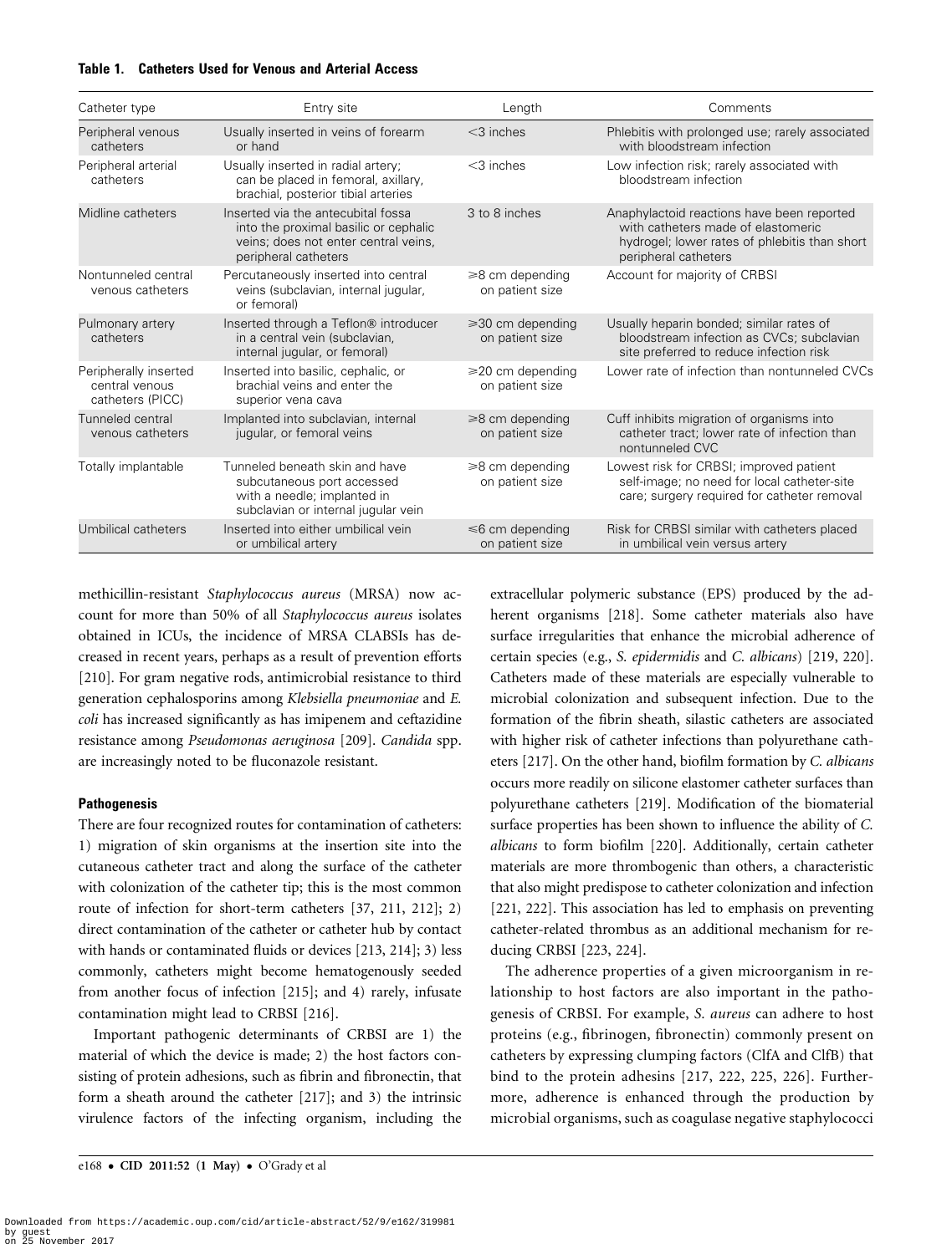**Table 1. Catheters Used for Venous and Arterial Access**

| Catheter type | Entry site | Length | Comments |
|---|---|---|---|
| Peripheral venous catheters | Usually inserted in veins of forearm or hand | <3 inches | Phlebitis with prolonged use; rarely associated with bloodstream infection |
| Peripheral arterial catheters | Usually inserted in radial artery; can be placed in femoral, axillary, brachial, posterior tibial arteries | <3 inches | Low infection risk; rarely associated with bloodstream infection |
| Midline catheters | Inserted via the antecubital fossa into the proximal basilic or cephalic veins; does not enter central veins, peripheral catheters | 3 to 8 inches | Anaphylactoid reactions have been reported with catheters made of elastomeric hydrogel; lower rates of phlebitis than short peripheral catheters |
| Nontunneled central venous catheters | Percutaneously inserted into central veins (subclavian, internal jugular, or femoral) | ⩾8 cm depending on patient size | Account for majority of CRBSI |
| Pulmonary artery catheters | Inserted through a Teflon® introducer in a central vein (subclavian, internal jugular, or femoral) | ⩾30 cm depending on patient size | Usually heparin bonded; similar rates of bloodstream infection as CVCs; subclavian site preferred to reduce infection risk |
| Peripherally inserted central venous catheters (PICC) | Inserted into basilic, cephalic, or brachial veins and enter the superior vena cava | ⩾20 cm depending on patient size | Lower rate of infection than nontunneled CVCs |
| Tunneled central venous catheters | Implanted into subclavian, internal jugular, or femoral veins | ⩾8 cm depending on patient size | Cuff inhibits migration of organisms into catheter tract; lower rate of infection than nontunneled CVC |
| Totally implantable | Tunneled beneath skin and have subcutaneous port accessed with a needle; implanted in subclavian or internal jugular vein | ⩾8 cm depending on patient size | Lowest risk for CRBSI; improved patient self-image; no need for local catheter-site care; surgery required for catheter removal |
| Umbilical catheters | Inserted into either umbilical vein or umbilical artery | ⩽6 cm depending on patient size | Risk for CRBSI similar with catheters placed in umbilical vein versus artery |

methicillin-resistant *Staphylococcus aureus* (MRSA) now account for more than 50% of all *Staphylococcus aureus* isolates obtained in ICUs, the incidence of MRSA CLABSIs has decreased in recent years, perhaps as a result of prevention efforts [210]. For gram negative rods, antimicrobial resistance to third generation cephalosporins among *Klebsiella pneumoniae* and *E. coli* has increased significantly as has imipenem and ceftazidine resistance among *Pseudomonas aeruginosa* [209]. *Candida* spp. are increasingly noted to be fluconazole resistant.

### Pathogenesis

There are four recognized routes for contamination of catheters: 1) migration of skin organisms at the insertion site into the cutaneous catheter tract and along the surface of the catheter with colonization of the catheter tip; this is the most common route of infection for short-term catheters [37, 211, 212]; 2) direct contamination of the catheter or catheter hub by contact with hands or contaminated fluids or devices [213, 214]; 3) less commonly, catheters might become hematogenously seeded from another focus of infection [215]; and 4) rarely, infusate contamination might lead to CRBSI [216].

Important pathogenic determinants of CRBSI are 1) the material of which the device is made; 2) the host factors consisting of protein adhesions, such as fibrin and fibronectin, that form a sheath around the catheter [217]; and 3) the intrinsic virulence factors of the infecting organism, including the extracellular polymeric substance (EPS) produced by the adherent organisms [218]. Some catheter materials also have surface irregularities that enhance the microbial adherence of certain species (e.g., *S. epidermidis* and *C. albicans*) [219, 220]. Catheters made of these materials are especially vulnerable to microbial colonization and subsequent infection. Due to the formation of the fibrin sheath, silastic catheters are associated with higher risk of catheter infections than polyurethane catheters [217]. On the other hand, biofilm formation by *C. albicans* occurs more readily on silicone elastomer catheter surfaces than polyurethane catheters [219]. Modification of the biomaterial surface properties has been shown to influence the ability of *C. albicans* to form biofilm [220]. Additionally, certain catheter materials are more thrombogenic than others, a characteristic that also might predispose to catheter colonization and infection [221, 222]. This association has led to emphasis on preventing catheter-related thrombus as an additional mechanism for reducing CRBSI [223, 224].

The adherence properties of a given microorganism in relationship to host factors are also important in the pathogenesis of CRBSI. For example, *S. aureus* can adhere to host proteins (e.g., fibrinogen, fibronectin) commonly present on catheters by expressing clumping factors (ClfA and ClfB) that bind to the protein adhesins [217, 222, 225, 226]. Furthermore, adherence is enhanced through the production by microbial organisms, such as coagulase negative staphylococci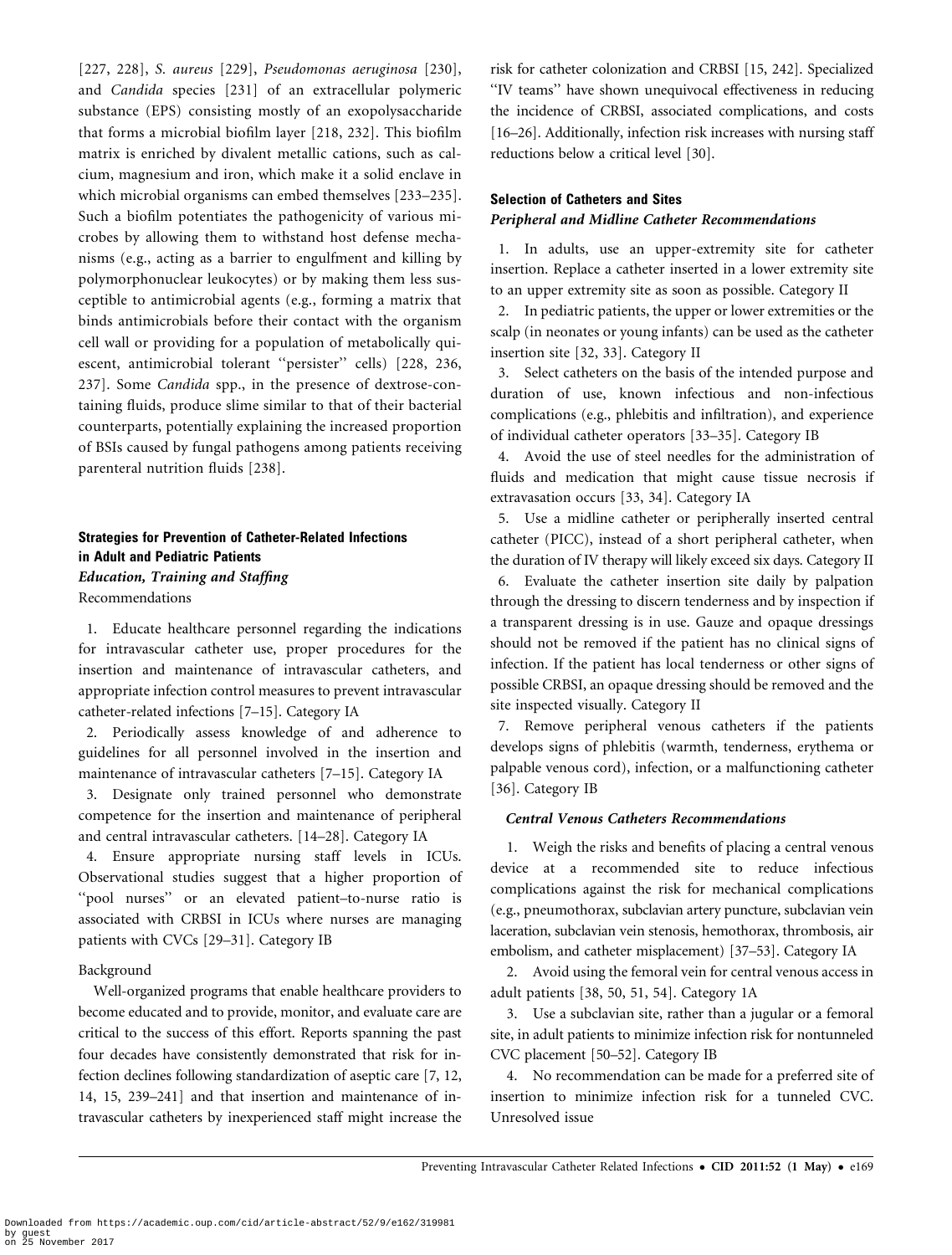[227, 228], *S. aureus* [229], *Pseudomonas aeruginosa* [230], and *Candida* species [231] of an extracellular polymeric substance (EPS) consisting mostly of an exopolysaccharide that forms a microbial biofilm layer [218, 232]. This biofilm matrix is enriched by divalent metallic cations, such as calcium, magnesium and iron, which make it a solid enclave in which microbial organisms can embed themselves [233–235]. Such a biofilm potentiates the pathogenicity of various microbes by allowing them to withstand host defense mechanisms (e.g., acting as a barrier to engulfment and killing by polymorphonuclear leukocytes) or by making them less susceptible to antimicrobial agents (e.g., forming a matrix that binds antimicrobials before their contact with the organism cell wall or providing for a population of metabolically quiescent, antimicrobial tolerant ''persister'' cells) [228, 236, 237]. Some *Candida* spp., in the presence of dextrose-containing fluids, produce slime similar to that of their bacterial counterparts, potentially explaining the increased proportion of BSIs caused by fungal pathogens among patients receiving parenteral nutrition fluids [238].

## Strategies for Prevention of Catheter-Related Infections in Adult and Pediatric Patients

### *Education, Training and Staffing*

Recommendations

1. Educate healthcare personnel regarding the indications for intravascular catheter use, proper procedures for the insertion and maintenance of intravascular catheters, and appropriate infection control measures to prevent intravascular catheter-related infections [7–15]. Category IA
2. Periodically assess knowledge of and adherence to guidelines for all personnel involved in the insertion and maintenance of intravascular catheters [7–15]. Category IA
3. Designate only trained personnel who demonstrate competence for the insertion and maintenance of peripheral and central intravascular catheters. [14–28]. Category IA
4. Ensure appropriate nursing staff levels in ICUs. Observational studies suggest that a higher proportion of ''pool nurses'' or an elevated patient–to-nurse ratio is associated with CRBSI in ICUs where nurses are managing patients with CVCs [29–31]. Category IB

Background

Well-organized programs that enable healthcare providers to become educated and to provide, monitor, and evaluate care are critical to the success of this effort. Reports spanning the past four decades have consistently demonstrated that risk for infection declines following standardization of aseptic care [7, 12, 14, 15, 239–241] and that insertion and maintenance of intravascular catheters by inexperienced staff might increase the risk for catheter colonization and CRBSI [15, 242]. Specialized ''IV teams'' have shown unequivocal effectiveness in reducing the incidence of CRBSI, associated complications, and costs [16–26]. Additionally, infection risk increases with nursing staff reductions below a critical level [30].

## Selection of Catheters and Sites

### *Peripheral and Midline Catheter Recommendations*

1. In adults, use an upper-extremity site for catheter insertion. Replace a catheter inserted in a lower extremity site to an upper extremity site as soon as possible. Category II
2. In pediatric patients, the upper or lower extremities or the scalp (in neonates or young infants) can be used as the catheter insertion site [32, 33]. Category II
3. Select catheters on the basis of the intended purpose and duration of use, known infectious and non-infectious complications (e.g., phlebitis and infiltration), and experience of individual catheter operators [33–35]. Category IB
4. Avoid the use of steel needles for the administration of fluids and medication that might cause tissue necrosis if extravasation occurs [33, 34]. Category IA
5. Use a midline catheter or peripherally inserted central catheter (PICC), instead of a short peripheral catheter, when the duration of IV therapy will likely exceed six days. Category II
6. Evaluate the catheter insertion site daily by palpation through the dressing to discern tenderness and by inspection if a transparent dressing is in use. Gauze and opaque dressings should not be removed if the patient has no clinical signs of infection. If the patient has local tenderness or other signs of possible CRBSI, an opaque dressing should be removed and the site inspected visually. Category II
7. Remove peripheral venous catheters if the patients develops signs of phlebitis (warmth, tenderness, erythema or palpable venous cord), infection, or a malfunctioning catheter [36]. Category IB

### *Central Venous Catheters Recommendations*

1. Weigh the risks and benefits of placing a central venous device at a recommended site to reduce infectious complications against the risk for mechanical complications (e.g., pneumothorax, subclavian artery puncture, subclavian vein laceration, subclavian vein stenosis, hemothorax, thrombosis, air embolism, and catheter misplacement) [37–53]. Category IA
2. Avoid using the femoral vein for central venous access in adult patients [38, 50, 51, 54]. Category 1A
3. Use a subclavian site, rather than a jugular or a femoral site, in adult patients to minimize infection risk for nontunneled CVC placement [50–52]. Category IB
4. No recommendation can be made for a preferred site of insertion to minimize infection risk for a tunneled CVC. Unresolved issue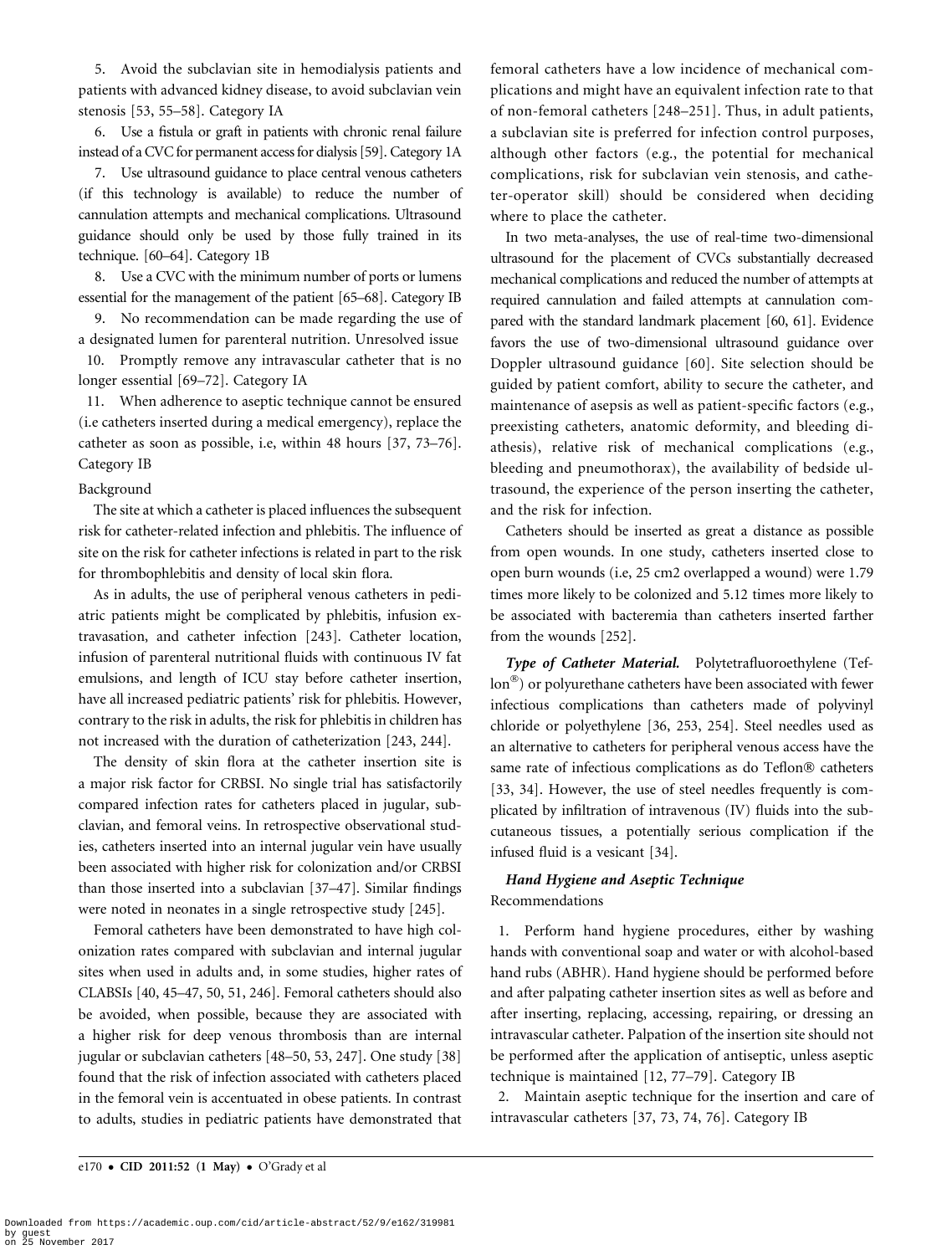5. Avoid the subclavian site in hemodialysis patients and patients with advanced kidney disease, to avoid subclavian vein stenosis [53, 55–58]. Category IA

6. Use a fistula or graft in patients with chronic renal failure instead of a CVC for permanent access for dialysis [59]. Category 1A

7. Use ultrasound guidance to place central venous catheters (if this technology is available) to reduce the number of cannulation attempts and mechanical complications. Ultrasound guidance should only be used by those fully trained in its technique. [60–64]. Category 1B

8. Use a CVC with the minimum number of ports or lumens essential for the management of the patient [65–68]. Category IB

9. No recommendation can be made regarding the use of a designated lumen for parenteral nutrition. Unresolved issue

10. Promptly remove any intravascular catheter that is no longer essential [69–72]. Category IA

11. When adherence to aseptic technique cannot be ensured (i.e catheters inserted during a medical emergency), replace the catheter as soon as possible, i.e, within 48 hours [37, 73–76]. Category IB

Background

The site at which a catheter is placed influences the subsequent risk for catheter-related infection and phlebitis. The influence of site on the risk for catheter infections is related in part to the risk for thrombophlebitis and density of local skin flora.

As in adults, the use of peripheral venous catheters in pediatric patients might be complicated by phlebitis, infusion extravasation, and catheter infection [243]. Catheter location, infusion of parenteral nutritional fluids with continuous IV fat emulsions, and length of ICU stay before catheter insertion, have all increased pediatric patients' risk for phlebitis. However, contrary to the risk in adults, the risk for phlebitis in children has not increased with the duration of catheterization [243, 244].

The density of skin flora at the catheter insertion site is a major risk factor for CRBSI. No single trial has satisfactorily compared infection rates for catheters placed in jugular, subclavian, and femoral veins. In retrospective observational studies, catheters inserted into an internal jugular vein have usually been associated with higher risk for colonization and/or CRBSI than those inserted into a subclavian [37–47]. Similar findings were noted in neonates in a single retrospective study [245].

Femoral catheters have been demonstrated to have high colonization rates compared with subclavian and internal jugular sites when used in adults and, in some studies, higher rates of CLABSIs [40, 45–47, 50, 51, 246]. Femoral catheters should also be avoided, when possible, because they are associated with a higher risk for deep venous thrombosis than are internal jugular or subclavian catheters [48–50, 53, 247]. One study [38] found that the risk of infection associated with catheters placed in the femoral vein is accentuated in obese patients. In contrast to adults, studies in pediatric patients have demonstrated that femoral catheters have a low incidence of mechanical complications and might have an equivalent infection rate to that of non-femoral catheters [248–251]. Thus, in adult patients, a subclavian site is preferred for infection control purposes, although other factors (e.g., the potential for mechanical complications, risk for subclavian vein stenosis, and catheter-operator skill) should be considered when deciding where to place the catheter.

In two meta-analyses, the use of real-time two-dimensional ultrasound for the placement of CVCs substantially decreased mechanical complications and reduced the number of attempts at required cannulation and failed attempts at cannulation compared with the standard landmark placement [60, 61]. Evidence favors the use of two-dimensional ultrasound guidance over Doppler ultrasound guidance [60]. Site selection should be guided by patient comfort, ability to secure the catheter, and maintenance of asepsis as well as patient-specific factors (e.g., preexisting catheters, anatomic deformity, and bleeding diathesis), relative risk of mechanical complications (e.g., bleeding and pneumothorax), the availability of bedside ultrasound, the experience of the person inserting the catheter, and the risk for infection.

Catheters should be inserted as great a distance as possible from open wounds. In one study, catheters inserted close to open burn wounds (i.e, 25 cm2 overlapped a wound) were 1.79 times more likely to be colonized and 5.12 times more likely to be associated with bacteremia than catheters inserted farther from the wounds [252].

***Type of Catheter Material.*** Polytetrafluoroethylene (Teflon®) or polyurethane catheters have been associated with fewer infectious complications than catheters made of polyvinyl chloride or polyethylene [36, 253, 254]. Steel needles used as an alternative to catheters for peripheral venous access have the same rate of infectious complications as do Teflon® catheters [33, 34]. However, the use of steel needles frequently is complicated by infiltration of intravenous (IV) fluids into the subcutaneous tissues, a potentially serious complication if the infused fluid is a vesicant [34].

### *Hand Hygiene and Aseptic Technique*

Recommendations

1. Perform hand hygiene procedures, either by washing hands with conventional soap and water or with alcohol-based hand rubs (ABHR). Hand hygiene should be performed before and after palpating catheter insertion sites as well as before and after inserting, replacing, accessing, repairing, or dressing an intravascular catheter. Palpation of the insertion site should not be performed after the application of antiseptic, unless aseptic technique is maintained [12, 77–79]. Category IB

2. Maintain aseptic technique for the insertion and care of intravascular catheters [37, 73, 74, 76]. Category IB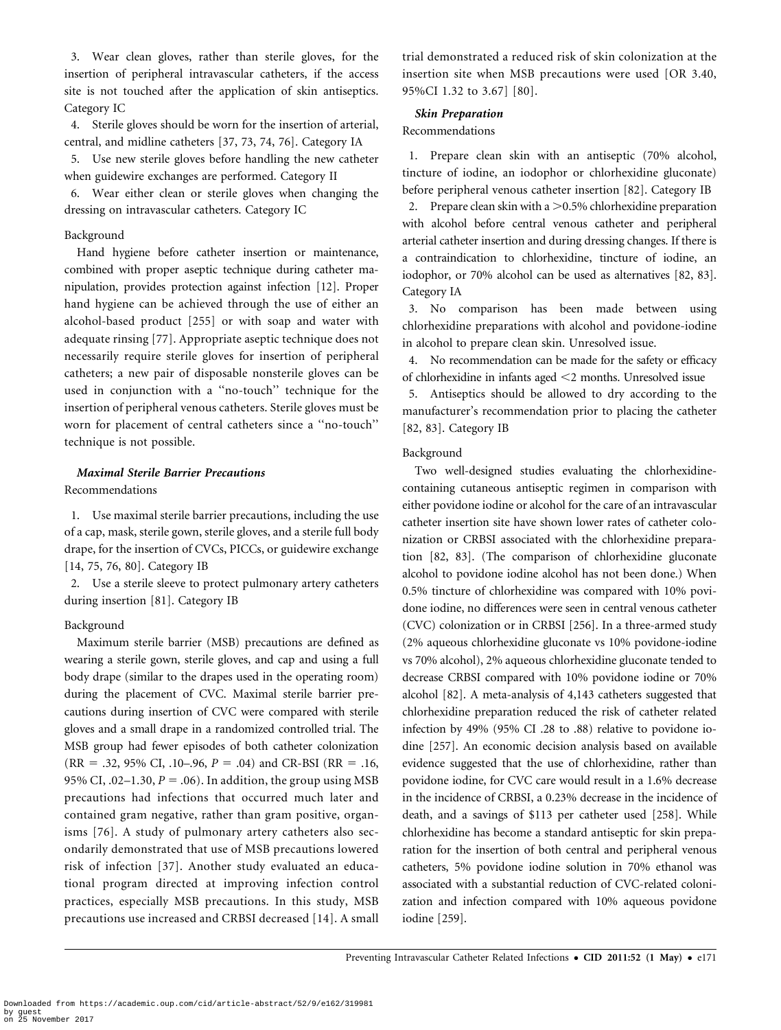3. Wear clean gloves, rather than sterile gloves, for the insertion of peripheral intravascular catheters, if the access site is not touched after the application of skin antiseptics. Category IC

4. Sterile gloves should be worn for the insertion of arterial, central, and midline catheters [37, 73, 74, 76]. Category IA

5. Use new sterile gloves before handling the new catheter when guidewire exchanges are performed. Category II

6. Wear either clean or sterile gloves when changing the dressing on intravascular catheters. Category IC

Background

Hand hygiene before catheter insertion or maintenance, combined with proper aseptic technique during catheter manipulation, provides protection against infection [12]. Proper hand hygiene can be achieved through the use of either an alcohol-based product [255] or with soap and water with adequate rinsing [77]. Appropriate aseptic technique does not necessarily require sterile gloves for insertion of peripheral catheters; a new pair of disposable nonsterile gloves can be used in conjunction with a ''no-touch'' technique for the insertion of peripheral venous catheters. Sterile gloves must be worn for placement of central catheters since a ''no-touch'' technique is not possible.

### *Maximal Sterile Barrier Precautions*

Recommendations

1. Use maximal sterile barrier precautions, including the use of a cap, mask, sterile gown, sterile gloves, and a sterile full body drape, for the insertion of CVCs, PICCs, or guidewire exchange [14, 75, 76, 80]. Category IB

2. Use a sterile sleeve to protect pulmonary artery catheters during insertion [81]. Category IB

Background

Maximum sterile barrier (MSB) precautions are defined as wearing a sterile gown, sterile gloves, and cap and using a full body drape (similar to the drapes used in the operating room) during the placement of CVC. Maximal sterile barrier precautions during insertion of CVC were compared with sterile gloves and a small drape in a randomized controlled trial. The MSB group had fewer episodes of both catheter colonization (RR = .32, 95% CI, .10–.96, $P = .04$) and CR-BSI (RR = .16, 95% CI, .02–1.30, $P = .06$). In addition, the group using MSB precautions had infections that occurred much later and contained gram negative, rather than gram positive, organisms [76]. A study of pulmonary artery catheters also secondarily demonstrated that use of MSB precautions lowered risk of infection [37]. Another study evaluated an educational program directed at improving infection control practices, especially MSB precautions. In this study, MSB precautions use increased and CRBSI decreased [14]. A small trial demonstrated a reduced risk of skin colonization at the insertion site when MSB precautions were used [OR 3.40, 95%CI 1.32 to 3.67] [80].

### *Skin Preparation*

Recommendations

1. Prepare clean skin with an antiseptic (70% alcohol, tincture of iodine, an iodophor or chlorhexidine gluconate) before peripheral venous catheter insertion [82]. Category IB

2. Prepare clean skin with a >0.5% chlorhexidine preparation with alcohol before central venous catheter and peripheral arterial catheter insertion and during dressing changes. If there is a contraindication to chlorhexidine, tincture of iodine, an iodophor, or 70% alcohol can be used as alternatives [82, 83]. Category IA

3. No comparison has been made between using chlorhexidine preparations with alcohol and povidone-iodine in alcohol to prepare clean skin. Unresolved issue.

4. No recommendation can be made for the safety or efficacy of chlorhexidine in infants aged <2 months. Unresolved issue

5. Antiseptics should be allowed to dry according to the manufacturer's recommendation prior to placing the catheter [82, 83]. Category IB

Background

Two well-designed studies evaluating the chlorhexidine-containing cutaneous antiseptic regimen in comparison with either povidone iodine or alcohol for the care of an intravascular catheter insertion site have shown lower rates of catheter colonization or CRBSI associated with the chlorhexidine preparation [82, 83]. (The comparison of chlorhexidine gluconate alcohol to povidone iodine alcohol has not been done.) When 0.5% tincture of chlorhexidine was compared with 10% povidone iodine, no differences were seen in central venous catheter (CVC) colonization or in CRBSI [256]. In a three-armed study (2% aqueous chlorhexidine gluconate vs 10% povidone-iodine vs 70% alcohol), 2% aqueous chlorhexidine gluconate tended to decrease CRBSI compared with 10% povidone iodine or 70% alcohol [82]. A meta-analysis of 4,143 catheters suggested that chlorhexidine preparation reduced the risk of catheter related infection by 49% (95% CI .28 to .88) relative to povidone iodine [257]. An economic decision analysis based on available evidence suggested that the use of chlorhexidine, rather than povidone iodine, for CVC care would result in a 1.6% decrease in the incidence of CRBSI, a 0.23% decrease in the incidence of death, and a savings of $113 per catheter used [258]. While chlorhexidine has become a standard antiseptic for skin preparation for the insertion of both central and peripheral venous catheters, 5% povidone iodine solution in 70% ethanol was associated with a substantial reduction of CVC-related colonization and infection compared with 10% aqueous povidone iodine [259].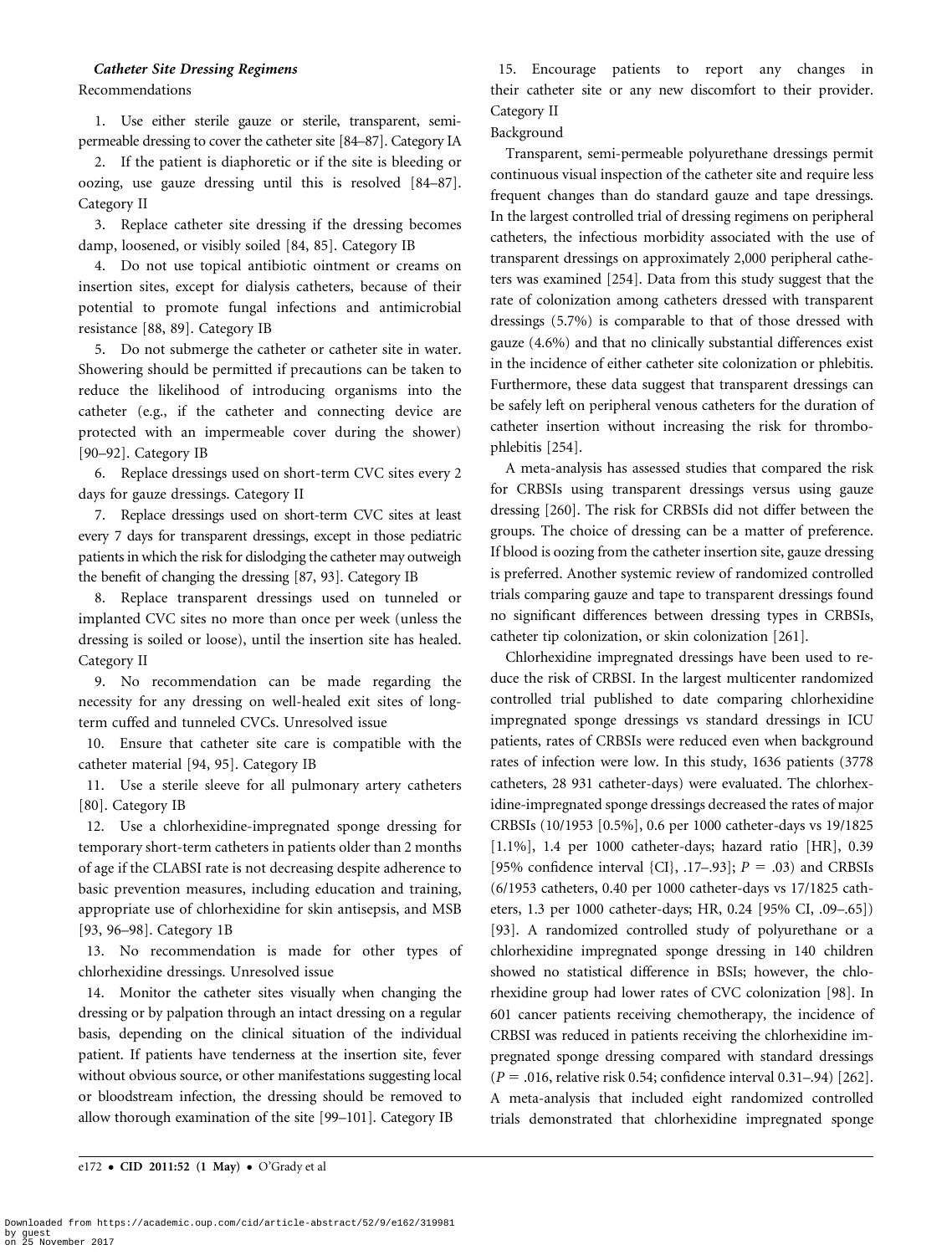### *Catheter Site Dressing Regimens*

Recommendations

1. Use either sterile gauze or sterile, transparent, semi-permeable dressing to cover the catheter site [84–87]. Category IA
2. If the patient is diaphoretic or if the site is bleeding or oozing, use gauze dressing until this is resolved [84–87]. Category II
3. Replace catheter site dressing if the dressing becomes damp, loosened, or visibly soiled [84, 85]. Category IB
4. Do not use topical antibiotic ointment or creams on insertion sites, except for dialysis catheters, because of their potential to promote fungal infections and antimicrobial resistance [88, 89]. Category IB
5. Do not submerge the catheter or catheter site in water. Showering should be permitted if precautions can be taken to reduce the likelihood of introducing organisms into the catheter (e.g., if the catheter and connecting device are protected with an impermeable cover during the shower) [90–92]. Category IB
6. Replace dressings used on short-term CVC sites every 2 days for gauze dressings. Category II
7. Replace dressings used on short-term CVC sites at least every 7 days for transparent dressings, except in those pediatric patients in which the risk for dislodging the catheter may outweigh the benefit of changing the dressing [87, 93]. Category IB
8. Replace transparent dressings used on tunneled or implanted CVC sites no more than once per week (unless the dressing is soiled or loose), until the insertion site has healed. Category II
9. No recommendation can be made regarding the necessity for any dressing on well-healed exit sites of long-term cuffed and tunneled CVCs. Unresolved issue
10. Ensure that catheter site care is compatible with the catheter material [94, 95]. Category IB
11. Use a sterile sleeve for all pulmonary artery catheters [80]. Category IB
12. Use a chlorhexidine-impregnated sponge dressing for temporary short-term catheters in patients older than 2 months of age if the CLABSI rate is not decreasing despite adherence to basic prevention measures, including education and training, appropriate use of chlorhexidine for skin antisepsis, and MSB [93, 96–98]. Category 1B
13. No recommendation is made for other types of chlorhexidine dressings. Unresolved issue
14. Monitor the catheter sites visually when changing the dressing or by palpation through an intact dressing on a regular basis, depending on the clinical situation of the individual patient. If patients have tenderness at the insertion site, fever without obvious source, or other manifestations suggesting local or bloodstream infection, the dressing should be removed to allow thorough examination of the site [99–101]. Category IB
15. Encourage patients to report any changes in their catheter site or any new discomfort to their provider. Category II

Background

Transparent, semi-permeable polyurethane dressings permit continuous visual inspection of the catheter site and require less frequent changes than do standard gauze and tape dressings. In the largest controlled trial of dressing regimens on peripheral catheters, the infectious morbidity associated with the use of transparent dressings on approximately 2,000 peripheral catheters was examined [254]. Data from this study suggest that the rate of colonization among catheters dressed with transparent dressings (5.7%) is comparable to that of those dressed with gauze (4.6%) and that no clinically substantial differences exist in the incidence of either catheter site colonization or phlebitis. Furthermore, these data suggest that transparent dressings can be safely left on peripheral venous catheters for the duration of catheter insertion without increasing the risk for thrombophlebitis [254].

A meta-analysis has assessed studies that compared the risk for CRBSIs using transparent dressings versus using gauze dressing [260]. The risk for CRBSIs did not differ between the groups. The choice of dressing can be a matter of preference. If blood is oozing from the catheter insertion site, gauze dressing is preferred. Another systemic review of randomized controlled trials comparing gauze and tape to transparent dressings found no significant differences between dressing types in CRBSIs, catheter tip colonization, or skin colonization [261].

Chlorhexidine impregnated dressings have been used to reduce the risk of CRBSI. In the largest multicenter randomized controlled trial published to date comparing chlorhexidine impregnated sponge dressings vs standard dressings in ICU patients, rates of CRBSIs were reduced even when background rates of infection were low. In this study, 1636 patients (3778 catheters, 28 931 catheter-days) were evaluated. The chlorhexidine-impregnated sponge dressings decreased the rates of major CRBSIs (10/1953 [0.5%], 0.6 per 1000 catheter-days vs 19/1825 [1.1%], 1.4 per 1000 catheter-days; hazard ratio [HR], 0.39 [95% confidence interval {CI}, .17–.93]; $P = .03$) and CRBSIs (6/1953 catheters, 0.40 per 1000 catheter-days vs 17/1825 catheters, 1.3 per 1000 catheter-days; HR, 0.24 [95% CI, .09–.65]) [93]. A randomized controlled study of polyurethane or a chlorhexidine impregnated sponge dressing in 140 children showed no statistical difference in BSIs; however, the chlorhexidine group had lower rates of CVC colonization [98]. In 601 cancer patients receiving chemotherapy, the incidence of CRBSI was reduced in patients receiving the chlorhexidine impregnated sponge dressing compared with standard dressings ($P = .016$, relative risk 0.54; confidence interval 0.31–.94) [262]. A meta-analysis that included eight randomized controlled trials demonstrated that chlorhexidine impregnated sponge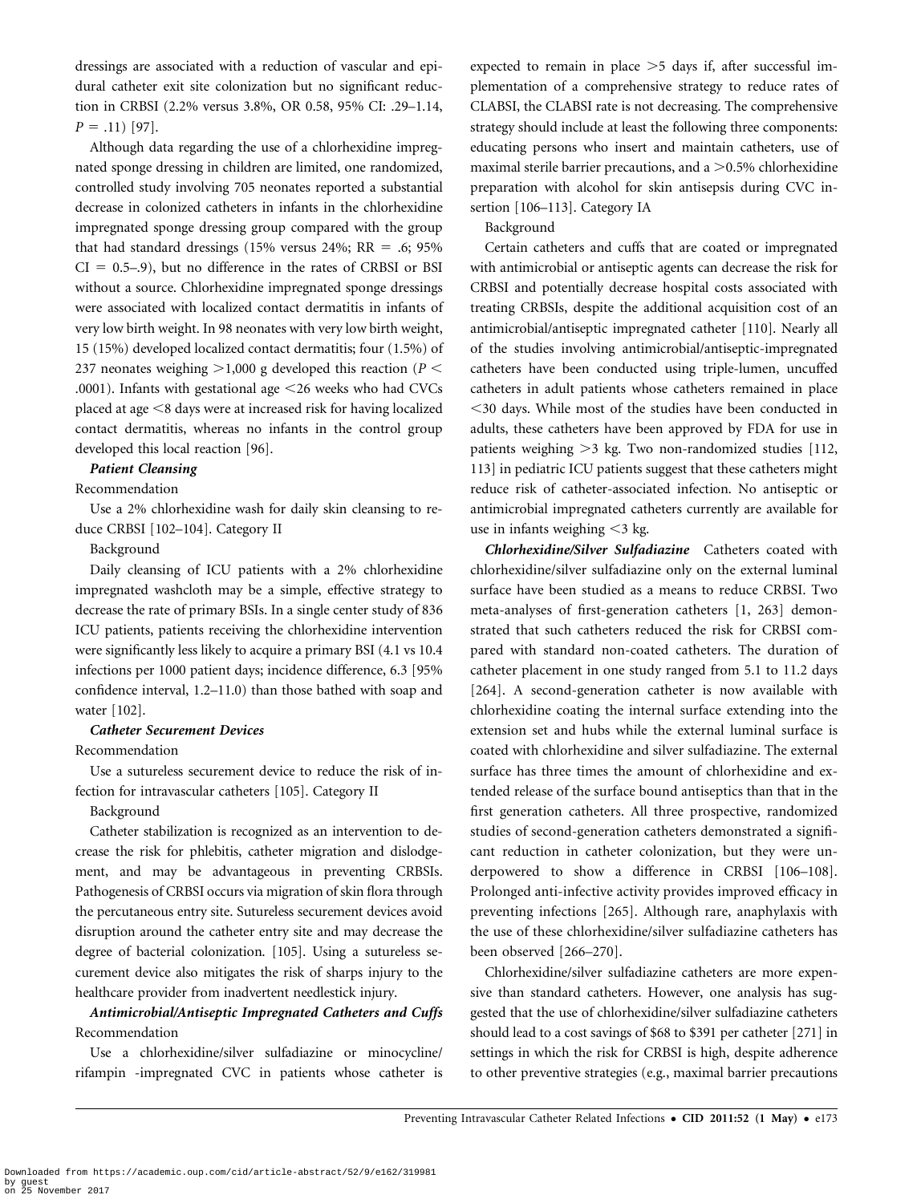dressings are associated with a reduction of vascular and epidural catheter exit site colonization but no significant reduction in CRBSI (2.2% versus 3.8%, OR 0.58, 95% CI: .29–1.14, $P$ = .11) [97].

Although data regarding the use of a chlorhexidine impregnated sponge dressing in children are limited, one randomized, controlled study involving 705 neonates reported a substantial decrease in colonized catheters in infants in the chlorhexidine impregnated sponge dressing group compared with the group that had standard dressings (15% versus 24%; RR = .6; 95% CI = 0.5–.9), but no difference in the rates of CRBSI or BSI without a source. Chlorhexidine impregnated sponge dressings were associated with localized contact dermatitis in infants of very low birth weight. In 98 neonates with very low birth weight, 15 (15%) developed localized contact dermatitis; four (1.5%) of 237 neonates weighing >1,000 g developed this reaction ($P$ < .0001). Infants with gestational age <26 weeks who had CVCs placed at age <8 days were at increased risk for having localized contact dermatitis, whereas no infants in the control group developed this local reaction [96].

***Patient Cleansing***

Recommendation

Use a 2% chlorhexidine wash for daily skin cleansing to reduce CRBSI [102–104]. Category II

Background

Daily cleansing of ICU patients with a 2% chlorhexidine impregnated washcloth may be a simple, effective strategy to decrease the rate of primary BSIs. In a single center study of 836 ICU patients, patients receiving the chlorhexidine intervention were significantly less likely to acquire a primary BSI (4.1 vs 10.4 infections per 1000 patient days; incidence difference, 6.3 [95% confidence interval, 1.2–11.0) than those bathed with soap and water [102].

***Catheter Securement Devices***

Recommendation

Use a sutureless securement device to reduce the risk of infection for intravascular catheters [105]. Category II

Background

Catheter stabilization is recognized as an intervention to decrease the risk for phlebitis, catheter migration and dislodgement, and may be advantageous in preventing CRBSIs. Pathogenesis of CRBSI occurs via migration of skin flora through the percutaneous entry site. Sutureless securement devices avoid disruption around the catheter entry site and may decrease the degree of bacterial colonization. [105]. Using a sutureless securement device also mitigates the risk of sharps injury to the healthcare provider from inadvertent needlestick injury.

***Antimicrobial/Antiseptic Impregnated Catheters and Cuffs***

Recommendation

Use a chlorhexidine/silver sulfadiazine or minocycline/rifampin -impregnated CVC in patients whose catheter is expected to remain in place >5 days if, after successful implementation of a comprehensive strategy to reduce rates of CLABSI, the CLABSI rate is not decreasing. The comprehensive strategy should include at least the following three components: educating persons who insert and maintain catheters, use of maximal sterile barrier precautions, and a >0.5% chlorhexidine preparation with alcohol for skin antisepsis during CVC insertion [106–113]. Category IA

Background

Certain catheters and cuffs that are coated or impregnated with antimicrobial or antiseptic agents can decrease the risk for CRBSI and potentially decrease hospital costs associated with treating CRBSIs, despite the additional acquisition cost of an antimicrobial/antiseptic impregnated catheter [110]. Nearly all of the studies involving antimicrobial/antiseptic-impregnated catheters have been conducted using triple-lumen, uncuffed catheters in adult patients whose catheters remained in place <30 days. While most of the studies have been conducted in adults, these catheters have been approved by FDA for use in patients weighing >3 kg. Two non-randomized studies [112, 113] in pediatric ICU patients suggest that these catheters might reduce risk of catheter-associated infection. No antiseptic or antimicrobial impregnated catheters currently are available for use in infants weighing <3 kg.

***Chlorhexidine/Silver Sulfadiazine*** Catheters coated with chlorhexidine/silver sulfadiazine only on the external luminal surface have been studied as a means to reduce CRBSI. Two meta-analyses of first-generation catheters [1, 263] demonstrated that such catheters reduced the risk for CRBSI compared with standard non-coated catheters. The duration of catheter placement in one study ranged from 5.1 to 11.2 days [264]. A second-generation catheter is now available with chlorhexidine coating the internal surface extending into the extension set and hubs while the external luminal surface is coated with chlorhexidine and silver sulfadiazine. The external surface has three times the amount of chlorhexidine and extended release of the surface bound antiseptics than that in the first generation catheters. All three prospective, randomized studies of second-generation catheters demonstrated a significant reduction in catheter colonization, but they were underpowered to show a difference in CRBSI [106–108]. Prolonged anti-infective activity provides improved efficacy in preventing infections [265]. Although rare, anaphylaxis with the use of these chlorhexidine/silver sulfadiazine catheters has been observed [266–270].

Chlorhexidine/silver sulfadiazine catheters are more expensive than standard catheters. However, one analysis has suggested that the use of chlorhexidine/silver sulfadiazine catheters should lead to a cost savings of $68 to $391 per catheter [271] in settings in which the risk for CRBSI is high, despite adherence to other preventive strategies (e.g., maximal barrier precautions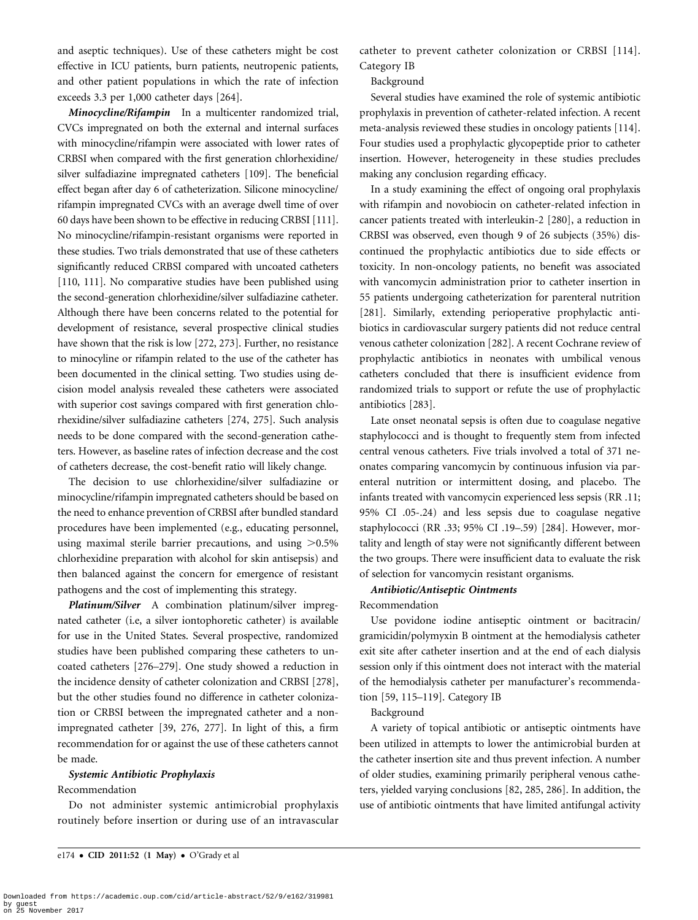and aseptic techniques). Use of these catheters might be cost effective in ICU patients, burn patients, neutropenic patients, and other patient populations in which the rate of infection exceeds 3.3 per 1,000 catheter days [264].

***Minocycline/Rifampin*** In a multicenter randomized trial, CVCs impregnated on both the external and internal surfaces with minocycline/rifampin were associated with lower rates of CRBSI when compared with the first generation chlorhexidine/silver sulfadiazine impregnated catheters [109]. The beneficial effect began after day 6 of catheterization. Silicone minocycline/rifampin impregnated CVCs with an average dwell time of over 60 days have been shown to be effective in reducing CRBSI [111]. No minocycline/rifampin-resistant organisms were reported in these studies. Two trials demonstrated that use of these catheters significantly reduced CRBSI compared with uncoated catheters [110, 111]. No comparative studies have been published using the second-generation chlorhexidine/silver sulfadiazine catheter. Although there have been concerns related to the potential for development of resistance, several prospective clinical studies have shown that the risk is low [272, 273]. Further, no resistance to minocyline or rifampin related to the use of the catheter has been documented in the clinical setting. Two studies using decision model analysis revealed these catheters were associated with superior cost savings compared with first generation chlorhexidine/silver sulfadiazine catheters [274, 275]. Such analysis needs to be done compared with the second-generation catheters. However, as baseline rates of infection decrease and the cost of catheters decrease, the cost-benefit ratio will likely change.

The decision to use chlorhexidine/silver sulfadiazine or minocycline/rifampin impregnated catheters should be based on the need to enhance prevention of CRBSI after bundled standard procedures have been implemented (e.g., educating personnel, using maximal sterile barrier precautions, and using >0.5% chlorhexidine preparation with alcohol for skin antisepsis) and then balanced against the concern for emergence of resistant pathogens and the cost of implementing this strategy.

***Platinum/Silver*** A combination platinum/silver impregnated catheter (i.e, a silver iontophoretic catheter) is available for use in the United States. Several prospective, randomized studies have been published comparing these catheters to uncoated catheters [276–279]. One study showed a reduction in the incidence density of catheter colonization and CRBSI [278], but the other studies found no difference in catheter colonization or CRBSI between the impregnated catheter and a non-impregnated catheter [39, 276, 277]. In light of this, a firm recommendation for or against the use of these catheters cannot be made.

***Systemic Antibiotic Prophylaxis***

Recommendation

Do not administer systemic antimicrobial prophylaxis routinely before insertion or during use of an intravascular catheter to prevent catheter colonization or CRBSI [114]. Category IB

Background

Several studies have examined the role of systemic antibiotic prophylaxis in prevention of catheter-related infection. A recent meta-analysis reviewed these studies in oncology patients [114]. Four studies used a prophylactic glycopeptide prior to catheter insertion. However, heterogeneity in these studies precludes making any conclusion regarding efficacy.

In a study examining the effect of ongoing oral prophylaxis with rifampin and novobiocin on catheter-related infection in cancer patients treated with interleukin-2 [280], a reduction in CRBSI was observed, even though 9 of 26 subjects (35%) discontinued the prophylactic antibiotics due to side effects or toxicity. In non-oncology patients, no benefit was associated with vancomycin administration prior to catheter insertion in 55 patients undergoing catheterization for parenteral nutrition [281]. Similarly, extending perioperative prophylactic antibiotics in cardiovascular surgery patients did not reduce central venous catheter colonization [282]. A recent Cochrane review of prophylactic antibiotics in neonates with umbilical venous catheters concluded that there is insufficient evidence from randomized trials to support or refute the use of prophylactic antibiotics [283].

Late onset neonatal sepsis is often due to coagulase negative staphylococci and is thought to frequently stem from infected central venous catheters. Five trials involved a total of 371 neonates comparing vancomycin by continuous infusion via parenteral nutrition or intermittent dosing, and placebo. The infants treated with vancomycin experienced less sepsis (RR .11; 95% CI .05-.24) and less sepsis due to coagulase negative staphylococci (RR .33; 95% CI .19–.59) [284]. However, mortality and length of stay were not significantly different between the two groups. There were insufficient data to evaluate the risk of selection for vancomycin resistant organisms.

***Antibiotic/Antiseptic Ointments***

Recommendation

Use povidone iodine antiseptic ointment or bacitracin/gramicidin/polymyxin B ointment at the hemodialysis catheter exit site after catheter insertion and at the end of each dialysis session only if this ointment does not interact with the material of the hemodialysis catheter per manufacturer's recommendation [59, 115–119]. Category IB

Background

A variety of topical antibiotic or antiseptic ointments have been utilized in attempts to lower the antimicrobial burden at the catheter insertion site and thus prevent infection. A number of older studies, examining primarily peripheral venous catheters, yielded varying conclusions [82, 285, 286]. In addition, the use of antibiotic ointments that have limited antifungal activity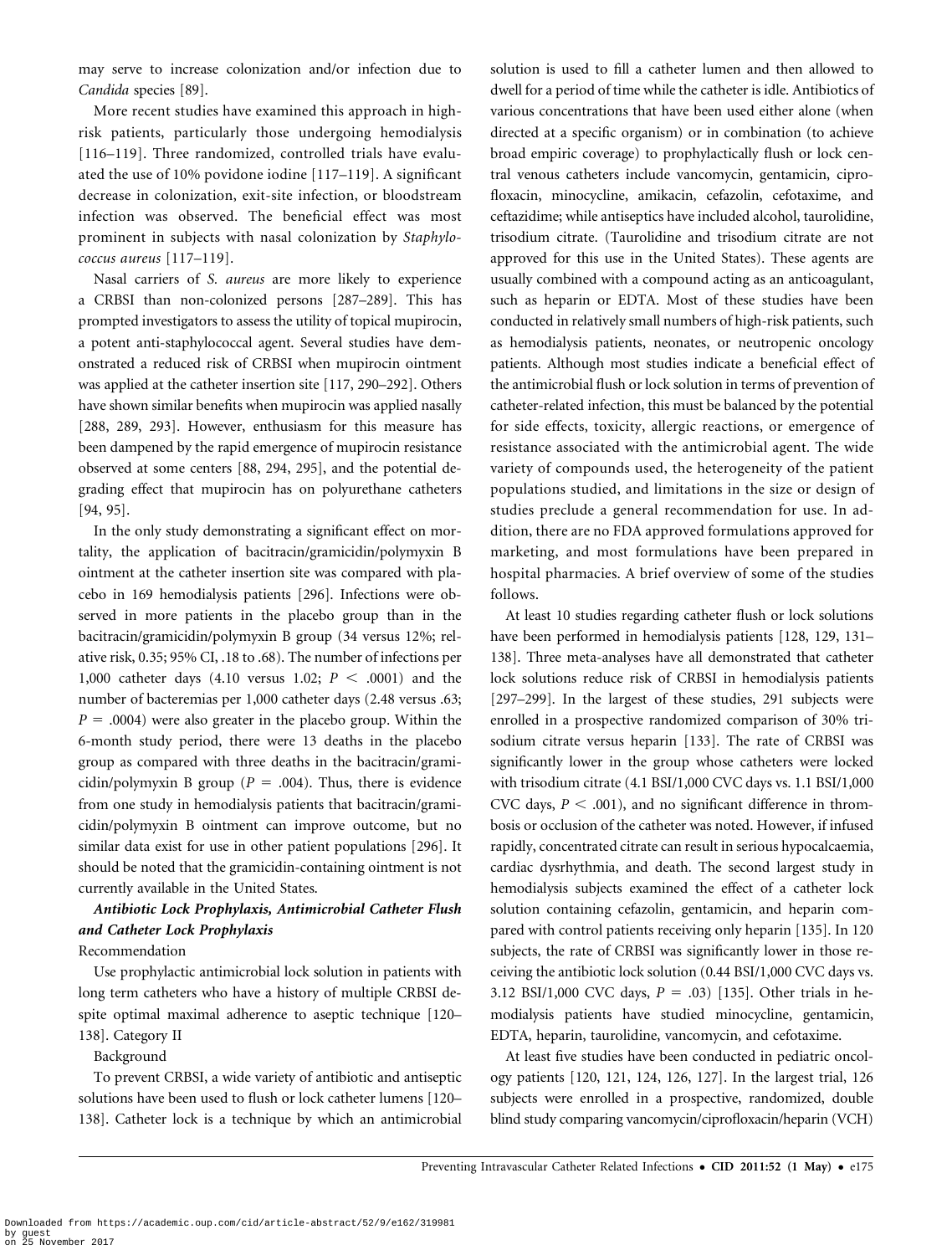may serve to increase colonization and/or infection due to *Candida* species [89].

More recent studies have examined this approach in high-risk patients, particularly those undergoing hemodialysis [116–119]. Three randomized, controlled trials have evaluated the use of 10% povidone iodine [117–119]. A significant decrease in colonization, exit-site infection, or bloodstream infection was observed. The beneficial effect was most prominent in subjects with nasal colonization by *Staphylococcus aureus* [117–119].

Nasal carriers of *S. aureus* are more likely to experience a CRBSI than non-colonized persons [287–289]. This has prompted investigators to assess the utility of topical mupirocin, a potent anti-staphylococcal agent. Several studies have demonstrated a reduced risk of CRBSI when mupirocin ointment was applied at the catheter insertion site [117, 290–292]. Others have shown similar benefits when mupirocin was applied nasally [288, 289, 293]. However, enthusiasm for this measure has been dampened by the rapid emergence of mupirocin resistance observed at some centers [88, 294, 295], and the potential degrading effect that mupirocin has on polyurethane catheters [94, 95].

In the only study demonstrating a significant effect on mortality, the application of bacitracin/gramicidin/polymyxin B ointment at the catheter insertion site was compared with placebo in 169 hemodialysis patients [296]. Infections were observed in more patients in the placebo group than in the bacitracin/gramicidin/polymyxin B group (34 versus 12%; relative risk, 0.35; 95% CI, .18 to .68). The number of infections per 1,000 catheter days (4.10 versus 1.02; $P < .0001$) and the number of bacteremias per 1,000 catheter days (2.48 versus .63; $P = .0004$) were also greater in the placebo group. Within the 6-month study period, there were 13 deaths in the placebo group as compared with three deaths in the bacitracin/gramicidin/polymyxin B group ($P = .004$). Thus, there is evidence from one study in hemodialysis patients that bacitracin/gramicidin/polymyxin B ointment can improve outcome, but no similar data exist for use in other patient populations [296]. It should be noted that the gramicidin-containing ointment is not currently available in the United States.

***Antibiotic Lock Prophylaxis, Antimicrobial Catheter Flush and Catheter Lock Prophylaxis***

Recommendation

Use prophylactic antimicrobial lock solution in patients with long term catheters who have a history of multiple CRBSI despite optimal maximal adherence to aseptic technique [120–138]. Category II

Background

To prevent CRBSI, a wide variety of antibiotic and antiseptic solutions have been used to flush or lock catheter lumens [120–138]. Catheter lock is a technique by which an antimicrobial solution is used to fill a catheter lumen and then allowed to dwell for a period of time while the catheter is idle. Antibiotics of various concentrations that have been used either alone (when directed at a specific organism) or in combination (to achieve broad empiric coverage) to prophylactically flush or lock central venous catheters include vancomycin, gentamicin, ciprofloxacin, minocycline, amikacin, cefazolin, cefotaxime, and ceftazidime; while antiseptics have included alcohol, taurolidine, trisodium citrate. (Taurolidine and trisodium citrate are not approved for this use in the United States). These agents are usually combined with a compound acting as an anticoagulant, such as heparin or EDTA. Most of these studies have been conducted in relatively small numbers of high-risk patients, such as hemodialysis patients, neonates, or neutropenic oncology patients. Although most studies indicate a beneficial effect of the antimicrobial flush or lock solution in terms of prevention of catheter-related infection, this must be balanced by the potential for side effects, toxicity, allergic reactions, or emergence of resistance associated with the antimicrobial agent. The wide variety of compounds used, the heterogeneity of the patient populations studied, and limitations in the size or design of studies preclude a general recommendation for use. In addition, there are no FDA approved formulations approved for marketing, and most formulations have been prepared in hospital pharmacies. A brief overview of some of the studies follows.

At least 10 studies regarding catheter flush or lock solutions have been performed in hemodialysis patients [128, 129, 131–138]. Three meta-analyses have all demonstrated that catheter lock solutions reduce risk of CRBSI in hemodialysis patients [297–299]. In the largest of these studies, 291 subjects were enrolled in a prospective randomized comparison of 30% trisodium citrate versus heparin [133]. The rate of CRBSI was significantly lower in the group whose catheters were locked with trisodium citrate (4.1 BSI/1,000 CVC days vs. 1.1 BSI/1,000 CVC days, $P < .001$), and no significant difference in thrombosis or occlusion of the catheter was noted. However, if infused rapidly, concentrated citrate can result in serious hypocalcaemia, cardiac dysrhythmia, and death. The second largest study in hemodialysis subjects examined the effect of a catheter lock solution containing cefazolin, gentamicin, and heparin compared with control patients receiving only heparin [135]. In 120 subjects, the rate of CRBSI was significantly lower in those receiving the antibiotic lock solution (0.44 BSI/1,000 CVC days vs. 3.12 BSI/1,000 CVC days, $P = .03$) [135]. Other trials in hemodialysis patients have studied minocycline, gentamicin, EDTA, heparin, taurolidine, vancomycin, and cefotaxime.

At least five studies have been conducted in pediatric oncology patients [120, 121, 124, 126, 127]. In the largest trial, 126 subjects were enrolled in a prospective, randomized, double blind study comparing vancomycin/ciprofloxacin/heparin (VCH)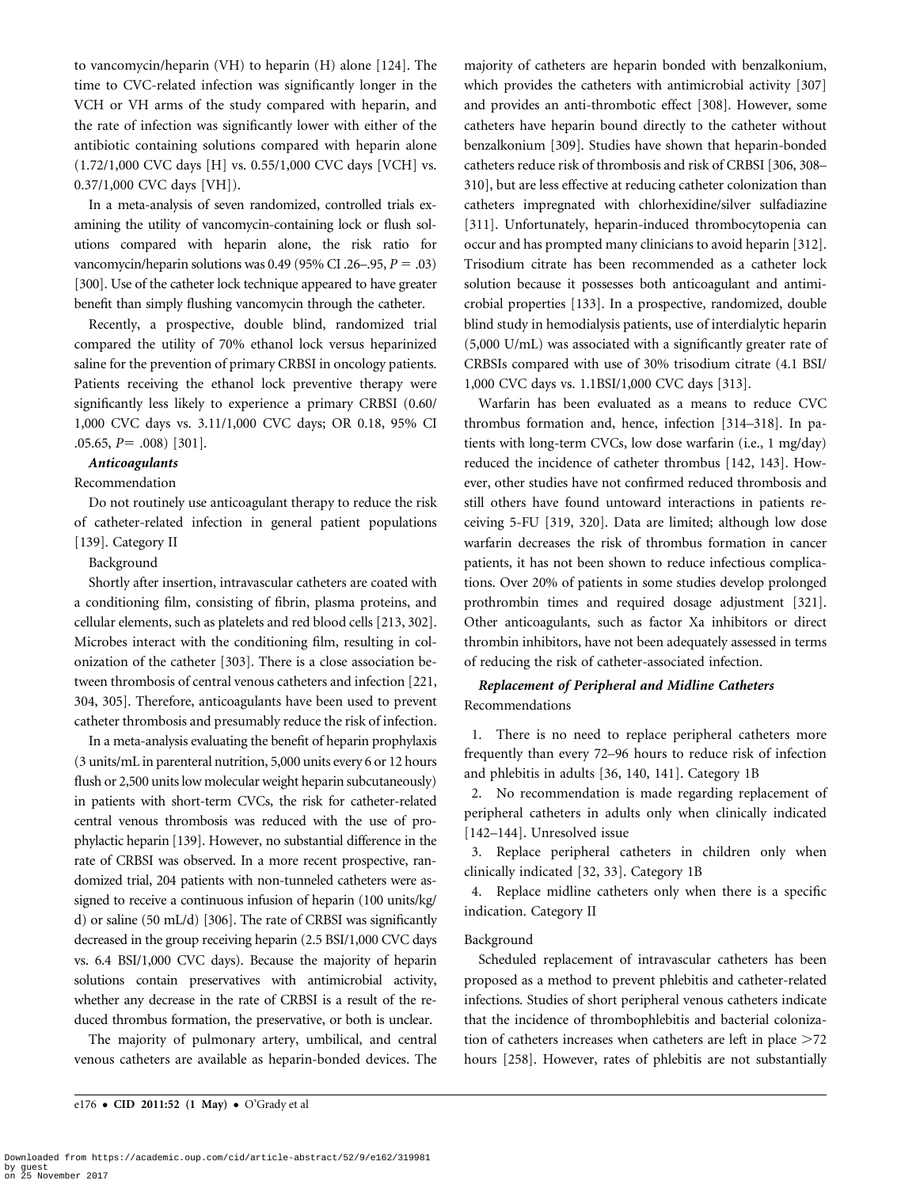to vancomycin/heparin (VH) to heparin (H) alone [124]. The time to CVC-related infection was significantly longer in the VCH or VH arms of the study compared with heparin, and the rate of infection was significantly lower with either of the antibiotic containing solutions compared with heparin alone (1.72/1,000 CVC days [H] vs. 0.55/1,000 CVC days [VCH] vs. 0.37/1,000 CVC days [VH]).

In a meta-analysis of seven randomized, controlled trials examining the utility of vancomycin-containing lock or flush solutions compared with heparin alone, the risk ratio for vancomycin/heparin solutions was 0.49 (95% CI .26–.95, $P = .03$) [300]. Use of the catheter lock technique appeared to have greater benefit than simply flushing vancomycin through the catheter.

Recently, a prospective, double blind, randomized trial compared the utility of 70% ethanol lock versus heparinized saline for the prevention of primary CRBSI in oncology patients. Patients receiving the ethanol lock preventive therapy were significantly less likely to experience a primary CRBSI (0.60/1,000 CVC days vs. 3.11/1,000 CVC days; OR 0.18, 95% CI .05.65, $P = .008$) [301].

***Anticoagulants***

Recommendation

Do not routinely use anticoagulant therapy to reduce the risk of catheter-related infection in general patient populations [139]. Category II

Background

Shortly after insertion, intravascular catheters are coated with a conditioning film, consisting of fibrin, plasma proteins, and cellular elements, such as platelets and red blood cells [213, 302]. Microbes interact with the conditioning film, resulting in colonization of the catheter [303]. There is a close association between thrombosis of central venous catheters and infection [221, 304, 305]. Therefore, anticoagulants have been used to prevent catheter thrombosis and presumably reduce the risk of infection.

In a meta-analysis evaluating the benefit of heparin prophylaxis (3 units/mL in parenteral nutrition, 5,000 units every 6 or 12 hours flush or 2,500 units low molecular weight heparin subcutaneously) in patients with short-term CVCs, the risk for catheter-related central venous thrombosis was reduced with the use of prophylactic heparin [139]. However, no substantial difference in the rate of CRBSI was observed. In a more recent prospective, randomized trial, 204 patients with non-tunneled catheters were assigned to receive a continuous infusion of heparin (100 units/kg/d) or saline (50 mL/d) [306]. The rate of CRBSI was significantly decreased in the group receiving heparin (2.5 BSI/1,000 CVC days vs. 6.4 BSI/1,000 CVC days). Because the majority of heparin solutions contain preservatives with antimicrobial activity, whether any decrease in the rate of CRBSI is a result of the reduced thrombus formation, the preservative, or both is unclear.

The majority of pulmonary artery, umbilical, and central venous catheters are available as heparin-bonded devices. The majority of catheters are heparin bonded with benzalkonium, which provides the catheters with antimicrobial activity [307] and provides an anti-thrombotic effect [308]. However, some catheters have heparin bound directly to the catheter without benzalkonium [309]. Studies have shown that heparin-bonded catheters reduce risk of thrombosis and risk of CRBSI [306, 308–310], but are less effective at reducing catheter colonization than catheters impregnated with chlorhexidine/silver sulfadiazine [311]. Unfortunately, heparin-induced thrombocytopenia can occur and has prompted many clinicians to avoid heparin [312]. Trisodium citrate has been recommended as a catheter lock solution because it possesses both anticoagulant and antimicrobial properties [133]. In a prospective, randomized, double blind study in hemodialysis patients, use of interdialytic heparin (5,000 U/mL) was associated with a significantly greater rate of CRBSIs compared with use of 30% trisodium citrate (4.1 BSI/1,000 CVC days vs. 1.1BSI/1,000 CVC days [313].

Warfarin has been evaluated as a means to reduce CVC thrombus formation and, hence, infection [314–318]. In patients with long-term CVCs, low dose warfarin (i.e., 1 mg/day) reduced the incidence of catheter thrombus [142, 143]. However, other studies have not confirmed reduced thrombosis and still others have found untoward interactions in patients receiving 5-FU [319, 320]. Data are limited; although low dose warfarin decreases the risk of thrombus formation in cancer patients, it has not been shown to reduce infectious complications. Over 20% of patients in some studies develop prolonged prothrombin times and required dosage adjustment [321]. Other anticoagulants, such as factor Xa inhibitors or direct thrombin inhibitors, have not been adequately assessed in terms of reducing the risk of catheter-associated infection.

***Replacement of Peripheral and Midline Catheters***

Recommendations

1. There is no need to replace peripheral catheters more frequently than every 72–96 hours to reduce risk of infection and phlebitis in adults [36, 140, 141]. Category 1B
2. No recommendation is made regarding replacement of peripheral catheters in adults only when clinically indicated [142–144]. Unresolved issue
3. Replace peripheral catheters in children only when clinically indicated [32, 33]. Category 1B
4. Replace midline catheters only when there is a specific indication. Category II

Background

Scheduled replacement of intravascular catheters has been proposed as a method to prevent phlebitis and catheter-related infections. Studies of short peripheral venous catheters indicate that the incidence of thrombophlebitis and bacterial colonization of catheters increases when catheters are left in place >72 hours [258]. However, rates of phlebitis are not substantially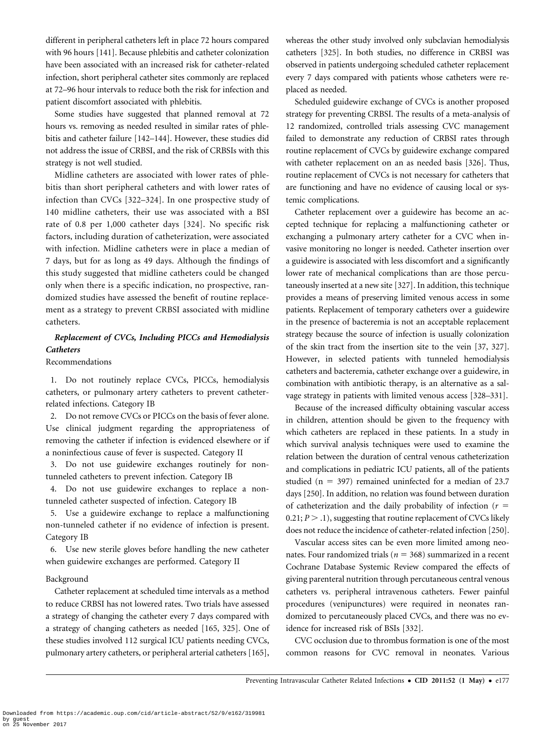different in peripheral catheters left in place 72 hours compared with 96 hours [141]. Because phlebitis and catheter colonization have been associated with an increased risk for catheter-related infection, short peripheral catheter sites commonly are replaced at 72–96 hour intervals to reduce both the risk for infection and patient discomfort associated with phlebitis.

Some studies have suggested that planned removal at 72 hours vs. removing as needed resulted in similar rates of phlebitis and catheter failure [142–144]. However, these studies did not address the issue of CRBSI, and the risk of CRBSIs with this strategy is not well studied.

Midline catheters are associated with lower rates of phlebitis than short peripheral catheters and with lower rates of infection than CVCs [322–324]. In one prospective study of 140 midline catheters, their use was associated with a BSI rate of 0.8 per 1,000 catheter days [324]. No specific risk factors, including duration of catheterization, were associated with infection. Midline catheters were in place a median of 7 days, but for as long as 49 days. Although the findings of this study suggested that midline catheters could be changed only when there is a specific indication, no prospective, randomized studies have assessed the benefit of routine replacement as a strategy to prevent CRBSI associated with midline catheters.

### *Replacement of CVCs, Including PICCs and Hemodialysis Catheters*

Recommendations

1. Do not routinely replace CVCs, PICCs, hemodialysis catheters, or pulmonary artery catheters to prevent catheter-related infections. Category IB
2. Do not remove CVCs or PICCs on the basis of fever alone. Use clinical judgment regarding the appropriateness of removing the catheter if infection is evidenced elsewhere or if a noninfectious cause of fever is suspected. Category II
3. Do not use guidewire exchanges routinely for non-tunneled catheters to prevent infection. Category IB
4. Do not use guidewire exchanges to replace a non-tunneled catheter suspected of infection. Category IB
5. Use a guidewire exchange to replace a malfunctioning non-tunneled catheter if no evidence of infection is present. Category IB
6. Use new sterile gloves before handling the new catheter when guidewire exchanges are performed. Category II

Background

Catheter replacement at scheduled time intervals as a method to reduce CRBSI has not lowered rates. Two trials have assessed a strategy of changing the catheter every 7 days compared with a strategy of changing catheters as needed [165, 325]. One of these studies involved 112 surgical ICU patients needing CVCs, pulmonary artery catheters, or peripheral arterial catheters [165], whereas the other study involved only subclavian hemodialysis catheters [325]. In both studies, no difference in CRBSI was observed in patients undergoing scheduled catheter replacement every 7 days compared with patients whose catheters were replaced as needed.

Scheduled guidewire exchange of CVCs is another proposed strategy for preventing CRBSI. The results of a meta-analysis of 12 randomized, controlled trials assessing CVC management failed to demonstrate any reduction of CRBSI rates through routine replacement of CVCs by guidewire exchange compared with catheter replacement on an as needed basis [326]. Thus, routine replacement of CVCs is not necessary for catheters that are functioning and have no evidence of causing local or systemic complications.

Catheter replacement over a guidewire has become an accepted technique for replacing a malfunctioning catheter or exchanging a pulmonary artery catheter for a CVC when invasive monitoring no longer is needed. Catheter insertion over a guidewire is associated with less discomfort and a significantly lower rate of mechanical complications than are those percutaneously inserted at a new site [327]. In addition, this technique provides a means of preserving limited venous access in some patients. Replacement of temporary catheters over a guidewire in the presence of bacteremia is not an acceptable replacement strategy because the source of infection is usually colonization of the skin tract from the insertion site to the vein [37, 327]. However, in selected patients with tunneled hemodialysis catheters and bacteremia, catheter exchange over a guidewire, in combination with antibiotic therapy, is an alternative as a salvage strategy in patients with limited venous access [328–331].

Because of the increased difficulty obtaining vascular access in children, attention should be given to the frequency with which catheters are replaced in these patients. In a study in which survival analysis techniques were used to examine the relation between the duration of central venous catheterization and complications in pediatric ICU patients, all of the patients studied ($n = 397$) remained uninfected for a median of 23.7 days [250]. In addition, no relation was found between duration of catheterization and the daily probability of infection ($r = 0.21$; $P > .1$), suggesting that routine replacement of CVCs likely does not reduce the incidence of catheter-related infection [250].

Vascular access sites can be even more limited among neonates. Four randomized trials ($n = 368$) summarized in a recent Cochrane Database Systemic Review compared the effects of giving parenteral nutrition through percutaneous central venous catheters vs. peripheral intravenous catheters. Fewer painful procedures (venipunctures) were required in neonates randomized to percutaneously placed CVCs, and there was no evidence for increased risk of BSIs [332].

CVC occlusion due to thrombus formation is one of the most common reasons for CVC removal in neonates. Various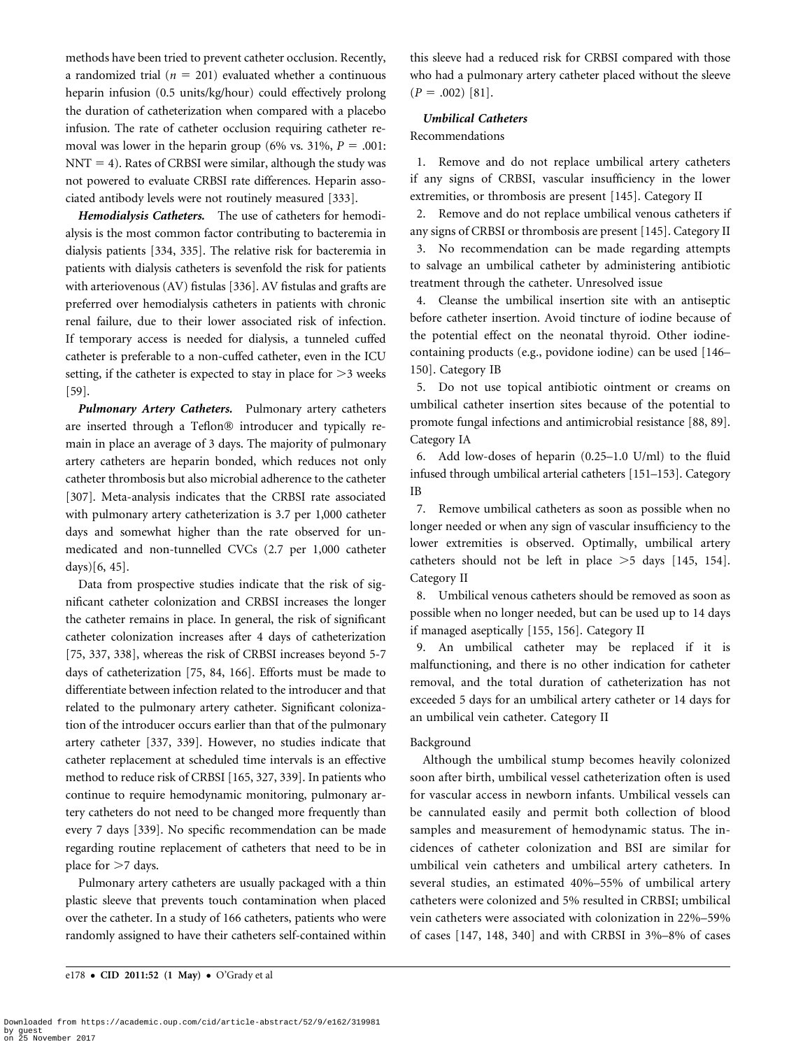methods have been tried to prevent catheter occlusion. Recently, a randomized trial ($n = 201$) evaluated whether a continuous heparin infusion (0.5 units/kg/hour) could effectively prolong the duration of catheterization when compared with a placebo infusion. The rate of catheter occlusion requiring catheter removal was lower in the heparin group (6% vs. 31%, $P = .001$: NNT = 4). Rates of CRBSI were similar, although the study was not powered to evaluate CRBSI rate differences. Heparin associated antibody levels were not routinely measured [333].

***Hemodialysis Catheters.*** The use of catheters for hemodialysis is the most common factor contributing to bacteremia in dialysis patients [334, 335]. The relative risk for bacteremia in patients with dialysis catheters is sevenfold the risk for patients with arteriovenous (AV) fistulas [336]. AV fistulas and grafts are preferred over hemodialysis catheters in patients with chronic renal failure, due to their lower associated risk of infection. If temporary access is needed for dialysis, a tunneled cuffed catheter is preferable to a non-cuffed catheter, even in the ICU setting, if the catheter is expected to stay in place for >3 weeks [59].

***Pulmonary Artery Catheters.*** Pulmonary artery catheters are inserted through a Teflon® introducer and typically remain in place an average of 3 days. The majority of pulmonary artery catheters are heparin bonded, which reduces not only catheter thrombosis but also microbial adherence to the catheter [307]. Meta-analysis indicates that the CRBSI rate associated with pulmonary artery catheterization is 3.7 per 1,000 catheter days and somewhat higher than the rate observed for unmedicated and non-tunnelled CVCs (2.7 per 1,000 catheter days)[6, 45].

Data from prospective studies indicate that the risk of significant catheter colonization and CRBSI increases the longer the catheter remains in place. In general, the risk of significant catheter colonization increases after 4 days of catheterization [75, 337, 338], whereas the risk of CRBSI increases beyond 5-7 days of catheterization [75, 84, 166]. Efforts must be made to differentiate between infection related to the introducer and that related to the pulmonary artery catheter. Significant colonization of the introducer occurs earlier than that of the pulmonary artery catheter [337, 339]. However, no studies indicate that catheter replacement at scheduled time intervals is an effective method to reduce risk of CRBSI [165, 327, 339]. In patients who continue to require hemodynamic monitoring, pulmonary artery catheters do not need to be changed more frequently than every 7 days [339]. No specific recommendation can be made regarding routine replacement of catheters that need to be in place for >7 days.

Pulmonary artery catheters are usually packaged with a thin plastic sleeve that prevents touch contamination when placed over the catheter. In a study of 166 catheters, patients who were randomly assigned to have their catheters self-contained within this sleeve had a reduced risk for CRBSI compared with those who had a pulmonary artery catheter placed without the sleeve ($P = .002$) [81].

### *Umbilical Catheters*

Recommendations

1. Remove and do not replace umbilical artery catheters if any signs of CRBSI, vascular insufficiency in the lower extremities, or thrombosis are present [145]. Category II
2. Remove and do not replace umbilical venous catheters if any signs of CRBSI or thrombosis are present [145]. Category II
3. No recommendation can be made regarding attempts to salvage an umbilical catheter by administering antibiotic treatment through the catheter. Unresolved issue
4. Cleanse the umbilical insertion site with an antiseptic before catheter insertion. Avoid tincture of iodine because of the potential effect on the neonatal thyroid. Other iodine-containing products (e.g., povidone iodine) can be used [146–150]. Category IB
5. Do not use topical antibiotic ointment or creams on umbilical catheter insertion sites because of the potential to promote fungal infections and antimicrobial resistance [88, 89]. Category IA
6. Add low-doses of heparin (0.25–1.0 U/ml) to the fluid infused through umbilical arterial catheters [151–153]. Category IB
7. Remove umbilical catheters as soon as possible when no longer needed or when any sign of vascular insufficiency to the lower extremities is observed. Optimally, umbilical artery catheters should not be left in place >5 days [145, 154]. Category II
8. Umbilical venous catheters should be removed as soon as possible when no longer needed, but can be used up to 14 days if managed aseptically [155, 156]. Category II
9. An umbilical catheter may be replaced if it is malfunctioning, and there is no other indication for catheter removal, and the total duration of catheterization has not exceeded 5 days for an umbilical artery catheter or 14 days for an umbilical vein catheter. Category II

Background

Although the umbilical stump becomes heavily colonized soon after birth, umbilical vessel catheterization often is used for vascular access in newborn infants. Umbilical vessels can be cannulated easily and permit both collection of blood samples and measurement of hemodynamic status. The incidences of catheter colonization and BSI are similar for umbilical vein catheters and umbilical artery catheters. In several studies, an estimated 40%–55% of umbilical artery catheters were colonized and 5% resulted in CRBSI; umbilical vein catheters were associated with colonization in 22%–59% of cases [147, 148, 340] and with CRBSI in 3%–8% of cases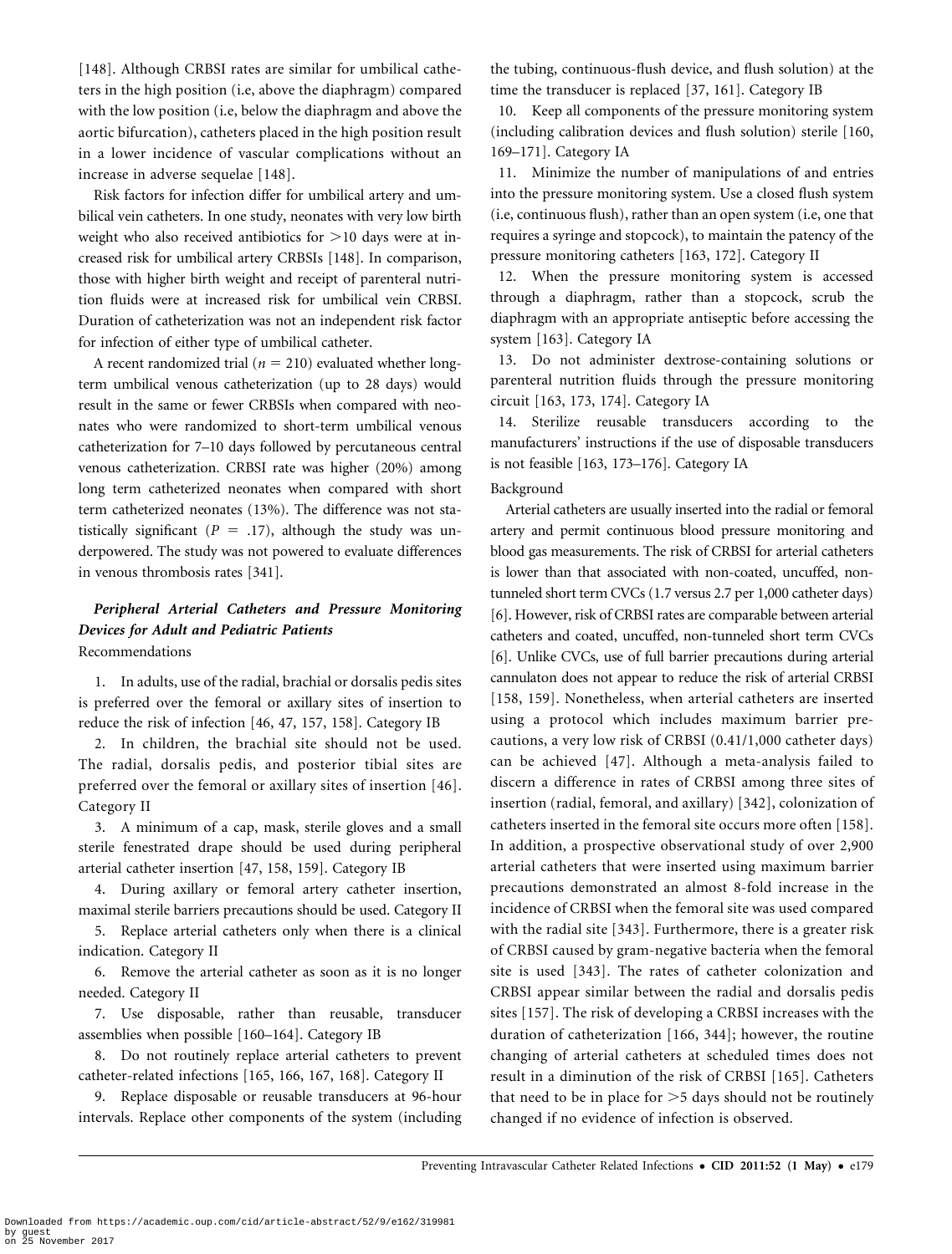[148]. Although CRBSI rates are similar for umbilical catheters in the high position (i.e, above the diaphragm) compared with the low position (i.e, below the diaphragm and above the aortic bifurcation), catheters placed in the high position result in a lower incidence of vascular complications without an increase in adverse sequelae [148].

Risk factors for infection differ for umbilical artery and umbilical vein catheters. In one study, neonates with very low birth weight who also received antibiotics for >10 days were at increased risk for umbilical artery CRBSIs [148]. In comparison, those with higher birth weight and receipt of parenteral nutrition fluids were at increased risk for umbilical vein CRBSI. Duration of catheterization was not an independent risk factor for infection of either type of umbilical catheter.

A recent randomized trial ($n = 210$) evaluated whether long-term umbilical venous catheterization (up to 28 days) would result in the same or fewer CRBSIs when compared with neonates who were randomized to short-term umbilical venous catheterization for 7–10 days followed by percutaneous central venous catheterization. CRBSI rate was higher (20%) among long term catheterized neonates when compared with short term catheterized neonates (13%). The difference was not statistically significant ($P = .17$), although the study was underpowered. The study was not powered to evaluate differences in venous thrombosis rates [341].

### *Peripheral Arterial Catheters and Pressure Monitoring Devices for Adult and Pediatric Patients*

Recommendations

1. In adults, use of the radial, brachial or dorsalis pedis sites is preferred over the femoral or axillary sites of insertion to reduce the risk of infection [46, 47, 157, 158]. Category IB
2. In children, the brachial site should not be used. The radial, dorsalis pedis, and posterior tibial sites are preferred over the femoral or axillary sites of insertion [46]. Category II
3. A minimum of a cap, mask, sterile gloves and a small sterile fenestrated drape should be used during peripheral arterial catheter insertion [47, 158, 159]. Category IB
4. During axillary or femoral artery catheter insertion, maximal sterile barriers precautions should be used. Category II
5. Replace arterial catheters only when there is a clinical indication. Category II
6. Remove the arterial catheter as soon as it is no longer needed. Category II
7. Use disposable, rather than reusable, transducer assemblies when possible [160–164]. Category IB
8. Do not routinely replace arterial catheters to prevent catheter-related infections [165, 166, 167, 168]. Category II
9. Replace disposable or reusable transducers at 96-hour intervals. Replace other components of the system (including the tubing, continuous-flush device, and flush solution) at the time the transducer is replaced [37, 161]. Category IB
10. Keep all components of the pressure monitoring system (including calibration devices and flush solution) sterile [160, 169–171]. Category IA
11. Minimize the number of manipulations of and entries into the pressure monitoring system. Use a closed flush system (i.e, continuous flush), rather than an open system (i.e, one that requires a syringe and stopcock), to maintain the patency of the pressure monitoring catheters [163, 172]. Category II
12. When the pressure monitoring system is accessed through a diaphragm, rather than a stopcock, scrub the diaphragm with an appropriate antiseptic before accessing the system [163]. Category IA
13. Do not administer dextrose-containing solutions or parenteral nutrition fluids through the pressure monitoring circuit [163, 173, 174]. Category IA
14. Sterilize reusable transducers according to the manufacturers' instructions if the use of disposable transducers is not feasible [163, 173–176]. Category IA

Background

Arterial catheters are usually inserted into the radial or femoral artery and permit continuous blood pressure monitoring and blood gas measurements. The risk of CRBSI for arterial catheters is lower than that associated with non-coated, uncuffed, non-tunneled short term CVCs (1.7 versus 2.7 per 1,000 catheter days) [6]. However, risk of CRBSI rates are comparable between arterial catheters and coated, uncuffed, non-tunneled short term CVCs [6]. Unlike CVCs, use of full barrier precautions during arterial cannulaton does not appear to reduce the risk of arterial CRBSI [158, 159]. Nonetheless, when arterial catheters are inserted using a protocol which includes maximum barrier precautions, a very low risk of CRBSI (0.41/1,000 catheter days) can be achieved [47]. Although a meta-analysis failed to discern a difference in rates of CRBSI among three sites of insertion (radial, femoral, and axillary) [342], colonization of catheters inserted in the femoral site occurs more often [158]. In addition, a prospective observational study of over 2,900 arterial catheters that were inserted using maximum barrier precautions demonstrated an almost 8-fold increase in the incidence of CRBSI when the femoral site was used compared with the radial site [343]. Furthermore, there is a greater risk of CRBSI caused by gram-negative bacteria when the femoral site is used [343]. The rates of catheter colonization and CRBSI appear similar between the radial and dorsalis pedis sites [157]. The risk of developing a CRBSI increases with the duration of catheterization [166, 344]; however, the routine changing of arterial catheters at scheduled times does not result in a diminution of the risk of CRBSI [165]. Catheters that need to be in place for >5 days should not be routinely changed if no evidence of infection is observed.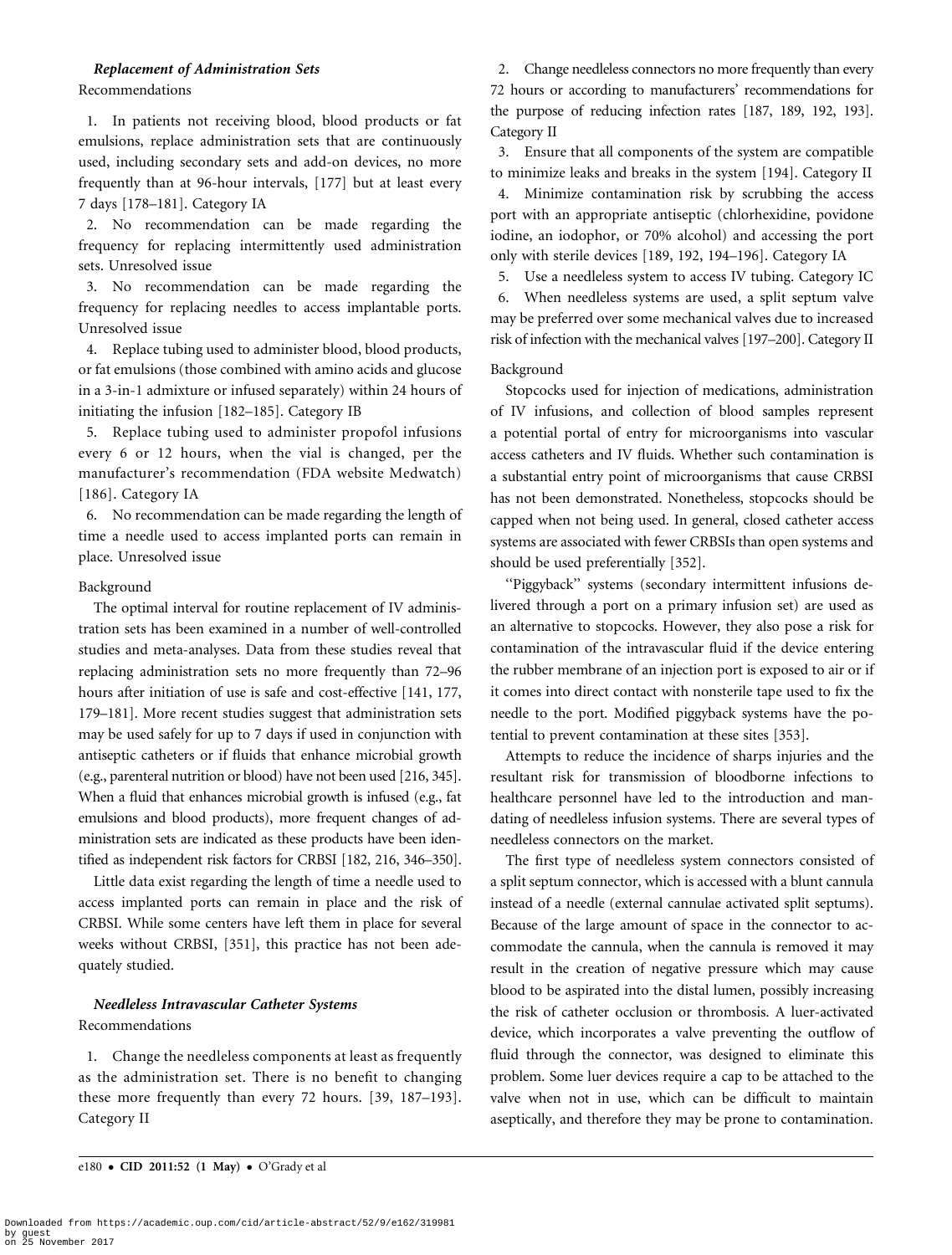### *Replacement of Administration Sets*

Recommendations

1. In patients not receiving blood, blood products or fat emulsions, replace administration sets that are continuously used, including secondary sets and add-on devices, no more frequently than at 96-hour intervals, [177] but at least every 7 days [178–181]. Category IA
2. No recommendation can be made regarding the frequency for replacing intermittently used administration sets. Unresolved issue
3. No recommendation can be made regarding the frequency for replacing needles to access implantable ports. Unresolved issue
4. Replace tubing used to administer blood, blood products, or fat emulsions (those combined with amino acids and glucose in a 3-in-1 admixture or infused separately) within 24 hours of initiating the infusion [182–185]. Category IB
5. Replace tubing used to administer propofol infusions every 6 or 12 hours, when the vial is changed, per the manufacturer's recommendation (FDA website Medwatch) [186]. Category IA
6. No recommendation can be made regarding the length of time a needle used to access implanted ports can remain in place. Unresolved issue

Background

The optimal interval for routine replacement of IV administration sets has been examined in a number of well-controlled studies and meta-analyses. Data from these studies reveal that replacing administration sets no more frequently than 72–96 hours after initiation of use is safe and cost-effective [141, 177, 179–181]. More recent studies suggest that administration sets may be used safely for up to 7 days if used in conjunction with antiseptic catheters or if fluids that enhance microbial growth (e.g., parenteral nutrition or blood) have not been used [216, 345]. When a fluid that enhances microbial growth is infused (e.g., fat emulsions and blood products), more frequent changes of administration sets are indicated as these products have been identified as independent risk factors for CRBSI [182, 216, 346–350].

Little data exist regarding the length of time a needle used to access implanted ports can remain in place and the risk of CRBSI. While some centers have left them in place for several weeks without CRBSI, [351], this practice has not been adequately studied.

### *Needleless Intravascular Catheter Systems*

Recommendations

1. Change the needleless components at least as frequently as the administration set. There is no benefit to changing these more frequently than every 72 hours. [39, 187–193]. Category II
2. Change needleless connectors no more frequently than every 72 hours or according to manufacturers' recommendations for the purpose of reducing infection rates [187, 189, 192, 193]. Category II
3. Ensure that all components of the system are compatible to minimize leaks and breaks in the system [194]. Category II
4. Minimize contamination risk by scrubbing the access port with an appropriate antiseptic (chlorhexidine, povidone iodine, an iodophor, or 70% alcohol) and accessing the port only with sterile devices [189, 192, 194–196]. Category IA
5. Use a needleless system to access IV tubing. Category IC
6. When needleless systems are used, a split septum valve may be preferred over some mechanical valves due to increased risk of infection with the mechanical valves [197–200]. Category II

Background

Stopcocks used for injection of medications, administration of IV infusions, and collection of blood samples represent a potential portal of entry for microorganisms into vascular access catheters and IV fluids. Whether such contamination is a substantial entry point of microorganisms that cause CRBSI has not been demonstrated. Nonetheless, stopcocks should be capped when not being used. In general, closed catheter access systems are associated with fewer CRBSIs than open systems and should be used preferentially [352].

''Piggyback'' systems (secondary intermittent infusions delivered through a port on a primary infusion set) are used as an alternative to stopcocks. However, they also pose a risk for contamination of the intravascular fluid if the device entering the rubber membrane of an injection port is exposed to air or if it comes into direct contact with nonsterile tape used to fix the needle to the port. Modified piggyback systems have the potential to prevent contamination at these sites [353].

Attempts to reduce the incidence of sharps injuries and the resultant risk for transmission of bloodborne infections to healthcare personnel have led to the introduction and mandating of needleless infusion systems. There are several types of needleless connectors on the market.

The first type of needleless system connectors consisted of a split septum connector, which is accessed with a blunt cannula instead of a needle (external cannulae activated split septums). Because of the large amount of space in the connector to accommodate the cannula, when the cannula is removed it may result in the creation of negative pressure which may cause blood to be aspirated into the distal lumen, possibly increasing the risk of catheter occlusion or thrombosis. A luer-activated device, which incorporates a valve preventing the outflow of fluid through the connector, was designed to eliminate this problem. Some luer devices require a cap to be attached to the valve when not in use, which can be difficult to maintain aseptically, and therefore they may be prone to contamination.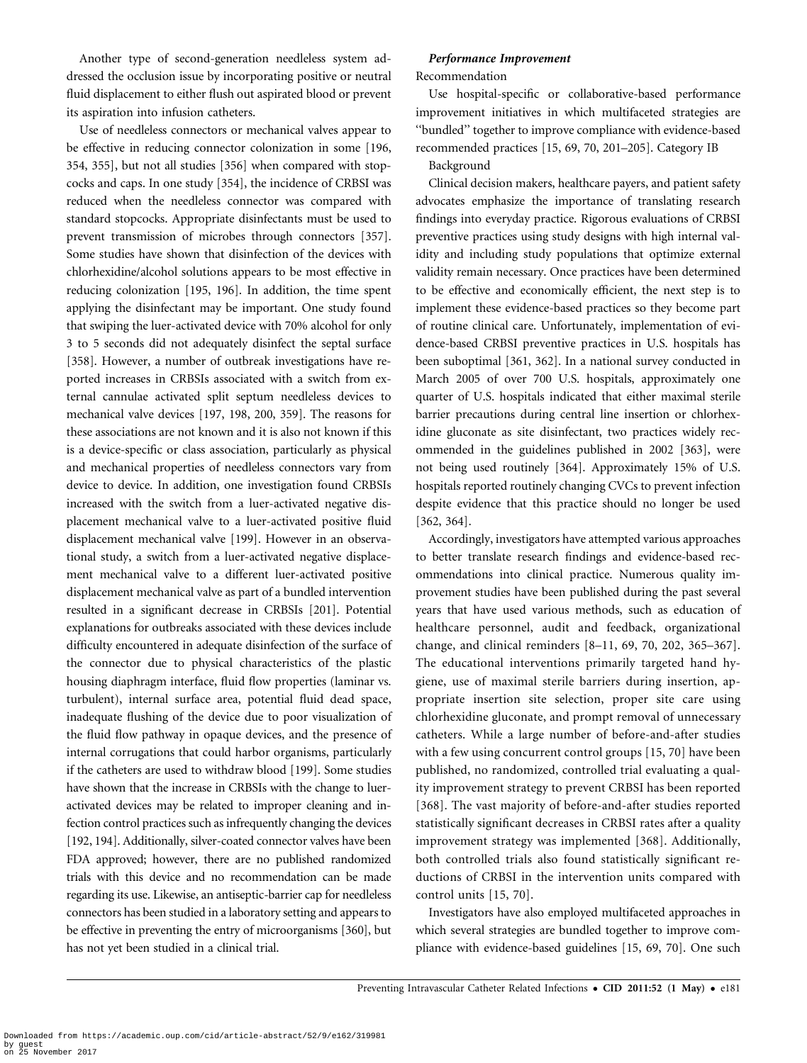Another type of second-generation needleless system addressed the occlusion issue by incorporating positive or neutral fluid displacement to either flush out aspirated blood or prevent its aspiration into infusion catheters.

Use of needleless connectors or mechanical valves appear to be effective in reducing connector colonization in some [196, 354, 355], but not all studies [356] when compared with stopcocks and caps. In one study [354], the incidence of CRBSI was reduced when the needleless connector was compared with standard stopcocks. Appropriate disinfectants must be used to prevent transmission of microbes through connectors [357]. Some studies have shown that disinfection of the devices with chlorhexidine/alcohol solutions appears to be most effective in reducing colonization [195, 196]. In addition, the time spent applying the disinfectant may be important. One study found that swiping the luer-activated device with 70% alcohol for only 3 to 5 seconds did not adequately disinfect the septal surface [358]. However, a number of outbreak investigations have reported increases in CRBSIs associated with a switch from external cannulae activated split septum needleless devices to mechanical valve devices [197, 198, 200, 359]. The reasons for these associations are not known and it is also not known if this is a device-specific or class association, particularly as physical and mechanical properties of needleless connectors vary from device to device. In addition, one investigation found CRBSIs increased with the switch from a luer-activated negative displacement mechanical valve to a luer-activated positive fluid displacement mechanical valve [199]. However in an observational study, a switch from a luer-activated negative displacement mechanical valve to a different luer-activated positive displacement mechanical valve as part of a bundled intervention resulted in a significant decrease in CRBSIs [201]. Potential explanations for outbreaks associated with these devices include difficulty encountered in adequate disinfection of the surface of the connector due to physical characteristics of the plastic housing diaphragm interface, fluid flow properties (laminar vs. turbulent), internal surface area, potential fluid dead space, inadequate flushing of the device due to poor visualization of the fluid flow pathway in opaque devices, and the presence of internal corrugations that could harbor organisms, particularly if the catheters are used to withdraw blood [199]. Some studies have shown that the increase in CRBSIs with the change to luer-activated devices may be related to improper cleaning and infection control practices such as infrequently changing the devices [192, 194]. Additionally, silver-coated connector valves have been FDA approved; however, there are no published randomized trials with this device and no recommendation can be made regarding its use. Likewise, an antiseptic-barrier cap for needleless connectors has been studied in a laboratory setting and appears to be effective in preventing the entry of microorganisms [360], but has not yet been studied in a clinical trial.

***Performance Improvement***

Recommendation

Use hospital-specific or collaborative-based performance improvement initiatives in which multifaceted strategies are "bundled" together to improve compliance with evidence-based recommended practices [15, 69, 70, 201–205]. Category IB

Background

Clinical decision makers, healthcare payers, and patient safety advocates emphasize the importance of translating research findings into everyday practice. Rigorous evaluations of CRBSI preventive practices using study designs with high internal validity and including study populations that optimize external validity remain necessary. Once practices have been determined to be effective and economically efficient, the next step is to implement these evidence-based practices so they become part of routine clinical care. Unfortunately, implementation of evidence-based CRBSI preventive practices in U.S. hospitals has been suboptimal [361, 362]. In a national survey conducted in March 2005 of over 700 U.S. hospitals, approximately one quarter of U.S. hospitals indicated that either maximal sterile barrier precautions during central line insertion or chlorhexidine gluconate as site disinfectant, two practices widely recommended in the guidelines published in 2002 [363], were not being used routinely [364]. Approximately 15% of U.S. hospitals reported routinely changing CVCs to prevent infection despite evidence that this practice should no longer be used [362, 364].

Accordingly, investigators have attempted various approaches to better translate research findings and evidence-based recommendations into clinical practice. Numerous quality improvement studies have been published during the past several years that have used various methods, such as education of healthcare personnel, audit and feedback, organizational change, and clinical reminders [8–11, 69, 70, 202, 365–367]. The educational interventions primarily targeted hand hygiene, use of maximal sterile barriers during insertion, appropriate insertion site selection, proper site care using chlorhexidine gluconate, and prompt removal of unnecessary catheters. While a large number of before-and-after studies with a few using concurrent control groups [15, 70] have been published, no randomized, controlled trial evaluating a quality improvement strategy to prevent CRBSI has been reported [368]. The vast majority of before-and-after studies reported statistically significant decreases in CRBSI rates after a quality improvement strategy was implemented [368]. Additionally, both controlled trials also found statistically significant reductions of CRBSI in the intervention units compared with control units [15, 70].

Investigators have also employed multifaceted approaches in which several strategies are bundled together to improve compliance with evidence-based guidelines [15, 69, 70]. One such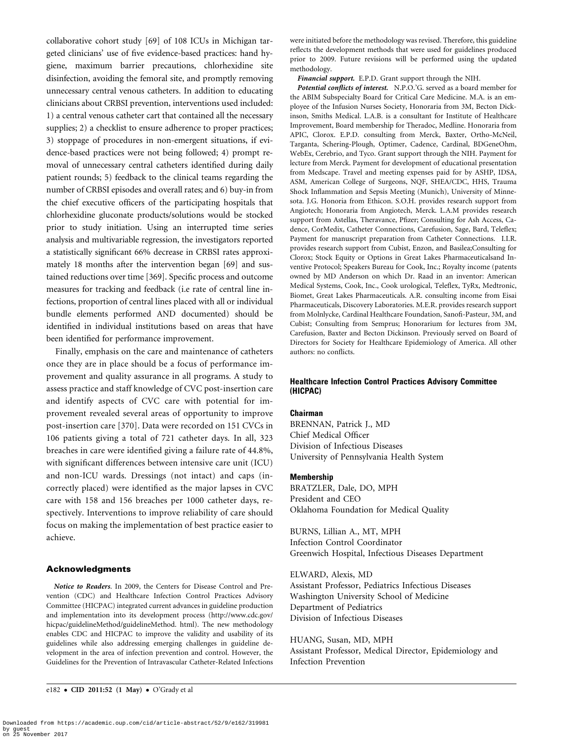collaborative cohort study [69] of 108 ICUs in Michigan targeted clinicians' use of five evidence-based practices: hand hygiene, maximum barrier precautions, chlorhexidine site disinfection, avoiding the femoral site, and promptly removing unnecessary central venous catheters. In addition to educating clinicians about CRBSI prevention, interventions used included: 1) a central venous catheter cart that contained all the necessary supplies; 2) a checklist to ensure adherence to proper practices; 3) stoppage of procedures in non-emergent situations, if evidence-based practices were not being followed; 4) prompt removal of unnecessary central catheters identified during daily patient rounds; 5) feedback to the clinical teams regarding the number of CRBSI episodes and overall rates; and 6) buy-in from the chief executive officers of the participating hospitals that chlorhexidine gluconate products/solutions would be stocked prior to study initiation. Using an interrupted time series analysis and multivariable regression, the investigators reported a statistically significant 66% decrease in CRBSI rates approximately 18 months after the intervention began [69] and sustained reductions over time [369]. Specific process and outcome measures for tracking and feedback (i.e rate of central line infections, proportion of central lines placed with all or individual bundle elements performed AND documented) should be identified in individual institutions based on areas that have been identified for performance improvement.

Finally, emphasis on the care and maintenance of catheters once they are in place should be a focus of performance improvement and quality assurance in all programs. A study to assess practice and staff knowledge of CVC post-insertion care and identify aspects of CVC care with potential for improvement revealed several areas of opportunity to improve post-insertion care [370]. Data were recorded on 151 CVCs in 106 patients giving a total of 721 catheter days. In all, 323 breaches in care were identified giving a failure rate of 44.8%, with significant differences between intensive care unit (ICU) and non-ICU wards. Dressings (not intact) and caps (incorrectly placed) were identified as the major lapses in CVC care with 158 and 156 breaches per 1000 catheter days, respectively. Interventions to improve reliability of care should focus on making the implementation of best practice easier to achieve.

## Acknowledgments

***Notice to Readers***. In 2009, the Centers for Disease Control and Prevention (CDC) and Healthcare Infection Control Practices Advisory Committee (HICPAC) integrated current advances in guideline production and implementation into its development process (http://www.cdc.gov/hicpac/guidelineMethod/guidelineMethod. html). The new methodology enables CDC and HICPAC to improve the validity and usability of its guidelines while also addressing emerging challenges in guideline development in the area of infection prevention and control. However, the Guidelines for the Prevention of Intravascular Catheter-Related Infections were initiated before the methodology was revised. Therefore, this guideline reflects the development methods that were used for guidelines produced prior to 2009. Future revisions will be performed using the updated methodology.

***Financial support.*** E.P.D. Grant support through the NIH.

***Potential conflicts of interest.*** N.P.O.'G. served as a board member for the ABIM Subspecialty Board for Critical Care Medicine. M.A. is an employee of the Infusion Nurses Society, Honoraria from 3M, Becton Dickinson, Smiths Medical. L.A.B. is a consultant for Institute of Healthcare Improvement, Board membership for Theradoc, Medline. Honoraria from APIC, Clorox. E.P.D. consulting from Merck, Baxter, Ortho-McNeil, Targanta, Schering-Plough, Optimer, Cadence, Cardinal, BDGeneOhm, WebEx, Cerebrio, and Tyco. Grant support through the NIH. Payment for lecture from Merck. Payment for development of educational presentation from Medscape. Travel and meeting expenses paid for by ASHP, IDSA, ASM, American College of Surgeons, NQF, SHEA/CDC, HHS, Trauma Shock Inflammation and Sepsis Meeting (Munich), University of Minnesota. J.G. Honoria from Ethicon. S.O.H. provides research support from Angiotech; Honoraria from Angiotech, Merck. L.A.M provides research support from Astellas, Theravance, Pfizer; Consulting for Ash Access, Cadence, CorMedix, Catheter Connections, Carefusion, Sage, Bard, Teleflex; Payment for manuscript preparation from Catheter Connections. I.I.R. provides research support from Cubist, Enzon, and Basilea;Consulting for Clorox; Stock Equity or Options in Great Lakes Pharmaceuticalsand Inventive Protocol; Speakers Bureau for Cook, Inc.; Royalty income (patents owned by MD Anderson on which Dr. Raad in an inventor: American Medical Systems, Cook, Inc., Cook urological, Teleflex, TyRx, Medtronic, Biomet, Great Lakes Pharmaceuticals. A.R. consulting income from Eisai Pharmaceuticals, Discovery Laboratories. M.E.R. provides research support from Molnlycke, Cardinal Healthcare Foundation, Sanofi-Pasteur, 3M, and Cubist; Consulting from Semprus; Honorarium for lectures from 3M, Carefusion, Baxter and Becton Dickinson. Previously served on Board of Directors for Society for Healthcare Epidemiology of America. All other authors: no conflicts.

### Healthcare Infection Control Practices Advisory Committee (HICPAC)

#### Chairman

BRENNAN, Patrick J., MD
Chief Medical Officer
Division of Infectious Diseases
University of Pennsylvania Health System

#### Membership

BRATZLER, Dale, DO, MPH
President and CEO
Oklahoma Foundation for Medical Quality

BURNS, Lillian A., MT, MPH
Infection Control Coordinator
Greenwich Hospital, Infectious Diseases Department

ELWARD, Alexis, MD
Assistant Professor, Pediatrics Infectious Diseases
Washington University School of Medicine
Department of Pediatrics
Division of Infectious Diseases

HUANG, Susan, MD, MPH
Assistant Professor, Medical Director, Epidemiology and Infection Prevention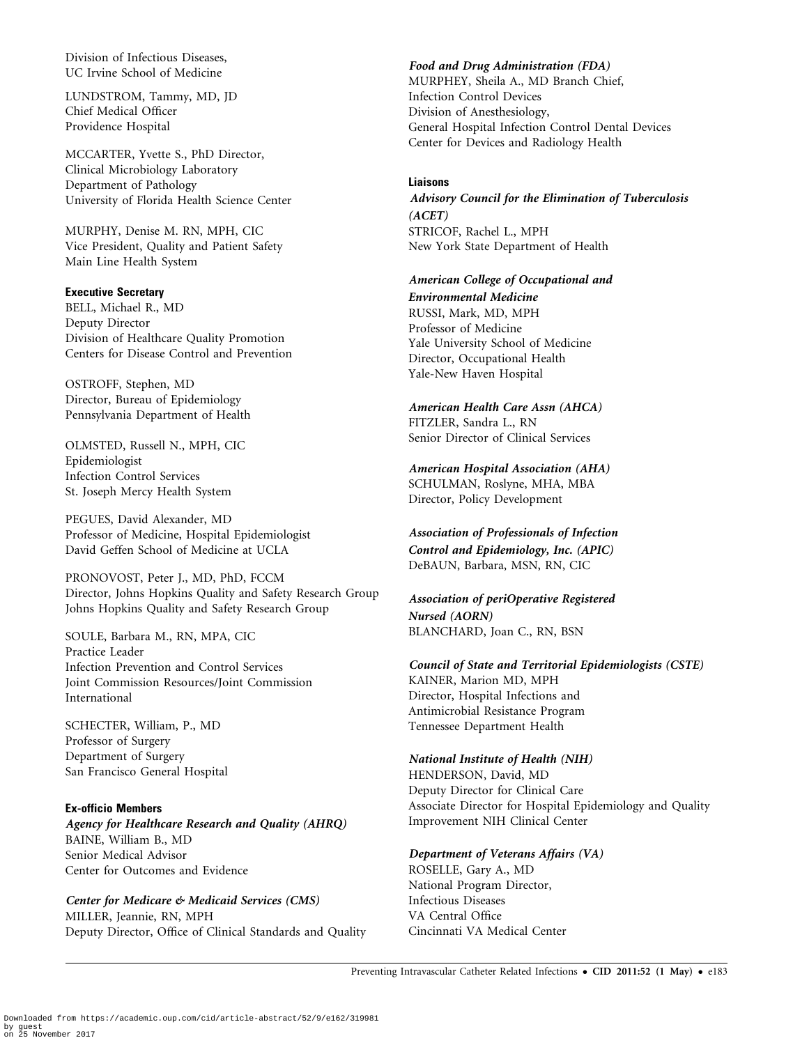Division of Infectious Diseases,
UC Irvine School of Medicine

LUNDSTROM, Tammy, MD, JD
Chief Medical Officer
Providence Hospital

MCCARTER, Yvette S., PhD Director,
Clinical Microbiology Laboratory
Department of Pathology
University of Florida Health Science Center

MURPHY, Denise M. RN, MPH, CIC
Vice President, Quality and Patient Safety
Main Line Health System

**Executive Secretary**

BELL, Michael R., MD
Deputy Director
Division of Healthcare Quality Promotion
Centers for Disease Control and Prevention

OSTROFF, Stephen, MD
Director, Bureau of Epidemiology
Pennsylvania Department of Health

OLMSTED, Russell N., MPH, CIC
Epidemiologist
Infection Control Services
St. Joseph Mercy Health System

PEGUES, David Alexander, MD
Professor of Medicine, Hospital Epidemiologist
David Geffen School of Medicine at UCLA

PRONOVOST, Peter J., MD, PhD, FCCM
Director, Johns Hopkins Quality and Safety Research Group
Johns Hopkins Quality and Safety Research Group

SOULE, Barbara M., RN, MPA, CIC
Practice Leader
Infection Prevention and Control Services
Joint Commission Resources/Joint Commission International

SCHECTER, William, P., MD
Professor of Surgery
Department of Surgery
San Francisco General Hospital

**Ex-officio Members**

***Agency for Healthcare Research and Quality (AHRQ)***
BAINE, William B., MD
Senior Medical Advisor
Center for Outcomes and Evidence

***Center for Medicare & Medicaid Services (CMS)***
MILLER, Jeannie, RN, MPH
Deputy Director, Office of Clinical Standards and Quality

***Food and Drug Administration (FDA)***
MURPHEY, Sheila A., MD Branch Chief,
Infection Control Devices
Division of Anesthesiology,
General Hospital Infection Control Dental Devices
Center for Devices and Radiology Health

**Liaisons**

***Advisory Council for the Elimination of Tuberculosis (ACET)***
STRICOF, Rachel L., MPH
New York State Department of Health

***American College of Occupational and Environmental Medicine***
RUSSI, Mark, MD, MPH
Professor of Medicine
Yale University School of Medicine
Director, Occupational Health
Yale-New Haven Hospital

***American Health Care Assn (AHCA)***
FITZLER, Sandra L., RN
Senior Director of Clinical Services

***American Hospital Association (AHA)***
SCHULMAN, Roslyne, MHA, MBA
Director, Policy Development

***Association of Professionals of Infection Control and Epidemiology, Inc. (APIC)***
DeBAUN, Barbara, MSN, RN, CIC

***Association of periOperative Registered Nursed (AORN)***
BLANCHARD, Joan C., RN, BSN

***Council of State and Territorial Epidemiologists (CSTE)***
KAINER, Marion MD, MPH
Director, Hospital Infections and
Antimicrobial Resistance Program
Tennessee Department Health

***National Institute of Health (NIH)***
HENDERSON, David, MD
Deputy Director for Clinical Care
Associate Director for Hospital Epidemiology and Quality
Improvement NIH Clinical Center

***Department of Veterans Affairs (VA)***
ROSELLE, Gary A., MD
National Program Director,
Infectious Diseases
VA Central Office
Cincinnati VA Medical Center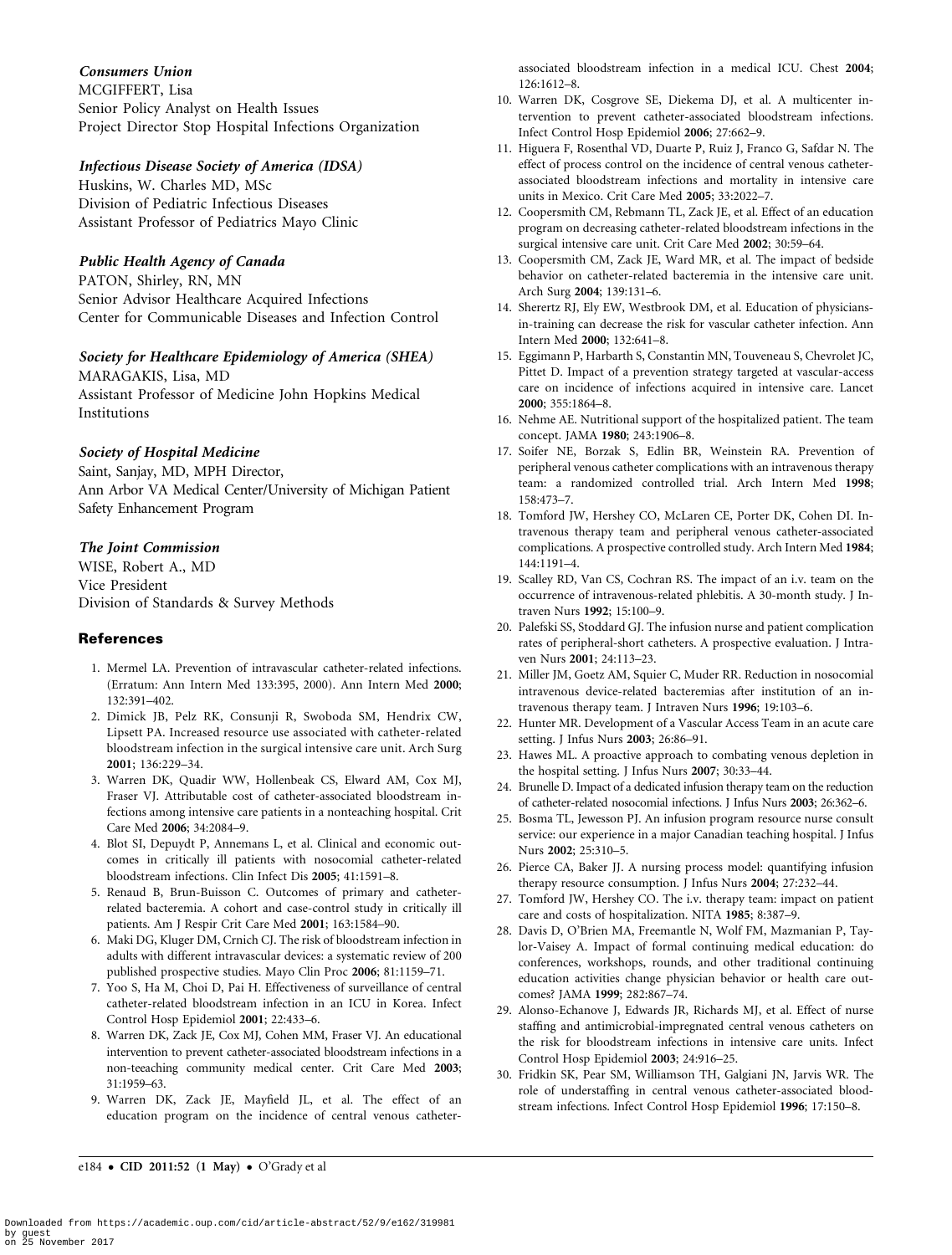***Consumers Union***

MCGIFFERT, Lisa
Senior Policy Analyst on Health Issues
Project Director Stop Hospital Infections Organization

***Infectious Disease Society of America (IDSA)***

Huskins, W. Charles MD, MSc
Division of Pediatric Infectious Diseases
Assistant Professor of Pediatrics Mayo Clinic

***Public Health Agency of Canada***

PATON, Shirley, RN, MN
Senior Advisor Healthcare Acquired Infections
Center for Communicable Diseases and Infection Control

***Society for Healthcare Epidemiology of America (SHEA)***

MARAGAKIS, Lisa, MD
Assistant Professor of Medicine John Hopkins Medical Institutions

***Society of Hospital Medicine***

Saint, Sanjay, MD, MPH Director,
Ann Arbor VA Medical Center/University of Michigan Patient Safety Enhancement Program

***The Joint Commission***

WISE, Robert A., MD
Vice President
Division of Standards & Survey Methods

## References

1. Mermel LA. Prevention of intravascular catheter-related infections. (Erratum: Ann Intern Med 133:395, 2000). Ann Intern Med **2000**; 132:391–402.
2. Dimick JB, Pelz RK, Consunji R, Swoboda SM, Hendrix CW, Lipsett PA. Increased resource use associated with catheter-related bloodstream infection in the surgical intensive care unit. Arch Surg **2001**; 136:229–34.
3. Warren DK, Quadir WW, Hollenbeak CS, Elward AM, Cox MJ, Fraser VJ. Attributable cost of catheter-associated bloodstream infections among intensive care patients in a nonteaching hospital. Crit Care Med **2006**; 34:2084–9.
4. Blot SI, Depuydt P, Annemans L, et al. Clinical and economic outcomes in critically ill patients with nosocomial catheter-related bloodstream infections. Clin Infect Dis **2005**; 41:1591–8.
5. Renaud B, Brun-Buisson C. Outcomes of primary and catheter-related bacteremia. A cohort and case-control study in critically ill patients. Am J Respir Crit Care Med **2001**; 163:1584–90.
6. Maki DG, Kluger DM, Crnich CJ. The risk of bloodstream infection in adults with different intravascular devices: a systematic review of 200 published prospective studies. Mayo Clin Proc **2006**; 81:1159–71.
7. Yoo S, Ha M, Choi D, Pai H. Effectiveness of surveillance of central catheter-related bloodstream infection in an ICU in Korea. Infect Control Hosp Epidemiol **2001**; 22:433–6.
8. Warren DK, Zack JE, Cox MJ, Cohen MM, Fraser VJ. An educational intervention to prevent catheter-associated bloodstream infections in a non-teeaching community medical center. Crit Care Med **2003**; 31:1959–63.
9. Warren DK, Zack JE, Mayfield JL, et al. The effect of an education program on the incidence of central venous catheter-associated bloodstream infection in a medical ICU. Chest **2004**; 126:1612–8.
10. Warren DK, Cosgrove SE, Diekema DJ, et al. A multicenter intervention to prevent catheter-associated bloodstream infections. Infect Control Hosp Epidemiol **2006**; 27:662–9.
11. Higuera F, Rosenthal VD, Duarte P, Ruiz J, Franco G, Safdar N. The effect of process control on the incidence of central venous catheter-associated bloodstream infections and mortality in intensive care units in Mexico. Crit Care Med **2005**; 33:2022–7.
12. Coopersmith CM, Rebmann TL, Zack JE, et al. Effect of an education program on decreasing catheter-related bloodstream infections in the surgical intensive care unit. Crit Care Med **2002**; 30:59–64.
13. Coopersmith CM, Zack JE, Ward MR, et al. The impact of bedside behavior on catheter-related bacteremia in the intensive care unit. Arch Surg **2004**; 139:131–6.
14. Sherertz RJ, Ely EW, Westbrook DM, et al. Education of physicians-in-training can decrease the risk for vascular catheter infection. Ann Intern Med **2000**; 132:641–8.
15. Eggimann P, Harbarth S, Constantin MN, Touveneau S, Chevrolet JC, Pittet D. Impact of a prevention strategy targeted at vascular-access care on incidence of infections acquired in intensive care. Lancet **2000**; 355:1864–8.
16. Nehme AE. Nutritional support of the hospitalized patient. The team concept. JAMA **1980**; 243:1906–8.
17. Soifer NE, Borzak S, Edlin BR, Weinstein RA. Prevention of peripheral venous catheter complications with an intravenous therapy team: a randomized controlled trial. Arch Intern Med **1998**; 158:473–7.
18. Tomford JW, Hershey CO, McLaren CE, Porter DK, Cohen DI. Intravenous therapy team and peripheral venous catheter-associated complications. A prospective controlled study. Arch Intern Med **1984**; 144:1191–4.
19. Scalley RD, Van CS, Cochran RS. The impact of an i.v. team on the occurrence of intravenous-related phlebitis. A 30-month study. J Intraven Nurs **1992**; 15:100–9.
20. Palefski SS, Stoddard GJ. The infusion nurse and patient complication rates of peripheral-short catheters. A prospective evaluation. J Intraven Nurs **2001**; 24:113–23.
21. Miller JM, Goetz AM, Squier C, Muder RR. Reduction in nosocomial intravenous device-related bacteremias after institution of an intravenous therapy team. J Intraven Nurs **1996**; 19:103–6.
22. Hunter MR. Development of a Vascular Access Team in an acute care setting. J Infus Nurs **2003**; 26:86–91.
23. Hawes ML. A proactive approach to combating venous depletion in the hospital setting. J Infus Nurs **2007**; 30:33–44.
24. Brunelle D. Impact of a dedicated infusion therapy team on the reduction of catheter-related nosocomial infections. J Infus Nurs **2003**; 26:362–6.
25. Bosma TL, Jewesson PJ. An infusion program resource nurse consult service: our experience in a major Canadian teaching hospital. J Infus Nurs **2002**; 25:310–5.
26. Pierce CA, Baker JJ. A nursing process model: quantifying infusion therapy resource consumption. J Infus Nurs **2004**; 27:232–44.
27. Tomford JW, Hershey CO. The i.v. therapy team: impact on patient care and costs of hospitalization. NITA **1985**; 8:387–9.
28. Davis D, O'Brien MA, Freemantle N, Wolf FM, Mazmanian P, Taylor-Vaisey A. Impact of formal continuing medical education: do conferences, workshops, rounds, and other traditional continuing education activities change physician behavior or health care outcomes? JAMA **1999**; 282:867–74.
29. Alonso-Echanove J, Edwards JR, Richards MJ, et al. Effect of nurse staffing and antimicrobial-impregnated central venous catheters on the risk for bloodstream infections in intensive care units. Infect Control Hosp Epidemiol **2003**; 24:916–25.
30. Fridkin SK, Pear SM, Williamson TH, Galgiani JN, Jarvis WR. The role of understaffing in central venous catheter-associated bloodstream infections. Infect Control Hosp Epidemiol **1996**; 17:150–8.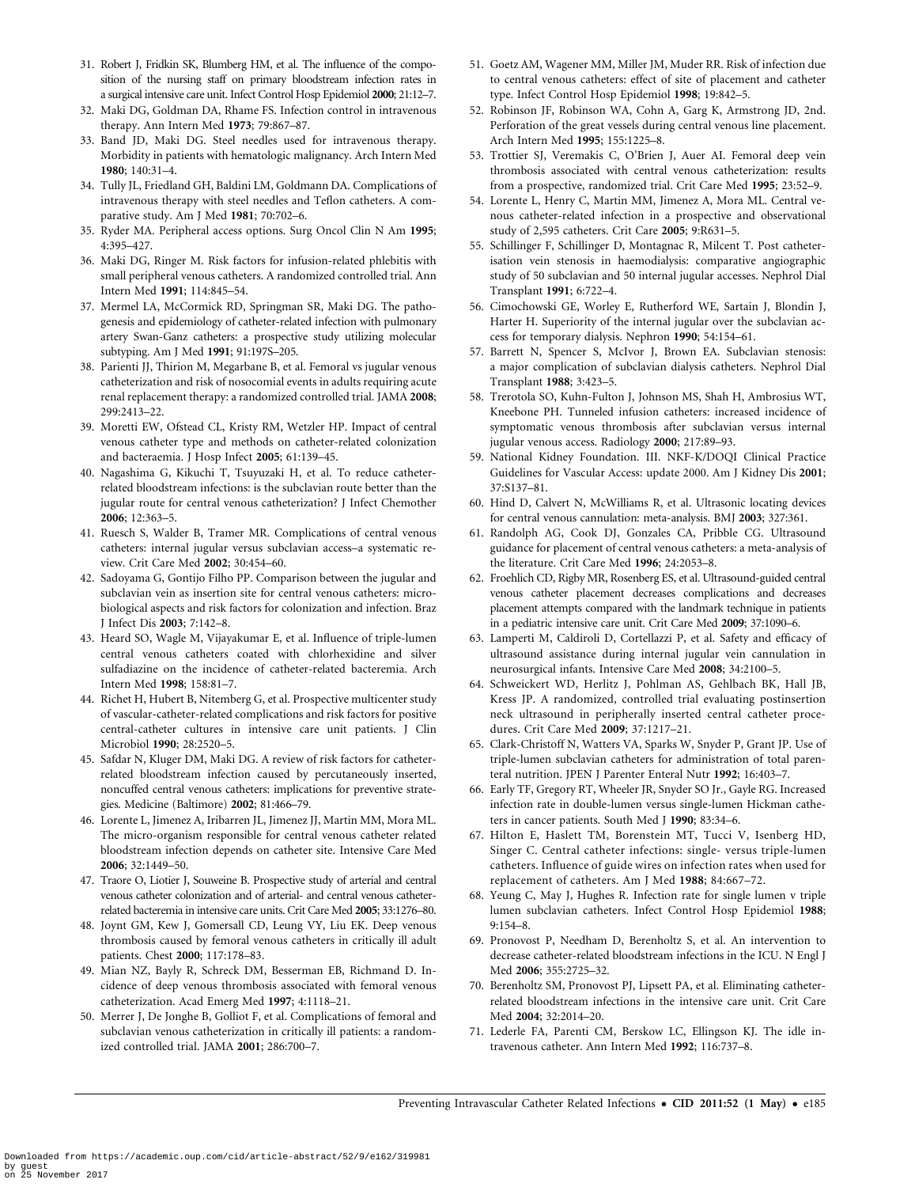31. Robert J, Fridkin SK, Blumberg HM, et al. The influence of the composition of the nursing staff on primary bloodstream infection rates in a surgical intensive care unit. Infect Control Hosp Epidemiol **2000**; 21:12–7.
32. Maki DG, Goldman DA, Rhame FS. Infection control in intravenous therapy. Ann Intern Med **1973**; 79:867–87.
33. Band JD, Maki DG. Steel needles used for intravenous therapy. Morbidity in patients with hematologic malignancy. Arch Intern Med **1980**; 140:31–4.
34. Tully JL, Friedland GH, Baldini LM, Goldmann DA. Complications of intravenous therapy with steel needles and Teflon catheters. A comparative study. Am J Med **1981**; 70:702–6.
35. Ryder MA. Peripheral access options. Surg Oncol Clin N Am **1995**; 4:395–427.
36. Maki DG, Ringer M. Risk factors for infusion-related phlebitis with small peripheral venous catheters. A randomized controlled trial. Ann Intern Med **1991**; 114:845–54.
37. Mermel LA, McCormick RD, Springman SR, Maki DG. The pathogenesis and epidemiology of catheter-related infection with pulmonary artery Swan-Ganz catheters: a prospective study utilizing molecular subtyping. Am J Med **1991**; 91:197S–205.
38. Parienti JJ, Thirion M, Megarbane B, et al. Femoral vs jugular venous catheterization and risk of nosocomial events in adults requiring acute renal replacement therapy: a randomized controlled trial. JAMA **2008**; 299:2413–22.
39. Moretti EW, Ofstead CL, Kristy RM, Wetzler HP. Impact of central venous catheter type and methods on catheter-related colonization and bacteraemia. J Hosp Infect **2005**; 61:139–45.
40. Nagashima G, Kikuchi T, Tsuyuzaki H, et al. To reduce catheter-related bloodstream infections: is the subclavian route better than the jugular route for central venous catheterization? J Infect Chemother **2006**; 12:363–5.
41. Ruesch S, Walder B, Tramer MR. Complications of central venous catheters: internal jugular versus subclavian access–a systematic review. Crit Care Med **2002**; 30:454–60.
42. Sadoyama G, Gontijo Filho PP. Comparison between the jugular and subclavian vein as insertion site for central venous catheters: microbiological aspects and risk factors for colonization and infection. Braz J Infect Dis **2003**; 7:142–8.
43. Heard SO, Wagle M, Vijayakumar E, et al. Influence of triple-lumen central venous catheters coated with chlorhexidine and silver sulfadiazine on the incidence of catheter-related bacteremia. Arch Intern Med **1998**; 158:81–7.
44. Richet H, Hubert B, Nitemberg G, et al. Prospective multicenter study of vascular-catheter-related complications and risk factors for positive central-catheter cultures in intensive care unit patients. J Clin Microbiol **1990**; 28:2520–5.
45. Safdar N, Kluger DM, Maki DG. A review of risk factors for catheter-related bloodstream infection caused by percutaneously inserted, noncuffed central venous catheters: implications for preventive strategies. Medicine (Baltimore) **2002**; 81:466–79.
46. Lorente L, Jimenez A, Iribarren JL, Jimenez JJ, Martin MM, Mora ML. The micro-organism responsible for central venous catheter related bloodstream infection depends on catheter site. Intensive Care Med **2006**; 32:1449–50.
47. Traore O, Liotier J, Souweine B. Prospective study of arterial and central venous catheter colonization and of arterial- and central venous catheter-related bacteremia in intensive care units. Crit Care Med **2005**; 33:1276–80.
48. Joynt GM, Kew J, Gomersall CD, Leung VY, Liu EK. Deep venous thrombosis caused by femoral venous catheters in critically ill adult patients. Chest **2000**; 117:178–83.
49. Mian NZ, Bayly R, Schreck DM, Besserman EB, Richmond D. Incidence of deep venous thrombosis associated with femoral venous catheterization. Acad Emerg Med **1997**; 4:1118–21.
50. Merrer J, De Jonghe B, Golliot F, et al. Complications of femoral and subclavian venous catheterization in critically ill patients: a randomized controlled trial. JAMA **2001**; 286:700–7.
51. Goetz AM, Wagener MM, Miller JM, Muder RR. Risk of infection due to central venous catheters: effect of site of placement and catheter type. Infect Control Hosp Epidemiol **1998**; 19:842–5.
52. Robinson JF, Robinson WA, Cohn A, Garg K, Armstrong JD, 2nd. Perforation of the great vessels during central venous line placement. Arch Intern Med **1995**; 155:1225–8.
53. Trottier SJ, Veremakis C, O'Brien J, Auer AI. Femoral deep vein thrombosis associated with central venous catheterization: results from a prospective, randomized trial. Crit Care Med **1995**; 23:52–9.
54. Lorente L, Henry C, Martin MM, Jimenez A, Mora ML. Central venous catheter-related infection in a prospective and observational study of 2,595 catheters. Crit Care **2005**; 9:R631–5.
55. Schillinger F, Schillinger D, Montagnac R, Milcent T. Post catheterisation vein stenosis in haemodialysis: comparative angiographic study of 50 subclavian and 50 internal jugular accesses. Nephrol Dial Transplant **1991**; 6:722–4.
56. Cimochowski GE, Worley E, Rutherford WE, Sartain J, Blondin J, Harter H. Superiority of the internal jugular over the subclavian access for temporary dialysis. Nephron **1990**; 54:154–61.
57. Barrett N, Spencer S, McIvor J, Brown EA. Subclavian stenosis: a major complication of subclavian dialysis catheters. Nephrol Dial Transplant **1988**; 3:423–5.
58. Trerotola SO, Kuhn-Fulton J, Johnson MS, Shah H, Ambrosius WT, Kneebone PH. Tunneled infusion catheters: increased incidence of symptomatic venous thrombosis after subclavian versus internal jugular venous access. Radiology **2000**; 217:89–93.
59. National Kidney Foundation. III. NKF-K/DOQI Clinical Practice Guidelines for Vascular Access: update 2000. Am J Kidney Dis **2001**; 37:S137–81.
60. Hind D, Calvert N, McWilliams R, et al. Ultrasonic locating devices for central venous cannulation: meta-analysis. BMJ **2003**; 327:361.
61. Randolph AG, Cook DJ, Gonzales CA, Pribble CG. Ultrasound guidance for placement of central venous catheters: a meta-analysis of the literature. Crit Care Med **1996**; 24:2053–8.
62. Froehlich CD, Rigby MR, Rosenberg ES, et al. Ultrasound-guided central venous catheter placement decreases complications and decreases placement attempts compared with the landmark technique in patients in a pediatric intensive care unit. Crit Care Med **2009**; 37:1090–6.
63. Lamperti M, Caldiroli D, Cortellazzi P, et al. Safety and efficacy of ultrasound assistance during internal jugular vein cannulation in neurosurgical infants. Intensive Care Med **2008**; 34:2100–5.
64. Schweickert WD, Herlitz J, Pohlman AS, Gehlbach BK, Hall JB, Kress JP. A randomized, controlled trial evaluating postinsertion neck ultrasound in peripherally inserted central catheter procedures. Crit Care Med **2009**; 37:1217–21.
65. Clark-Christoff N, Watters VA, Sparks W, Snyder P, Grant JP. Use of triple-lumen subclavian catheters for administration of total parenteral nutrition. JPEN J Parenter Enteral Nutr **1992**; 16:403–7.
66. Early TF, Gregory RT, Wheeler JR, Snyder SO Jr., Gayle RG. Increased infection rate in double-lumen versus single-lumen Hickman catheters in cancer patients. South Med J **1990**; 83:34–6.
67. Hilton E, Haslett TM, Borenstein MT, Tucci V, Isenberg HD, Singer C. Central catheter infections: single- versus triple-lumen catheters. Influence of guide wires on infection rates when used for replacement of catheters. Am J Med **1988**; 84:667–72.
68. Yeung C, May J, Hughes R. Infection rate for single lumen v triple lumen subclavian catheters. Infect Control Hosp Epidemiol **1988**; 9:154–8.
69. Pronovost P, Needham D, Berenholtz S, et al. An intervention to decrease catheter-related bloodstream infections in the ICU. N Engl J Med **2006**; 355:2725–32.
70. Berenholtz SM, Pronovost PJ, Lipsett PA, et al. Eliminating catheter-related bloodstream infections in the intensive care unit. Crit Care Med **2004**; 32:2014–20.
71. Lederle FA, Parenti CM, Berskow LC, Ellingson KJ. The idle intravenous catheter. Ann Intern Med **1992**; 116:737–8.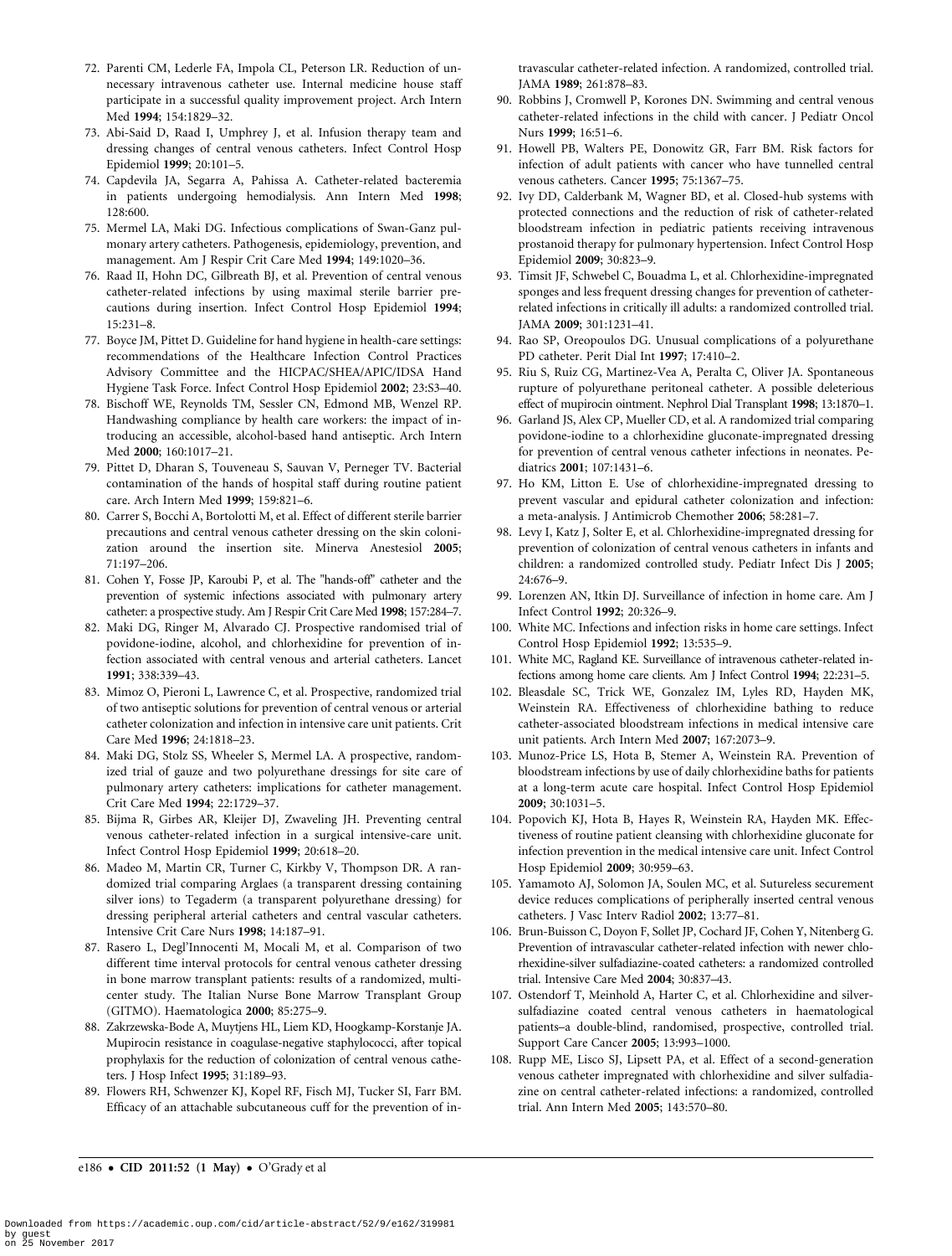72. Parenti CM, Lederle FA, Impola CL, Peterson LR. Reduction of unnecessary intravenous catheter use. Internal medicine house staff participate in a successful quality improvement project. Arch Intern Med **1994**; 154:1829–32.
73. Abi-Said D, Raad I, Umphrey J, et al. Infusion therapy team and dressing changes of central venous catheters. Infect Control Hosp Epidemiol **1999**; 20:101–5.
74. Capdevila JA, Segarra A, Pahissa A. Catheter-related bacteremia in patients undergoing hemodialysis. Ann Intern Med **1998**; 128:600.
75. Mermel LA, Maki DG. Infectious complications of Swan-Ganz pulmonary artery catheters. Pathogenesis, epidemiology, prevention, and management. Am J Respir Crit Care Med **1994**; 149:1020–36.
76. Raad II, Hohn DC, Gilbreath BJ, et al. Prevention of central venous catheter-related infections by using maximal sterile barrier precautions during insertion. Infect Control Hosp Epidemiol **1994**; 15:231–8.
77. Boyce JM, Pittet D. Guideline for hand hygiene in health-care settings: recommendations of the Healthcare Infection Control Practices Advisory Committee and the HICPAC/SHEA/APIC/IDSA Hand Hygiene Task Force. Infect Control Hosp Epidemiol **2002**; 23:S3–40.
78. Bischoff WE, Reynolds TM, Sessler CN, Edmond MB, Wenzel RP. Handwashing compliance by health care workers: the impact of introducing an accessible, alcohol-based hand antiseptic. Arch Intern Med **2000**; 160:1017–21.
79. Pittet D, Dharan S, Touveneau S, Sauvan V, Perneger TV. Bacterial contamination of the hands of hospital staff during routine patient care. Arch Intern Med **1999**; 159:821–6.
80. Carrer S, Bocchi A, Bortolotti M, et al. Effect of different sterile barrier precautions and central venous catheter dressing on the skin colonization around the insertion site. Minerva Anestesiol **2005**; 71:197–206.
81. Cohen Y, Fosse JP, Karoubi P, et al. The "hands-off" catheter and the prevention of systemic infections associated with pulmonary artery catheter: a prospective study. Am J Respir Crit Care Med **1998**; 157:284–7.
82. Maki DG, Ringer M, Alvarado CJ. Prospective randomised trial of povidone-iodine, alcohol, and chlorhexidine for prevention of infection associated with central venous and arterial catheters. Lancet **1991**; 338:339–43.
83. Mimoz O, Pieroni L, Lawrence C, et al. Prospective, randomized trial of two antiseptic solutions for prevention of central venous or arterial catheter colonization and infection in intensive care unit patients. Crit Care Med **1996**; 24:1818–23.
84. Maki DG, Stolz SS, Wheeler S, Mermel LA. A prospective, randomized trial of gauze and two polyurethane dressings for site care of pulmonary artery catheters: implications for catheter management. Crit Care Med **1994**; 22:1729–37.
85. Bijma R, Girbes AR, Kleijer DJ, Zwaveling JH. Preventing central venous catheter-related infection in a surgical intensive-care unit. Infect Control Hosp Epidemiol **1999**; 20:618–20.
86. Madeo M, Martin CR, Turner C, Kirkby V, Thompson DR. A randomized trial comparing Arglaes (a transparent dressing containing silver ions) to Tegaderm (a transparent polyurethane dressing) for dressing peripheral arterial catheters and central vascular catheters. Intensive Crit Care Nurs **1998**; 14:187–91.
87. Rasero L, Degl'Innocenti M, Mocali M, et al. Comparison of two different time interval protocols for central venous catheter dressing in bone marrow transplant patients: results of a randomized, multicenter study. The Italian Nurse Bone Marrow Transplant Group (GITMO). Haematologica **2000**; 85:275–9.
88. Zakrzewska-Bode A, Muytjens HL, Liem KD, Hoogkamp-Korstanje JA. Mupirocin resistance in coagulase-negative staphylococci, after topical prophylaxis for the reduction of colonization of central venous catheters. J Hosp Infect **1995**; 31:189–93.
89. Flowers RH, Schwenzer KJ, Kopel RF, Fisch MJ, Tucker SI, Farr BM. Efficacy of an attachable subcutaneous cuff for the prevention of intravascular catheter-related infection. A randomized, controlled trial. JAMA **1989**; 261:878–83.
90. Robbins J, Cromwell P, Korones DN. Swimming and central venous catheter-related infections in the child with cancer. J Pediatr Oncol Nurs **1999**; 16:51–6.
91. Howell PB, Walters PE, Donowitz GR, Farr BM. Risk factors for infection of adult patients with cancer who have tunnelled central venous catheters. Cancer **1995**; 75:1367–75.
92. Ivy DD, Calderbank M, Wagner BD, et al. Closed-hub systems with protected connections and the reduction of risk of catheter-related bloodstream infection in pediatric patients receiving intravenous prostanoid therapy for pulmonary hypertension. Infect Control Hosp Epidemiol **2009**; 30:823–9.
93. Timsit JF, Schwebel C, Bouadma L, et al. Chlorhexidine-impregnated sponges and less frequent dressing changes for prevention of catheter-related infections in critically ill adults: a randomized controlled trial. JAMA **2009**; 301:1231–41.
94. Rao SP, Oreopoulos DG. Unusual complications of a polyurethane PD catheter. Perit Dial Int **1997**; 17:410–2.
95. Riu S, Ruiz CG, Martinez-Vea A, Peralta C, Oliver JA. Spontaneous rupture of polyurethane peritoneal catheter. A possible deleterious effect of mupirocin ointment. Nephrol Dial Transplant **1998**; 13:1870–1.
96. Garland JS, Alex CP, Mueller CD, et al. A randomized trial comparing povidone-iodine to a chlorhexidine gluconate-impregnated dressing for prevention of central venous catheter infections in neonates. Pediatrics **2001**; 107:1431–6.
97. Ho KM, Litton E. Use of chlorhexidine-impregnated dressing to prevent vascular and epidural catheter colonization and infection: a meta-analysis. J Antimicrob Chemother **2006**; 58:281–7.
98. Levy I, Katz J, Solter E, et al. Chlorhexidine-impregnated dressing for prevention of colonization of central venous catheters in infants and children: a randomized controlled study. Pediatr Infect Dis J **2005**; 24:676–9.
99. Lorenzen AN, Itkin DJ. Surveillance of infection in home care. Am J Infect Control **1992**; 20:326–9.
100. White MC. Infections and infection risks in home care settings. Infect Control Hosp Epidemiol **1992**; 13:535–9.
101. White MC, Ragland KE. Surveillance of intravenous catheter-related infections among home care clients. Am J Infect Control **1994**; 22:231–5.
102. Bleasdale SC, Trick WE, Gonzalez IM, Lyles RD, Hayden MK, Weinstein RA. Effectiveness of chlorhexidine bathing to reduce catheter-associated bloodstream infections in medical intensive care unit patients. Arch Intern Med **2007**; 167:2073–9.
103. Munoz-Price LS, Hota B, Stemer A, Weinstein RA. Prevention of bloodstream infections by use of daily chlorhexidine baths for patients at a long-term acute care hospital. Infect Control Hosp Epidemiol **2009**; 30:1031–5.
104. Popovich KJ, Hota B, Hayes R, Weinstein RA, Hayden MK. Effectiveness of routine patient cleansing with chlorhexidine gluconate for infection prevention in the medical intensive care unit. Infect Control Hosp Epidemiol **2009**; 30:959–63.
105. Yamamoto AJ, Solomon JA, Soulen MC, et al. Sutureless securement device reduces complications of peripherally inserted central venous catheters. J Vasc Interv Radiol **2002**; 13:77–81.
106. Brun-Buisson C, Doyon F, Sollet JP, Cochard JF, Cohen Y, Nitenberg G. Prevention of intravascular catheter-related infection with newer chlorhexidine-silver sulfadiazine-coated catheters: a randomized controlled trial. Intensive Care Med **2004**; 30:837–43.
107. Ostendorf T, Meinhold A, Harter C, et al. Chlorhexidine and silver-sulfadiazine coated central venous catheters in haematological patients–a double-blind, randomised, prospective, controlled trial. Support Care Cancer **2005**; 13:993–1000.
108. Rupp ME, Lisco SJ, Lipsett PA, et al. Effect of a second-generation venous catheter impregnated with chlorhexidine and silver sulfadiazine on central catheter-related infections: a randomized, controlled trial. Ann Intern Med **2005**; 143:570–80.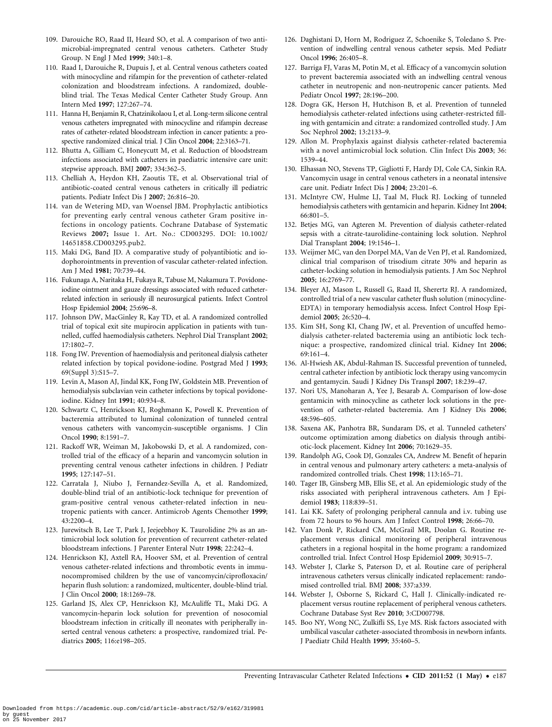109. Darouiche RO, Raad II, Heard SO, et al. A comparison of two antimicrobial-impregnated central venous catheters. Catheter Study Group. N Engl J Med **1999**; 340:1–8.
110. Raad I, Darouiche R, Dupuis J, et al. Central venous catheters coated with minocycline and rifampin for the prevention of catheter-related colonization and bloodstream infections. A randomized, double-blind trial. The Texas Medical Center Catheter Study Group. Ann Intern Med **1997**; 127:267–74.
111. Hanna H, Benjamin R, Chatzinikolaou I, et al. Long-term silicone central venous catheters impregnated with minocycline and rifampin decrease rates of catheter-related bloodstream infection in cancer patients: a prospective randomized clinical trial. J Clin Oncol **2004**; 22:3163–71.
112. Bhutta A, Gilliam C, Honeycutt M, et al. Reduction of bloodstream infections associated with catheters in paediatric intensive care unit: stepwise approach. BMJ **2007**; 334:362–5.
113. Chelliah A, Heydon KH, Zaoutis TE, et al. Observational trial of antibiotic-coated central venous catheters in critically ill pediatric patients. Pediatr Infect Dis J **2007**; 26:816–20.
114. van de Wetering MD, van Woensel JBM. Prophylactic antibiotics for preventing early central venous catheter Gram positive infections in oncology patients. Cochrane Database of Systematic Reviews **2007;** Issue 1. Art. No.: CD003295. DOI: 10.1002/14651858.CD003295.pub2.
115. Maki DG, Band JD. A comparative study of polyantibiotic and iodophorointments in prevention of vascular catheter-related infection. Am J Med **1981**; 70:739–44.
116. Fukunaga A, Naritaka H, Fukaya R, Tabuse M, Nakamura T. Povidone-iodine ointment and gauze dressings associated with reduced catheter-related infection in seriously ill neurosurgical patients. Infect Control Hosp Epidemiol **2004**; 25:696–8.
117. Johnson DW, MacGinley R, Kay TD, et al. A randomized controlled trial of topical exit site mupirocin application in patients with tunnelled, cuffed haemodialysis catheters. Nephrol Dial Transplant **2002**; 17:1802–7.
118. Fong IW. Prevention of haemodialysis and peritoneal dialysis catheter related infection by topical povidone-iodine. Postgrad Med J **1993**; 69(Suppl 3):S15–7.
119. Levin A, Mason AJ, Jindal KK, Fong IW, Goldstein MB. Prevention of hemodialysis subclavian vein catheter infections by topical povidone-iodine. Kidney Int **1991**; 40:934–8.
120. Schwartz C, Henrickson KJ, Roghmann K, Powell K. Prevention of bacteremia attributed to luminal colonization of tunneled central venous catheters with vancomycin-susceptible organisms. J Clin Oncol **1990**; 8:1591–7.
121. Rackoff WR, Weiman M, Jakobowski D, et al. A randomized, controlled trial of the efficacy of a heparin and vancomycin solution in preventing central venous catheter infections in children. J Pediatr **1995**; 127:147–51.
122. Carratala J, Niubo J, Fernandez-Sevilla A, et al. Randomized, double-blind trial of an antibiotic-lock technique for prevention of gram-positive central venous catheter-related infection in neutropenic patients with cancer. Antimicrob Agents Chemother **1999**; 43:2200–4.
123. Jurewitsch B, Lee T, Park J, Jeejeebhoy K. Taurolidine 2% as an antimicrobial lock solution for prevention of recurrent catheter-related bloodstream infections. J Parenter Enteral Nutr **1998**; 22:242–4.
124. Henrickson KJ, Axtell RA, Hoover SM, et al. Prevention of central venous catheter-related infections and thrombotic events in immunocompromised children by the use of vancomycin/ciprofloxacin/heparin flush solution: a randomized, multicenter, double-blind trial. J Clin Oncol **2000**; 18:1269–78.
125. Garland JS, Alex CP, Henrickson KJ, McAuliffe TL, Maki DG. A vancomycin-heparin lock solution for prevention of nosocomial bloodstream infection in critically ill neonates with peripherally inserted central venous catheters: a prospective, randomized trial. Pediatrics **2005**; 116:e198–205.
126. Daghistani D, Horn M, Rodriguez Z, Schoenike S, Toledano S. Prevention of indwelling central venous catheter sepsis. Med Pediatr Oncol **1996**; 26:405–8.
127. Barriga FJ, Varas M, Potin M, et al. Efficacy of a vancomycin solution to prevent bacteremia associated with an indwelling central venous catheter in neutropenic and non-neutropenic cancer patients. Med Pediatr Oncol **1997**; 28:196–200.
128. Dogra GK, Herson H, Hutchison B, et al. Prevention of tunneled hemodialysis catheter-related infections using catheter-restricted filling with gentamicin and citrate: a randomized controlled study. J Am Soc Nephrol **2002**; 13:2133–9.
129. Allon M. Prophylaxis against dialysis catheter-related bacteremia with a novel antimicrobial lock solution. Clin Infect Dis **2003**; 36: 1539–44.
130. Elhassan NO, Stevens TP, Gigliotti F, Hardy DJ, Cole CA, Sinkin RA. Vancomycin usage in central venous catheters in a neonatal intensive care unit. Pediatr Infect Dis J **2004**; 23:201–6.
131. McIntyre CW, Hulme LJ, Taal M, Fluck RJ. Locking of tunneled hemodialysis catheters with gentamicin and heparin. Kidney Int **2004**; 66:801–5.
132. Betjes MG, van Agteren M. Prevention of dialysis catheter-related sepsis with a citrate-taurolidine-containing lock solution. Nephrol Dial Transplant **2004**; 19:1546–1.
133. Weijmer MC, van den Dorpel MA, Van de Ven PJ, et al. Randomized, clinical trial comparison of trisodium citrate 30% and heparin as catheter-locking solution in hemodialysis patients. J Am Soc Nephrol **2005**; 16:2769–77.
134. Bleyer AJ, Mason L, Russell G, Raad II, Sherertz RJ. A randomized, controlled trial of a new vascular catheter flush solution (minocycline-EDTA) in temporary hemodialysis access. Infect Control Hosp Epidemiol **2005**; 26:520–4.
135. Kim SH, Song KI, Chang JW, et al. Prevention of uncuffed hemodialysis catheter-related bacteremia using an antibiotic lock technique: a prospective, randomized clinical trial. Kidney Int **2006**; 69:161–4.
136. Al-Hwiesh AK, Abdul-Rahman IS. Successful prevention of tunneled, central catheter infection by antibiotic lock therapy using vancomycin and gentamycin. Saudi J Kidney Dis Transpl **2007**; 18:239–47.
137. Nori US, Manoharan A, Yee J, Besarab A. Comparison of low-dose gentamicin with minocycline as catheter lock solutions in the prevention of catheter-related bacteremia. Am J Kidney Dis **2006**; 48:596–605.
138. Saxena AK, Panhotra BR, Sundaram DS, et al. Tunneled catheters' outcome optimization among diabetics on dialysis through antibiotic-lock placement. Kidney Int **2006**; 70:1629–35.
139. Randolph AG, Cook DJ, Gonzales CA, Andrew M. Benefit of heparin in central venous and pulmonary artery catheters: a meta-analysis of randomized controlled trials. Chest **1998**; 113:165–71.
140. Tager IB, Ginsberg MB, Ellis SE, et al. An epidemiologic study of the risks associated with peripheral intravenous catheters. Am J Epidemiol **1983**; 118:839–51.
141. Lai KK. Safety of prolonging peripheral cannula and i.v. tubing use from 72 hours to 96 hours. Am J Infect Control **1998**; 26:66–70.
142. Van Donk P, Rickard CM, McGrail MR, Doolan G. Routine replacement versus clinical monitoring of peripheral intravenous catheters in a regional hospital in the home program: a randomized controlled trial. Infect Control Hosp Epidemiol **2009**; 30:915–7.
143. Webster J, Clarke S, Paterson D, et al. Routine care of peripheral intravenous catheters versus clinically indicated replacement: randomised controlled trial. BMJ **2008**; 337:a339.
144. Webster J, Osborne S, Rickard C, Hall J. Clinically-indicated replacement versus routine replacement of peripheral venous catheters. Cochrane Database Syst Rev **2010**; 3:CD007798.
145. Boo NY, Wong NC, Zulkifli SS, Lye MS. Risk factors associated with umbilical vascular catheter-associated thrombosis in newborn infants. J Paediatr Child Health **1999**; 35:460–5.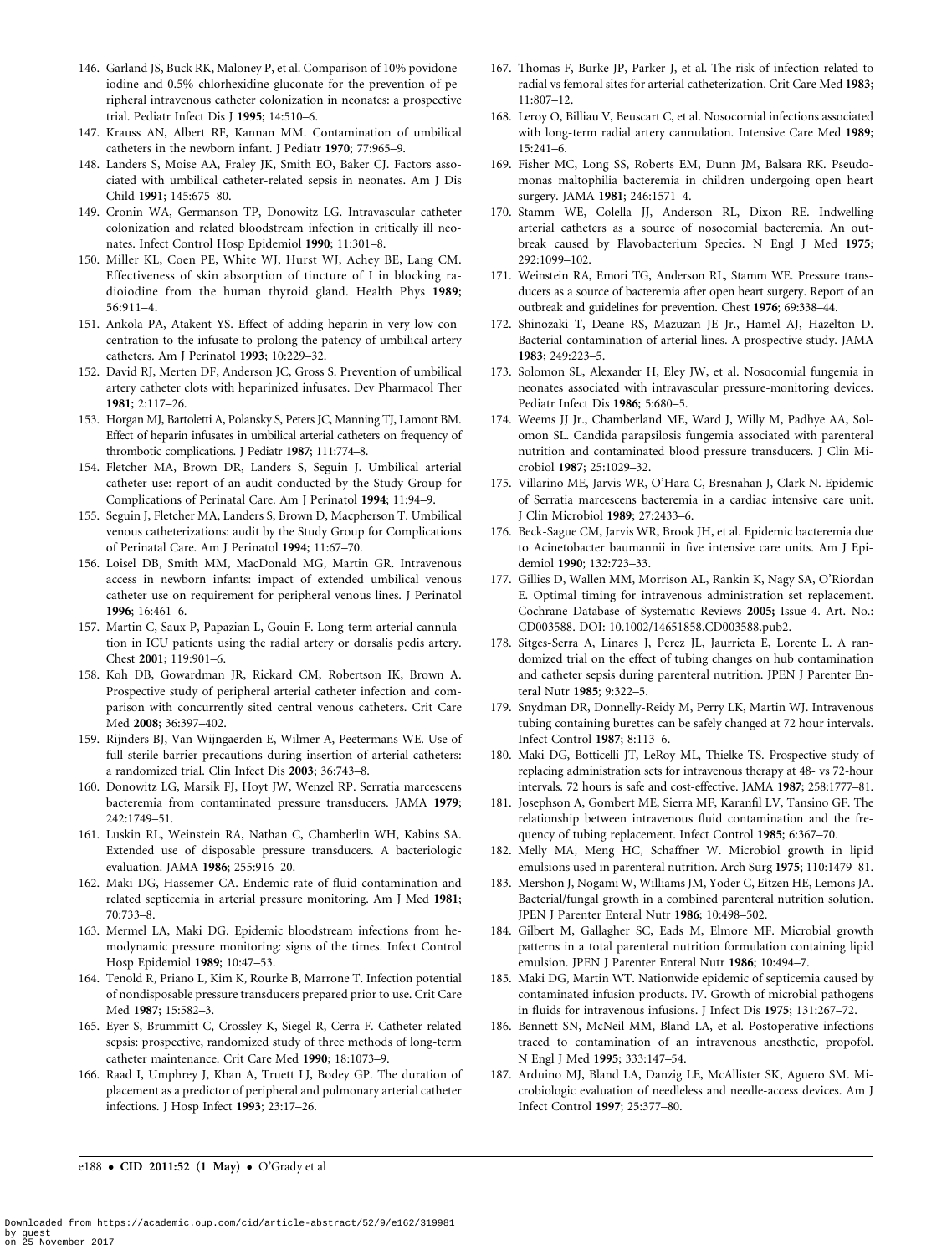146. Garland JS, Buck RK, Maloney P, et al. Comparison of 10% povidone-iodine and 0.5% chlorhexidine gluconate for the prevention of peripheral intravenous catheter colonization in neonates: a prospective trial. Pediatr Infect Dis J **1995**; 14:510–6.
147. Krauss AN, Albert RF, Kannan MM. Contamination of umbilical catheters in the newborn infant. J Pediatr **1970**; 77:965–9.
148. Landers S, Moise AA, Fraley JK, Smith EO, Baker CJ. Factors associated with umbilical catheter-related sepsis in neonates. Am J Dis Child **1991**; 145:675–80.
149. Cronin WA, Germanson TP, Donowitz LG. Intravascular catheter colonization and related bloodstream infection in critically ill neonates. Infect Control Hosp Epidemiol **1990**; 11:301–8.
150. Miller KL, Coen PE, White WJ, Hurst WJ, Achey BE, Lang CM. Effectiveness of skin absorption of tincture of I in blocking radioiodine from the human thyroid gland. Health Phys **1989**; 56:911–4.
151. Ankola PA, Atakent YS. Effect of adding heparin in very low concentration to the infusate to prolong the patency of umbilical artery catheters. Am J Perinatol **1993**; 10:229–32.
152. David RJ, Merten DF, Anderson JC, Gross S. Prevention of umbilical artery catheter clots with heparinized infusates. Dev Pharmacol Ther **1981**; 2:117–26.
153. Horgan MJ, Bartoletti A, Polansky S, Peters JC, Manning TJ, Lamont BM. Effect of heparin infusates in umbilical arterial catheters on frequency of thrombotic complications. J Pediatr **1987**; 111:774–8.
154. Fletcher MA, Brown DR, Landers S, Seguin J. Umbilical arterial catheter use: report of an audit conducted by the Study Group for Complications of Perinatal Care. Am J Perinatol **1994**; 11:94–9.
155. Seguin J, Fletcher MA, Landers S, Brown D, Macpherson T. Umbilical venous catheterizations: audit by the Study Group for Complications of Perinatal Care. Am J Perinatol **1994**; 11:67–70.
156. Loisel DB, Smith MM, MacDonald MG, Martin GR. Intravenous access in newborn infants: impact of extended umbilical venous catheter use on requirement for peripheral venous lines. J Perinatol **1996**; 16:461–6.
157. Martin C, Saux P, Papazian L, Gouin F. Long-term arterial cannulation in ICU patients using the radial artery or dorsalis pedis artery. Chest **2001**; 119:901–6.
158. Koh DB, Gowardman JR, Rickard CM, Robertson IK, Brown A. Prospective study of peripheral arterial catheter infection and comparison with concurrently sited central venous catheters. Crit Care Med **2008**; 36:397–402.
159. Rijnders BJ, Van Wijngaerden E, Wilmer A, Peetermans WE. Use of full sterile barrier precautions during insertion of arterial catheters: a randomized trial. Clin Infect Dis **2003**; 36:743–8.
160. Donowitz LG, Marsik FJ, Hoyt JW, Wenzel RP. Serratia marcescens bacteremia from contaminated pressure transducers. JAMA **1979**; 242:1749–51.
161. Luskin RL, Weinstein RA, Nathan C, Chamberlin WH, Kabins SA. Extended use of disposable pressure transducers. A bacteriologic evaluation. JAMA **1986**; 255:916–20.
162. Maki DG, Hassemer CA. Endemic rate of fluid contamination and related septicemia in arterial pressure monitoring. Am J Med **1981**; 70:733–8.
163. Mermel LA, Maki DG. Epidemic bloodstream infections from hemodynamic pressure monitoring: signs of the times. Infect Control Hosp Epidemiol **1989**; 10:47–53.
164. Tenold R, Priano L, Kim K, Rourke B, Marrone T. Infection potential of nondisposable pressure transducers prepared prior to use. Crit Care Med **1987**; 15:582–3.
165. Eyer S, Brummitt C, Crossley K, Siegel R, Cerra F. Catheter-related sepsis: prospective, randomized study of three methods of long-term catheter maintenance. Crit Care Med **1990**; 18:1073–9.
166. Raad I, Umphrey J, Khan A, Truett LJ, Bodey GP. The duration of placement as a predictor of peripheral and pulmonary arterial catheter infections. J Hosp Infect **1993**; 23:17–26.
167. Thomas F, Burke JP, Parker J, et al. The risk of infection related to radial vs femoral sites for arterial catheterization. Crit Care Med **1983**; 11:807–12.
168. Leroy O, Billiau V, Beuscart C, et al. Nosocomial infections associated with long-term radial artery cannulation. Intensive Care Med **1989**; 15:241–6.
169. Fisher MC, Long SS, Roberts EM, Dunn JM, Balsara RK. Pseudomonas maltophilia bacteremia in children undergoing open heart surgery. JAMA **1981**; 246:1571–4.
170. Stamm WE, Colella JJ, Anderson RL, Dixon RE. Indwelling arterial catheters as a source of nosocomial bacteremia. An outbreak caused by Flavobacterium Species. N Engl J Med **1975**; 292:1099–102.
171. Weinstein RA, Emori TG, Anderson RL, Stamm WE. Pressure transducers as a source of bacteremia after open heart surgery. Report of an outbreak and guidelines for prevention. Chest **1976**; 69:338–44.
172. Shinozaki T, Deane RS, Mazuzan JE Jr., Hamel AJ, Hazelton D. Bacterial contamination of arterial lines. A prospective study. JAMA **1983**; 249:223–5.
173. Solomon SL, Alexander H, Eley JW, et al. Nosocomial fungemia in neonates associated with intravascular pressure-monitoring devices. Pediatr Infect Dis **1986**; 5:680–5.
174. Weems JJ Jr., Chamberland ME, Ward J, Willy M, Padhye AA, Solomon SL. Candida parapsilosis fungemia associated with parenteral nutrition and contaminated blood pressure transducers. J Clin Microbiol **1987**; 25:1029–32.
175. Villarino ME, Jarvis WR, O'Hara C, Bresnahan J, Clark N. Epidemic of Serratia marcescens bacteremia in a cardiac intensive care unit. J Clin Microbiol **1989**; 27:2433–6.
176. Beck-Sague CM, Jarvis WR, Brook JH, et al. Epidemic bacteremia due to Acinetobacter baumannii in five intensive care units. Am J Epidemiol **1990**; 132:723–33.
177. Gillies D, Wallen MM, Morrison AL, Rankin K, Nagy SA, O'Riordan E. Optimal timing for intravenous administration set replacement. Cochrane Database of Systematic Reviews **2005;** Issue 4. Art. No.: CD003588. DOI: 10.1002/14651858.CD003588.pub2.
178. Sitges-Serra A, Linares J, Perez JL, Jaurrieta E, Lorente L. A randomized trial on the effect of tubing changes on hub contamination and catheter sepsis during parenteral nutrition. JPEN J Parenter Enteral Nutr **1985**; 9:322–5.
179. Snydman DR, Donnelly-Reidy M, Perry LK, Martin WJ. Intravenous tubing containing burettes can be safely changed at 72 hour intervals. Infect Control **1987**; 8:113–6.
180. Maki DG, Botticelli JT, LeRoy ML, Thielke TS. Prospective study of replacing administration sets for intravenous therapy at 48- vs 72-hour intervals. 72 hours is safe and cost-effective. JAMA **1987**; 258:1777–81.
181. Josephson A, Gombert ME, Sierra MF, Karanfil LV, Tansino GF. The relationship between intravenous fluid contamination and the frequency of tubing replacement. Infect Control **1985**; 6:367–70.
182. Melly MA, Meng HC, Schaffner W. Microbiol growth in lipid emulsions used in parenteral nutrition. Arch Surg **1975**; 110:1479–81.
183. Mershon J, Nogami W, Williams JM, Yoder C, Eitzen HE, Lemons JA. Bacterial/fungal growth in a combined parenteral nutrition solution. JPEN J Parenter Enteral Nutr **1986**; 10:498–502.
184. Gilbert M, Gallagher SC, Eads M, Elmore MF. Microbial growth patterns in a total parenteral nutrition formulation containing lipid emulsion. JPEN J Parenter Enteral Nutr **1986**; 10:494–7.
185. Maki DG, Martin WT. Nationwide epidemic of septicemia caused by contaminated infusion products. IV. Growth of microbial pathogens in fluids for intravenous infusions. J Infect Dis **1975**; 131:267–72.
186. Bennett SN, McNeil MM, Bland LA, et al. Postoperative infections traced to contamination of an intravenous anesthetic, propofol. N Engl J Med **1995**; 333:147–54.
187. Arduino MJ, Bland LA, Danzig LE, McAllister SK, Aguero SM. Microbiologic evaluation of needleless and needle-access devices. Am J Infect Control **1997**; 25:377–80.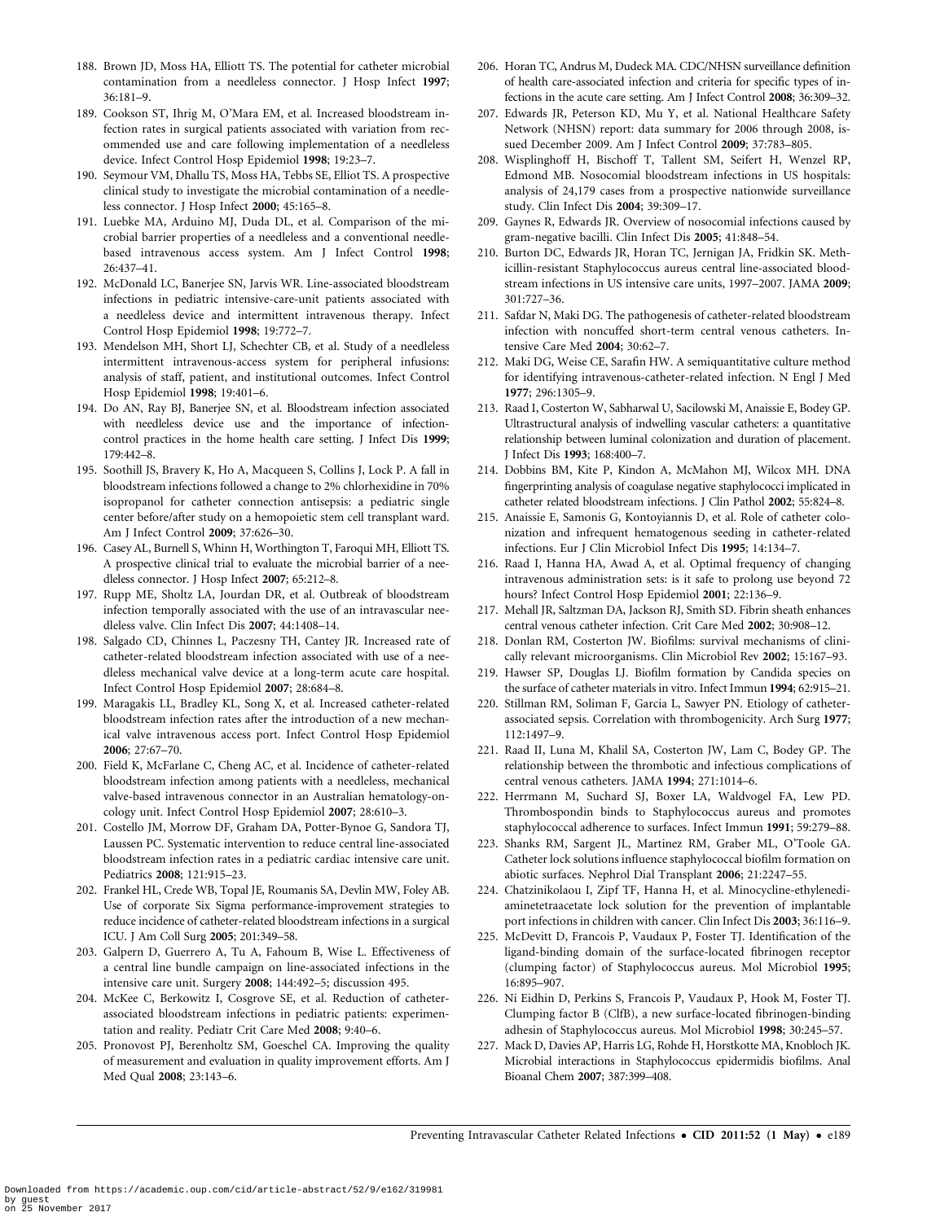188. Brown JD, Moss HA, Elliott TS. The potential for catheter microbial contamination from a needleless connector. J Hosp Infect **1997**; 36:181–9.
189. Cookson ST, Ihrig M, O'Mara EM, et al. Increased bloodstream infection rates in surgical patients associated with variation from recommended use and care following implementation of a needleless device. Infect Control Hosp Epidemiol **1998**; 19:23–7.
190. Seymour VM, Dhallu TS, Moss HA, Tebbs SE, Elliot TS. A prospective clinical study to investigate the microbial contamination of a needleless connector. J Hosp Infect **2000**; 45:165–8.
191. Luebke MA, Arduino MJ, Duda DL, et al. Comparison of the microbial barrier properties of a needleless and a conventional needle-based intravenous access system. Am J Infect Control **1998**; 26:437–41.
192. McDonald LC, Banerjee SN, Jarvis WR. Line-associated bloodstream infections in pediatric intensive-care-unit patients associated with a needleless device and intermittent intravenous therapy. Infect Control Hosp Epidemiol **1998**; 19:772–7.
193. Mendelson MH, Short LJ, Schechter CB, et al. Study of a needleless intermittent intravenous-access system for peripheral infusions: analysis of staff, patient, and institutional outcomes. Infect Control Hosp Epidemiol **1998**; 19:401–6.
194. Do AN, Ray BJ, Banerjee SN, et al. Bloodstream infection associated with needleless device use and the importance of infection-control practices in the home health care setting. J Infect Dis **1999**; 179:442–8.
195. Soothill JS, Bravery K, Ho A, Macqueen S, Collins J, Lock P. A fall in bloodstream infections followed a change to 2% chlorhexidine in 70% isopropanol for catheter connection antisepsis: a pediatric single center before/after study on a hemopoietic stem cell transplant ward. Am J Infect Control **2009**; 37:626–30.
196. Casey AL, Burnell S, Whinn H, Worthington T, Faroqui MH, Elliott TS. A prospective clinical trial to evaluate the microbial barrier of a needleless connector. J Hosp Infect **2007**; 65:212–8.
197. Rupp ME, Sholtz LA, Jourdan DR, et al. Outbreak of bloodstream infection temporally associated with the use of an intravascular needleless valve. Clin Infect Dis **2007**; 44:1408–14.
198. Salgado CD, Chinnes L, Paczesny TH, Cantey JR. Increased rate of catheter-related bloodstream infection associated with use of a needleless mechanical valve device at a long-term acute care hospital. Infect Control Hosp Epidemiol **2007**; 28:684–8.
199. Maragakis LL, Bradley KL, Song X, et al. Increased catheter-related bloodstream infection rates after the introduction of a new mechanical valve intravenous access port. Infect Control Hosp Epidemiol **2006**; 27:67–70.
200. Field K, McFarlane C, Cheng AC, et al. Incidence of catheter-related bloodstream infection among patients with a needleless, mechanical valve-based intravenous connector in an Australian hematology-oncology unit. Infect Control Hosp Epidemiol **2007**; 28:610–3.
201. Costello JM, Morrow DF, Graham DA, Potter-Bynoe G, Sandora TJ, Laussen PC. Systematic intervention to reduce central line-associated bloodstream infection rates in a pediatric cardiac intensive care unit. Pediatrics **2008**; 121:915–23.
202. Frankel HL, Crede WB, Topal JE, Roumanis SA, Devlin MW, Foley AB. Use of corporate Six Sigma performance-improvement strategies to reduce incidence of catheter-related bloodstream infections in a surgical ICU. J Am Coll Surg **2005**; 201:349–58.
203. Galpern D, Guerrero A, Tu A, Fahoum B, Wise L. Effectiveness of a central line bundle campaign on line-associated infections in the intensive care unit. Surgery **2008**; 144:492–5; discussion 495.
204. McKee C, Berkowitz I, Cosgrove SE, et al. Reduction of catheter-associated bloodstream infections in pediatric patients: experimentation and reality. Pediatr Crit Care Med **2008**; 9:40–6.
205. Pronovost PJ, Berenholtz SM, Goeschel CA. Improving the quality of measurement and evaluation in quality improvement efforts. Am J Med Qual **2008**; 23:143–6.
206. Horan TC, Andrus M, Dudeck MA. CDC/NHSN surveillance definition of health care-associated infection and criteria for specific types of infections in the acute care setting. Am J Infect Control **2008**; 36:309–32.
207. Edwards JR, Peterson KD, Mu Y, et al. National Healthcare Safety Network (NHSN) report: data summary for 2006 through 2008, issued December 2009. Am J Infect Control **2009**; 37:783–805.
208. Wisplinghoff H, Bischoff T, Tallent SM, Seifert H, Wenzel RP, Edmond MB. Nosocomial bloodstream infections in US hospitals: analysis of 24,179 cases from a prospective nationwide surveillance study. Clin Infect Dis **2004**; 39:309–17.
209. Gaynes R, Edwards JR. Overview of nosocomial infections caused by gram-negative bacilli. Clin Infect Dis **2005**; 41:848–54.
210. Burton DC, Edwards JR, Horan TC, Jernigan JA, Fridkin SK. Methicillin-resistant Staphylococcus aureus central line-associated bloodstream infections in US intensive care units, 1997–2007. JAMA **2009**; 301:727–36.
211. Safdar N, Maki DG. The pathogenesis of catheter-related bloodstream infection with noncuffed short-term central venous catheters. Intensive Care Med **2004**; 30:62–7.
212. Maki DG, Weise CE, Sarafin HW. A semiquantitative culture method for identifying intravenous-catheter-related infection. N Engl J Med **1977**; 296:1305–9.
213. Raad I, Costerton W, Sabharwal U, Sacilowski M, Anaissie E, Bodey GP. Ultrastructural analysis of indwelling vascular catheters: a quantitative relationship between luminal colonization and duration of placement. J Infect Dis **1993**; 168:400–7.
214. Dobbins BM, Kite P, Kindon A, McMahon MJ, Wilcox MH. DNA fingerprinting analysis of coagulase negative staphylococci implicated in catheter related bloodstream infections. J Clin Pathol **2002**; 55:824–8.
215. Anaissie E, Samonis G, Kontoyiannis D, et al. Role of catheter colonization and infrequent hematogenous seeding in catheter-related infections. Eur J Clin Microbiol Infect Dis **1995**; 14:134–7.
216. Raad I, Hanna HA, Awad A, et al. Optimal frequency of changing intravenous administration sets: is it safe to prolong use beyond 72 hours? Infect Control Hosp Epidemiol **2001**; 22:136–9.
217. Mehall JR, Saltzman DA, Jackson RJ, Smith SD. Fibrin sheath enhances central venous catheter infection. Crit Care Med **2002**; 30:908–12.
218. Donlan RM, Costerton JW. Biofilms: survival mechanisms of clinically relevant microorganisms. Clin Microbiol Rev **2002**; 15:167–93.
219. Hawser SP, Douglas LJ. Biofilm formation by Candida species on the surface of catheter materials in vitro. Infect Immun **1994**; 62:915–21.
220. Stillman RM, Soliman F, Garcia L, Sawyer PN. Etiology of catheter-associated sepsis. Correlation with thrombogenicity. Arch Surg **1977**; 112:1497–9.
221. Raad II, Luna M, Khalil SA, Costerton JW, Lam C, Bodey GP. The relationship between the thrombotic and infectious complications of central venous catheters. JAMA **1994**; 271:1014–6.
222. Herrmann M, Suchard SJ, Boxer LA, Waldvogel FA, Lew PD. Thrombospondin binds to Staphylococcus aureus and promotes staphylococcal adherence to surfaces. Infect Immun **1991**; 59:279–88.
223. Shanks RM, Sargent JL, Martinez RM, Graber ML, O'Toole GA. Catheter lock solutions influence staphylococcal biofilm formation on abiotic surfaces. Nephrol Dial Transplant **2006**; 21:2247–55.
224. Chatzinikolaou I, Zipf TF, Hanna H, et al. Minocycline-ethylenediaminetetraacetate lock solution for the prevention of implantable port infections in children with cancer. Clin Infect Dis **2003**; 36:116–9.
225. McDevitt D, Francois P, Vaudaux P, Foster TJ. Identification of the ligand-binding domain of the surface-located fibrinogen receptor (clumping factor) of Staphylococcus aureus. Mol Microbiol **1995**; 16:895–907.
226. Ni Eidhin D, Perkins S, Francois P, Vaudaux P, Hook M, Foster TJ. Clumping factor B (ClfB), a new surface-located fibrinogen-binding adhesin of Staphylococcus aureus. Mol Microbiol **1998**; 30:245–57.
227. Mack D, Davies AP, Harris LG, Rohde H, Horstkotte MA, Knobloch JK. Microbial interactions in Staphylococcus epidermidis biofilms. Anal Bioanal Chem **2007**; 387:399–408.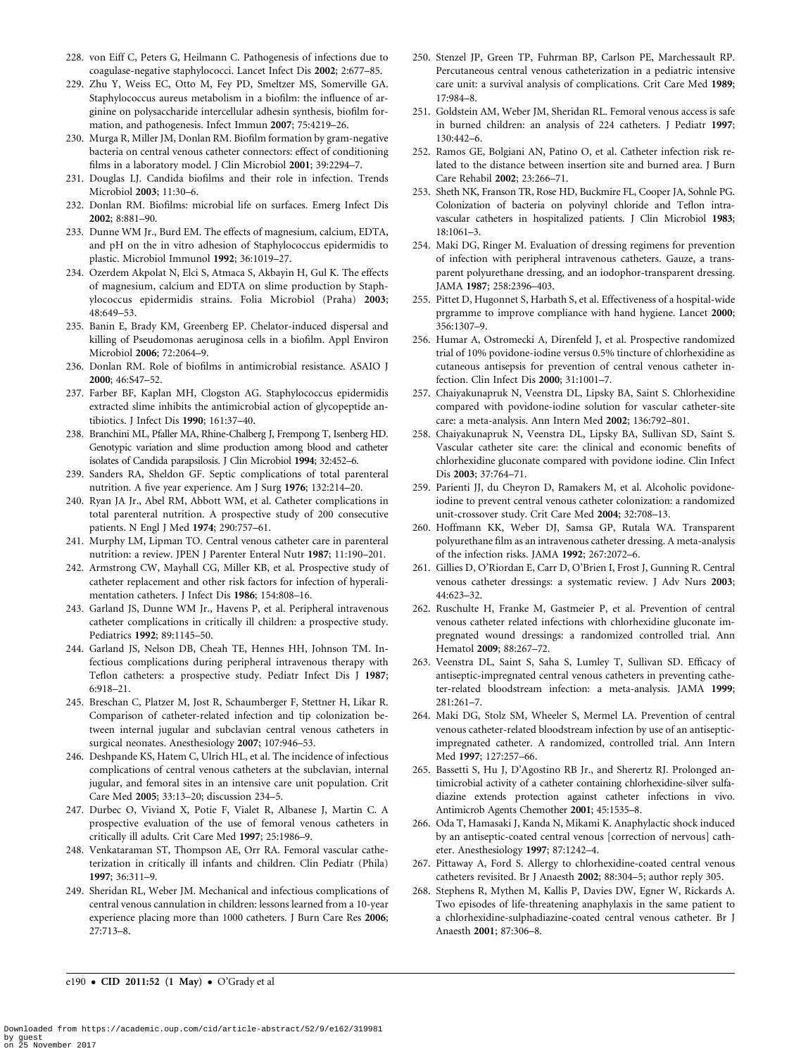228. von Eiff C, Peters G, Heilmann C. Pathogenesis of infections due to coagulase-negative staphylococci. Lancet Infect Dis **2002**; 2:677–85.

229. Zhu Y, Weiss EC, Otto M, Fey PD, Smeltzer MS, Somerville GA. Staphylococcus aureus metabolism in a biofilm: the influence of arginine on polysaccharide intercellular adhesin synthesis, biofilm formation, and pathogenesis. Infect Immun **2007**; 75:4219–26.

230. Murga R, Miller JM, Donlan RM. Biofilm formation by gram-negative bacteria on central venous catheter connectors: effect of conditioning films in a laboratory model. J Clin Microbiol **2001**; 39:2294–7.

231. Douglas LJ. Candida biofilms and their role in infection. Trends Microbiol **2003**; 11:30–6.

232. Donlan RM. Biofilms: microbial life on surfaces. Emerg Infect Dis **2002**; 8:881–90.

233. Dunne WM Jr., Burd EM. The effects of magnesium, calcium, EDTA, and pH on the in vitro adhesion of Staphylococcus epidermidis to plastic. Microbiol Immunol **1992**; 36:1019–27.

234. Ozerdem Akpolat N, Elci S, Atmaca S, Akbayin H, Gul K. The effects of magnesium, calcium and EDTA on slime production by Staphylococcus epidermidis strains. Folia Microbiol (Praha) **2003**; 48:649–53.

235. Banin E, Brady KM, Greenberg EP. Chelator-induced dispersal and killing of Pseudomonas aeruginosa cells in a biofilm. Appl Environ Microbiol **2006**; 72:2064–9.

236. Donlan RM. Role of biofilms in antimicrobial resistance. ASAIO J **2000**; 46:S47–52.

237. Farber BF, Kaplan MH, Clogston AG. Staphylococcus epidermidis extracted slime inhibits the antimicrobial action of glycopeptide antibiotics. J Infect Dis **1990**; 161:37–40.

238. Branchini ML, Pfaller MA, Rhine-Chalberg J, Frempong T, Isenberg HD. Genotypic variation and slime production among blood and catheter isolates of Candida parapsilosis. J Clin Microbiol **1994**; 32:452–6.

239. Sanders RA, Sheldon GF. Septic complications of total parenteral nutrition. A five year experience. Am J Surg **1976**; 132:214–20.

240. Ryan JA Jr., Abel RM, Abbott WM, et al. Catheter complications in total parenteral nutrition. A prospective study of 200 consecutive patients. N Engl J Med **1974**; 290:757–61.

241. Murphy LM, Lipman TO. Central venous catheter care in parenteral nutrition: a review. JPEN J Parenter Enteral Nutr **1987**; 11:190–201.

242. Armstrong CW, Mayhall CG, Miller KB, et al. Prospective study of catheter replacement and other risk factors for infection of hyperalimentation catheters. J Infect Dis **1986**; 154:808–16.

243. Garland JS, Dunne WM Jr., Havens P, et al. Peripheral intravenous catheter complications in critically ill children: a prospective study. Pediatrics **1992**; 89:1145–50.

244. Garland JS, Nelson DB, Cheah TE, Hennes HH, Johnson TM. Infectious complications during peripheral intravenous therapy with Teflon catheters: a prospective study. Pediatr Infect Dis J **1987**; 6:918–21.

245. Breschan C, Platzer M, Jost R, Schaumberger F, Stettner H, Likar R. Comparison of catheter-related infection and tip colonization between internal jugular and subclavian central venous catheters in surgical neonates. Anesthesiology **2007**; 107:946–53.

246. Deshpande KS, Hatem C, Ulrich HL, et al. The incidence of infectious complications of central venous catheters at the subclavian, internal jugular, and femoral sites in an intensive care unit population. Crit Care Med **2005**; 33:13–20; discussion 234–5.

247. Durbec O, Viviand X, Potie F, Vialet R, Albanese J, Martin C. A prospective evaluation of the use of femoral venous catheters in critically ill adults. Crit Care Med **1997**; 25:1986–9.

248. Venkataraman ST, Thompson AE, Orr RA. Femoral vascular catheterization in critically ill infants and children. Clin Pediatr (Phila) **1997**; 36:311–9.

249. Sheridan RL, Weber JM. Mechanical and infectious complications of central venous cannulation in children: lessons learned from a 10-year experience placing more than 1000 catheters. J Burn Care Res **2006**; 27:713–8.

250. Stenzel JP, Green TP, Fuhrman BP, Carlson PE, Marchessault RP. Percutaneous central venous catheterization in a pediatric intensive care unit: a survival analysis of complications. Crit Care Med **1989**; 17:984–8.

251. Goldstein AM, Weber JM, Sheridan RL. Femoral venous access is safe in burned children: an analysis of 224 catheters. J Pediatr **1997**; 130:442–6.

252. Ramos GE, Bolgiani AN, Patino O, et al. Catheter infection risk related to the distance between insertion site and burned area. J Burn Care Rehabil **2002**; 23:266–71.

253. Sheth NK, Franson TR, Rose HD, Buckmire FL, Cooper JA, Sohnle PG. Colonization of bacteria on polyvinyl chloride and Teflon intravascular catheters in hospitalized patients. J Clin Microbiol **1983**; 18:1061–3.

254. Maki DG, Ringer M. Evaluation of dressing regimens for prevention of infection with peripheral intravenous catheters. Gauze, a transparent polyurethane dressing, and an iodophor-transparent dressing. JAMA **1987**; 258:2396–403.

255. Pittet D, Hugonnet S, Harbath S, et al. Effectiveness of a hospital-wide prgramme to improve compliance with hand hygiene. Lancet **2000**; 356:1307–9.

256. Humar A, Ostromecki A, Direnfeld J, et al. Prospective randomized trial of 10% povidone-iodine versus 0.5% tincture of chlorhexidine as cutaneous antisepsis for prevention of central venous catheter infection. Clin Infect Dis **2000**; 31:1001–7.

257. Chaiyakunapruk N, Veenstra DL, Lipsky BA, Saint S. Chlorhexidine compared with povidone-iodine solution for vascular catheter-site care: a meta-analysis. Ann Intern Med **2002**; 136:792–801.

258. Chaiyakunapruk N, Veenstra DL, Lipsky BA, Sullivan SD, Saint S. Vascular catheter site care: the clinical and economic benefits of chlorhexidine gluconate compared with povidone iodine. Clin Infect Dis **2003**; 37:764–71.

259. Parienti JJ, du Cheyron D, Ramakers M, et al. Alcoholic povidone-iodine to prevent central venous catheter colonization: a randomized unit-crossover study. Crit Care Med **2004**; 32:708–13.

260. Hoffmann KK, Weber DJ, Samsa GP, Rutala WA. Transparent polyurethane film as an intravenous catheter dressing. A meta-analysis of the infection risks. JAMA **1992**; 267:2072–6.

261. Gillies D, O'Riordan E, Carr D, O'Brien I, Frost J, Gunning R. Central venous catheter dressings: a systematic review. J Adv Nurs **2003**; 44:623–32.

262. Ruschulte H, Franke M, Gastmeier P, et al. Prevention of central venous catheter related infections with chlorhexidine gluconate impregnated wound dressings: a randomized controlled trial. Ann Hematol **2009**; 88:267–72.

263. Veenstra DL, Saint S, Saha S, Lumley T, Sullivan SD. Efficacy of antiseptic-impregnated central venous catheters in preventing catheter-related bloodstream infection: a meta-analysis. JAMA **1999**; 281:261–7.

264. Maki DG, Stolz SM, Wheeler S, Mermel LA. Prevention of central venous catheter-related bloodstream infection by use of an antiseptic-impregnated catheter. A randomized, controlled trial. Ann Intern Med **1997**; 127:257–66.

265. Bassetti S, Hu J, D'Agostino RB Jr., and Sherertz RJ. Prolonged antimicrobial activity of a catheter containing chlorhexidine-silver sulfadiazine extends protection against catheter infections in vivo. Antimicrob Agents Chemother **2001**; 45:1535–8.

266. Oda T, Hamasaki J, Kanda N, Mikami K. Anaphylactic shock induced by an antiseptic-coated central venous [correction of nervous] catheter. Anesthesiology **1997**; 87:1242–4.

267. Pittaway A, Ford S. Allergy to chlorhexidine-coated central venous catheters revisited. Br J Anaesth **2002**; 88:304–5; author reply 305.

268. Stephens R, Mythen M, Kallis P, Davies DW, Egner W, Rickards A. Two episodes of life-threatening anaphylaxis in the same patient to a chlorhexidine-sulphadiazine-coated central venous catheter. Br J Anaesth **2001**; 87:306–8.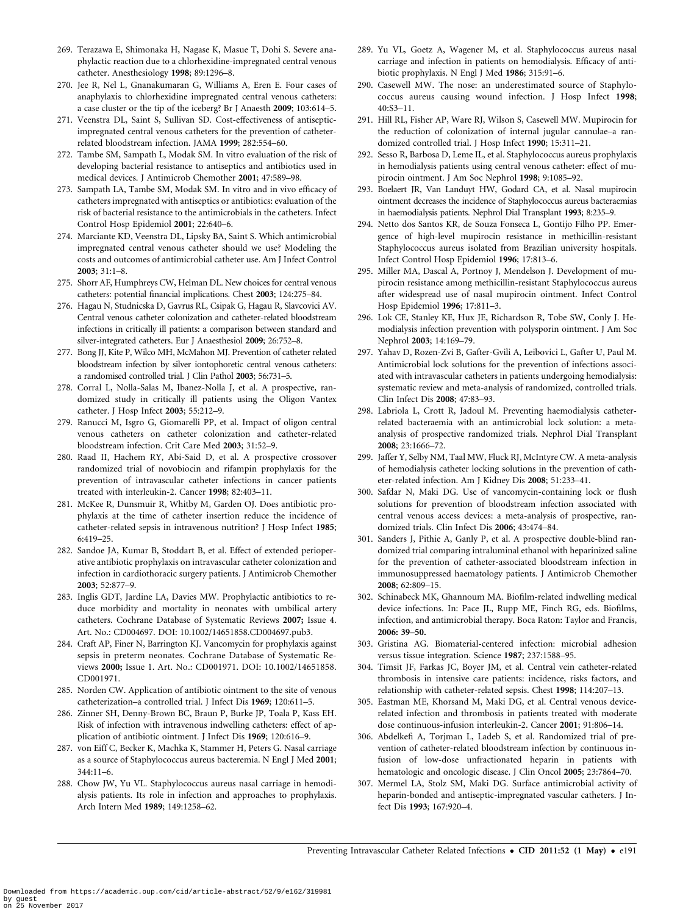269. Terazawa E, Shimonaka H, Nagase K, Masue T, Dohi S. Severe anaphylactic reaction due to a chlorhexidine-impregnated central venous catheter. Anesthesiology **1998**; 89:1296–8.
270. Jee R, Nel L, Gnanakumaran G, Williams A, Eren E. Four cases of anaphylaxis to chlorhexidine impregnated central venous catheters: a case cluster or the tip of the iceberg? Br J Anaesth **2009**; 103:614–5.
271. Veenstra DL, Saint S, Sullivan SD. Cost-effectiveness of antiseptic-impregnated central venous catheters for the prevention of catheter-related bloodstream infection. JAMA **1999**; 282:554–60.
272. Tambe SM, Sampath L, Modak SM. In vitro evaluation of the risk of developing bacterial resistance to antiseptics and antibiotics used in medical devices. J Antimicrob Chemother **2001**; 47:589–98.
273. Sampath LA, Tambe SM, Modak SM. In vitro and in vivo efficacy of catheters impregnated with antiseptics or antibiotics: evaluation of the risk of bacterial resistance to the antimicrobials in the catheters. Infect Control Hosp Epidemiol **2001**; 22:640–6.
274. Marciante KD, Veenstra DL, Lipsky BA, Saint S. Which antimicrobial impregnated central venous catheter should we use? Modeling the costs and outcomes of antimicrobial catheter use. Am J Infect Control **2003**; 31:1–8.
275. Shorr AF, Humphreys CW, Helman DL. New choices for central venous catheters: potential financial implications. Chest **2003**; 124:275–84.
276. Hagau N, Studnicska D, Gavrus RL, Csipak G, Hagau R, Slavcovici AV. Central venous catheter colonization and catheter-related bloodstream infections in critically ill patients: a comparison between standard and silver-integrated catheters. Eur J Anaesthesiol **2009**; 26:752–8.
277. Bong JJ, Kite P, Wilco MH, McMahon MJ. Prevention of catheter related bloodstream infection by silver iontophoretic central venous catheters: a randomised controlled trial. J Clin Pathol **2003**; 56:731–5.
278. Corral L, Nolla-Salas M, Ibanez-Nolla J, et al. A prospective, randomized study in critically ill patients using the Oligon Vantex catheter. J Hosp Infect **2003**; 55:212–9.
279. Ranucci M, Isgro G, Giomarelli PP, et al. Impact of oligon central venous catheters on catheter colonization and catheter-related bloodstream infection. Crit Care Med **2003**; 31:52–9.
280. Raad II, Hachem RY, Abi-Said D, et al. A prospective crossover randomized trial of novobiocin and rifampin prophylaxis for the prevention of intravascular catheter infections in cancer patients treated with interleukin-2. Cancer **1998**; 82:403–11.
281. McKee R, Dunsmuir R, Whitby M, Garden OJ. Does antibiotic prophylaxis at the time of catheter insertion reduce the incidence of catheter-related sepsis in intravenous nutrition? J Hosp Infect **1985**; 6:419–25.
282. Sandoe JA, Kumar B, Stoddart B, et al. Effect of extended perioperative antibiotic prophylaxis on intravascular catheter colonization and infection in cardiothoracic surgery patients. J Antimicrob Chemother **2003**; 52:877–9.
283. Inglis GDT, Jardine LA, Davies MW. Prophylactic antibiotics to reduce morbidity and mortality in neonates with umbilical artery catheters. Cochrane Database of Systematic Reviews **2007;** Issue 4. Art. No.: CD004697. DOI: 10.1002/14651858.CD004697.pub3.
284. Craft AP, Finer N, Barrington KJ. Vancomycin for prophylaxis against sepsis in preterm neonates. Cochrane Database of Systematic Reviews **2000;** Issue 1. Art. No.: CD001971. DOI: 10.1002/14651858.CD001971.
285. Norden CW. Application of antibiotic ointment to the site of venous catheterization–a controlled trial. J Infect Dis **1969**; 120:611–5.
286. Zinner SH, Denny-Brown BC, Braun P, Burke JP, Toala P, Kass EH. Risk of infection with intravenous indwelling catheters: effect of application of antibiotic ointment. J Infect Dis **1969**; 120:616–9.
287. von Eiff C, Becker K, Machka K, Stammer H, Peters G. Nasal carriage as a source of Staphylococcus aureus bacteremia. N Engl J Med **2001**; 344:11–6.
288. Chow JW, Yu VL. Staphylococcus aureus nasal carriage in hemodialysis patients. Its role in infection and approaches to prophylaxis. Arch Intern Med **1989**; 149:1258–62.
289. Yu VL, Goetz A, Wagener M, et al. Staphylococcus aureus nasal carriage and infection in patients on hemodialysis. Efficacy of antibiotic prophylaxis. N Engl J Med **1986**; 315:91–6.
290. Casewell MW. The nose: an underestimated source of Staphylococcus aureus causing wound infection. J Hosp Infect **1998**; 40:S3–11.
291. Hill RL, Fisher AP, Ware RJ, Wilson S, Casewell MW. Mupirocin for the reduction of colonization of internal jugular cannulae–a randomized controlled trial. J Hosp Infect **1990**; 15:311–21.
292. Sesso R, Barbosa D, Leme IL, et al. Staphylococcus aureus prophylaxis in hemodialysis patients using central venous catheter: effect of mupirocin ointment. J Am Soc Nephrol **1998**; 9:1085–92.
293. Boelaert JR, Van Landuyt HW, Godard CA, et al. Nasal mupirocin ointment decreases the incidence of Staphylococcus aureus bacteraemias in haemodialysis patients. Nephrol Dial Transplant **1993**; 8:235–9.
294. Netto dos Santos KR, de Souza Fonseca L, Gontijo Filho PP. Emergence of high-level mupirocin resistance in methicillin-resistant Staphylococcus aureus isolated from Brazilian university hospitals. Infect Control Hosp Epidemiol **1996**; 17:813–6.
295. Miller MA, Dascal A, Portnoy J, Mendelson J. Development of mupirocin resistance among methicillin-resistant Staphylococcus aureus after widespread use of nasal mupirocin ointment. Infect Control Hosp Epidemiol **1996**; 17:811–3.
296. Lok CE, Stanley KE, Hux JE, Richardson R, Tobe SW, Conly J. Hemodialysis infection prevention with polysporin ointment. J Am Soc Nephrol **2003**; 14:169–79.
297. Yahav D, Rozen-Zvi B, Gafter-Gvili A, Leibovici L, Gafter U, Paul M. Antimicrobial lock solutions for the prevention of infections associated with intravascular catheters in patients undergoing hemodialysis: systematic review and meta-analysis of randomized, controlled trials. Clin Infect Dis **2008**; 47:83–93.
298. Labriola L, Crott R, Jadoul M. Preventing haemodialysis catheter-related bacteraemia with an antimicrobial lock solution: a meta-analysis of prospective randomized trials. Nephrol Dial Transplant **2008**; 23:1666–72.
299. Jaffer Y, Selby NM, Taal MW, Fluck RJ, McIntyre CW. A meta-analysis of hemodialysis catheter locking solutions in the prevention of catheter-related infection. Am J Kidney Dis **2008**; 51:233–41.
300. Safdar N, Maki DG. Use of vancomycin-containing lock or flush solutions for prevention of bloodstream infection associated with central venous access devices: a meta-analysis of prospective, randomized trials. Clin Infect Dis **2006**; 43:474–84.
301. Sanders J, Pithie A, Ganly P, et al. A prospective double-blind randomized trial comparing intraluminal ethanol with heparinized saline for the prevention of catheter-associated bloodstream infection in immunosuppressed haematology patients. J Antimicrob Chemother **2008**; 62:809–15.
302. Schinabeck MK, Ghannoum MA. Biofilm-related indwelling medical device infections. In: Pace JL, Rupp ME, Finch RG, eds. Biofilms, infection, and antimicrobial therapy. Boca Raton: Taylor and Francis, **2006: 39–50.**
303. Gristina AG. Biomaterial-centered infection: microbial adhesion versus tissue integration. Science **1987**; 237:1588–95.
304. Timsit JF, Farkas JC, Boyer JM, et al. Central vein catheter-related thrombosis in intensive care patients: incidence, risks factors, and relationship with catheter-related sepsis. Chest **1998**; 114:207–13.
305. Eastman ME, Khorsand M, Maki DG, et al. Central venous device-related infection and thrombosis in patients treated with moderate dose continuous-infusion interleukin-2. Cancer **2001**; 91:806–14.
306. Abdelkefi A, Torjman L, Ladeb S, et al. Randomized trial of prevention of catheter-related bloodstream infection by continuous infusion of low-dose unfractionated heparin in patients with hematologic and oncologic disease. J Clin Oncol **2005**; 23:7864–70.
307. Mermel LA, Stolz SM, Maki DG. Surface antimicrobial activity of heparin-bonded and antiseptic-impregnated vascular catheters. J Infect Dis **1993**; 167:920–4.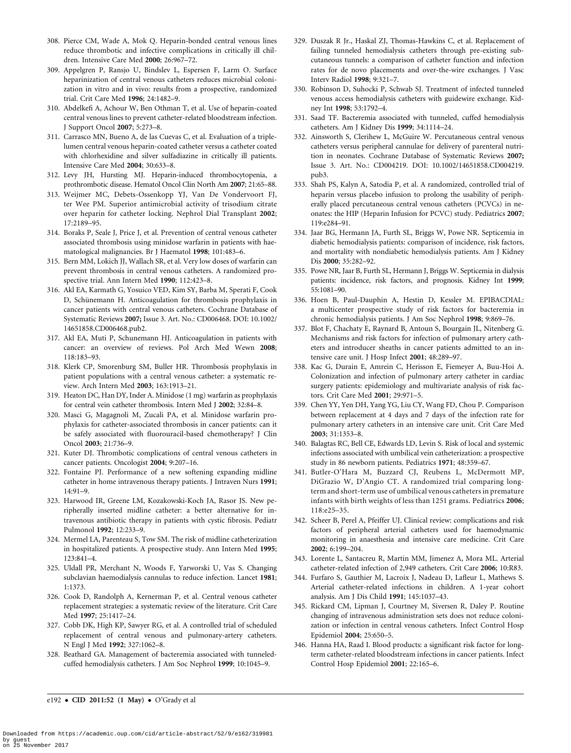308. Pierce CM, Wade A, Mok Q. Heparin-bonded central venous lines reduce thrombotic and infective complications in critically ill children. Intensive Care Med **2000**; 26:967–72.
309. Appelgren P, Ransjo U, Bindslev L, Espersen F, Larm O. Surface heparinization of central venous catheters reduces microbial colonization in vitro and in vivo: results from a prospective, randomized trial. Crit Care Med **1996**; 24:1482–9.
310. Abdelkefi A, Achour W, Ben Othman T, et al. Use of heparin-coated central venous lines to prevent catheter-related bloodstream infection. J Support Oncol **2007**; 5:273–8.
311. Carrasco MN, Bueno A, de las Cuevas C, et al. Evaluation of a triple-lumen central venous heparin-coated catheter versus a catheter coated with chlorhexidine and silver sulfadiazine in critically ill patients. Intensive Care Med **2004**; 30:633–8.
312. Levy JH, Hursting MJ. Heparin-induced thrombocytopenia, a prothrombotic disease. Hematol Oncol Clin North Am **2007**; 21:65–88.
313. Weijmer MC, Debets-Ossenkopp YJ, Van De Vondervoort FJ, ter Wee PM. Superior antimicrobial activity of trisodium citrate over heparin for catheter locking. Nephrol Dial Transplant **2002**; 17:2189–95.
314. Boraks P, Seale J, Price J, et al. Prevention of central venous catheter associated thrombosis using minidose warfarin in patients with haematological malignancies. Br J Haematol **1998**; 101:483–6.
315. Bern MM, Lokich JJ, Wallach SR, et al. Very low doses of warfarin can prevent thrombosis in central venous catheters. A randomized prospective trial. Ann Intern Med **1990**; 112:423–8.
316. Akl EA, Karmath G, Yosuico VED, Kim SY, Barba M, Sperati F, Cook D, Schünemann H. Anticoagulation for thrombosis prophylaxis in cancer patients with central venous catheters. Cochrane Database of Systematic Reviews **2007;** Issue 3. Art. No.: CD006468. DOI: 10.1002/14651858.CD006468.pub2.
317. Akl EA, Muti P, Schunemann HJ. Anticoagulation in patients with cancer: an overview of reviews. Pol Arch Med Wewn **2008**; 118:183–93.
318. Klerk CP, Smorenburg SM, Buller HR. Thrombosis prophylaxis in patient populations with a central venous catheter: a systematic review. Arch Intern Med **2003**; 163:1913–21.
319. Heaton DC, Han DY, Inder A. Minidose (1 mg) warfarin as prophylaxis for central vein catheter thrombosis. Intern Med J **2002**; 32:84–8.
320. Masci G, Magagnoli M, Zucali PA, et al. Minidose warfarin prophylaxis for catheter-associated thrombosis in cancer patients: can it be safely associated with fluorouracil-based chemotherapy? J Clin Oncol **2003**; 21:736–9.
321. Kuter DJ. Thrombotic complications of central venous catheters in cancer patients. Oncologist **2004**; 9:207–16.
322. Fontaine PJ. Performance of a new softening expanding midline catheter in home intravenous therapy patients. J Intraven Nurs **1991**; 14:91–9.
323. Harwood IR, Greene LM, Kozakowski-Koch JA, Rasor JS. New peripherally inserted midline catheter: a better alternative for intravenous antibiotic therapy in patients with cystic fibrosis. Pediatr Pulmonol **1992**; 12:233–9.
324. Mermel LA, Parenteau S, Tow SM. The risk of midline catheterization in hospitalized patients. A prospective study. Ann Intern Med **1995**; 123:841–4.
325. Uldall PR, Merchant N, Woods F, Yarworski U, Vas S. Changing subclavian haemodialysis cannulas to reduce infection. Lancet **1981**; 1:1373.
326. Cook D, Randolph A, Kernerman P, et al. Central venous catheter replacement strategies: a systematic review of the literature. Crit Care Med **1997**; 25:1417–24.
327. Cobb DK, High KP, Sawyer RG, et al. A controlled trial of scheduled replacement of central venous and pulmonary-artery catheters. N Engl J Med **1992**; 327:1062–8.
328. Beathard GA. Management of bacteremia associated with tunneled-cuffed hemodialysis catheters. J Am Soc Nephrol **1999**; 10:1045–9.
329. Duszak R Jr., Haskal ZJ, Thomas-Hawkins C, et al. Replacement of failing tunneled hemodialysis catheters through pre-existing subcutaneous tunnels: a comparison of catheter function and infection rates for de novo placements and over-the-wire exchanges. J Vasc Interv Radiol **1998**; 9:321–7.
330. Robinson D, Suhocki P, Schwab SJ. Treatment of infected tunneled venous access hemodialysis catheters with guidewire exchange. Kidney Int **1998**; 53:1792–4.
331. Saad TF. Bacteremia associated with tunneled, cuffed hemodialysis catheters. Am J Kidney Dis **1999**; 34:1114–24.
332. Ainsworth S, Clerihew L, McGuire W. Percutaneous central venous catheters versus peripheral cannulae for delivery of parenteral nutrition in neonates. Cochrane Database of Systematic Reviews **2007;** Issue 3. Art. No.: CD004219. DOI: 10.1002/14651858.CD004219.pub3.
333. Shah PS, Kalyn A, Satodia P, et al. A randomized, controlled trial of heparin versus placebo infusion to prolong the usability of peripherally placed percutaneous central venous catheters (PCVCs) in neonates: the HIP (Heparin Infusion for PCVC) study. Pediatrics **2007**; 119:e284–91.
334. Jaar BG, Hermann JA, Furth SL, Briggs W, Powe NR. Septicemia in diabetic hemodialysis patients: comparison of incidence, risk factors, and mortality with nondiabetic hemodialysis patients. Am J Kidney Dis **2000**; 35:282–92.
335. Powe NR, Jaar B, Furth SL, Hermann J, Briggs W. Septicemia in dialysis patients: incidence, risk factors, and prognosis. Kidney Int **1999**; 55:1081–90.
336. Hoen B, Paul-Dauphin A, Hestin D, Kessler M. EPIBACDIAL: a multicenter prospective study of risk factors for bacteremia in chronic hemodialysis patients. J Am Soc Nephrol **1998**; 9:869–76.
337. Blot F, Chachaty E, Raynard B, Antoun S, Bourgain JL, Nitenberg G. Mechanisms and risk factors for infection of pulmonary artery catheters and introducer sheaths in cancer patients admitted to an intensive care unit. J Hosp Infect **2001**; 48:289–97.
338. Kac G, Durain E, Amrein C, Herisson E, Fiemeyer A, Buu-Hoi A. Colonization and infection of pulmonary artery catheter in cardiac surgery patients: epidemiology and multivariate analysis of risk factors. Crit Care Med **2001**; 29:971–5.
339. Chen YY, Yen DH, Yang YG, Liu CY, Wang FD, Chou P. Comparison between replacement at 4 days and 7 days of the infection rate for pulmonary artery catheters in an intensive care unit. Crit Care Med **2003**; 31:1353–8.
340. Balagtas RC, Bell CE, Edwards LD, Levin S. Risk of local and systemic infections associated with umbilical vein catheterization: a prospective study in 86 newborn patients. Pediatrics **1971**; 48:359–67.
341. Butler-O'Hara M, Buzzard CJ, Reubens L, McDermott MP, DiGrazio W, D'Angio CT. A randomized trial comparing long-term and short-term use of umbilical venous catheters in premature infants with birth weights of less than 1251 grams. Pediatrics **2006**; 118:e25–35.
342. Scheer B, Perel A, Pfeiffer UJ. Clinical review: complications and risk factors of peripheral arterial catheters used for haemodynamic monitoring in anaesthesia and intensive care medicine. Crit Care **2002**; 6:199–204.
343. Lorente L, Santacreu R, Martin MM, Jimenez A, Mora ML. Arterial catheter-related infection of 2,949 catheters. Crit Care **2006**; 10:R83.
344. Furfaro S, Gauthier M, Lacroix J, Nadeau D, Lafleur L, Mathews S. Arterial catheter-related infections in children. A 1-year cohort analysis. Am J Dis Child **1991**; 145:1037–43.
345. Rickard CM, Lipman J, Courtney M, Siversen R, Daley P. Routine changing of intravenous administration sets does not reduce colonization or infection in central venous catheters. Infect Control Hosp Epidemiol **2004**; 25:650–5.
346. Hanna HA, Raad I. Blood products: a significant risk factor for long-term catheter-related bloodstream infections in cancer patients. Infect Control Hosp Epidemiol **2001**; 22:165–6.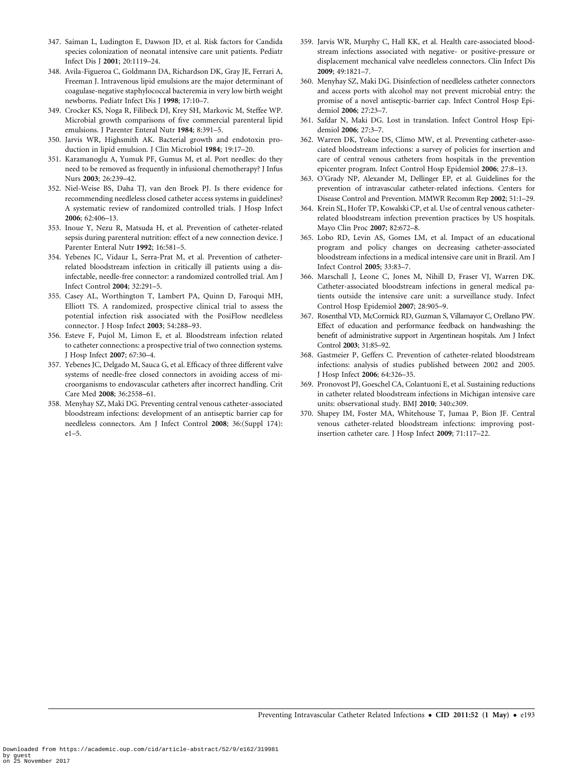347. Saiman L, Ludington E, Dawson JD, et al. Risk factors for Candida species colonization of neonatal intensive care unit patients. Pediatr Infect Dis J **2001**; 20:1119–24.
348. Avila-Figueroa C, Goldmann DA, Richardson DK, Gray JE, Ferrari A, Freeman J. Intravenous lipid emulsions are the major determinant of coagulase-negative staphylococcal bacteremia in very low birth weight newborns. Pediatr Infect Dis J **1998**; 17:10–7.
349. Crocker KS, Noga R, Filibeck DJ, Krey SH, Markovic M, Steffee WP. Microbial growth comparisons of five commercial parenteral lipid emulsions. J Parenter Enteral Nutr **1984**; 8:391–5.
350. Jarvis WR, Highsmith AK. Bacterial growth and endotoxin production in lipid emulsion. J Clin Microbiol **1984**; 19:17–20.
351. Karamanoglu A, Yumuk PF, Gumus M, et al. Port needles: do they need to be removed as frequently in infusional chemotherapy? J Infus Nurs **2003**; 26:239–42.
352. Niel-Weise BS, Daha TJ, van den Broek PJ. Is there evidence for recommending needleless closed catheter access systems in guidelines? A systematic review of randomized controlled trials. J Hosp Infect **2006**; 62:406–13.
353. Inoue Y, Nezu R, Matsuda H, et al. Prevention of catheter-related sepsis during parenteral nutrition: effect of a new connection device. J Parenter Enteral Nutr **1992**; 16:581–5.
354. Yebenes JC, Vidaur L, Serra-Prat M, et al. Prevention of catheter-related bloodstream infection in critically ill patients using a disinfectable, needle-free connector: a randomized controlled trial. Am J Infect Control **2004**; 32:291–5.
355. Casey AL, Worthington T, Lambert PA, Quinn D, Faroqui MH, Elliott TS. A randomized, prospective clinical trial to assess the potential infection risk associated with the PosiFlow needleless connector. J Hosp Infect **2003**; 54:288–93.
356. Esteve F, Pujol M, Limon E, et al. Bloodstream infection related to catheter connections: a prospective trial of two connection systems. J Hosp Infect **2007**; 67:30–4.
357. Yebenes JC, Delgado M, Sauca G, et al. Efficacy of three different valve systems of needle-free closed connectors in avoiding access of microorganisms to endovascular catheters after incorrect handling. Crit Care Med **2008**; 36:2558–61.
358. Menyhay SZ, Maki DG. Preventing central venous catheter-associated bloodstream infections: development of an antiseptic barrier cap for needleless connectors. Am J Infect Control **2008**; 36:(Suppl 174): e1–5.
359. Jarvis WR, Murphy C, Hall KK, et al. Health care-associated bloodstream infections associated with negative- or positive-pressure or displacement mechanical valve needleless connectors. Clin Infect Dis **2009**; 49:1821–7.
360. Menyhay SZ, Maki DG. Disinfection of needleless catheter connectors and access ports with alcohol may not prevent microbial entry: the promise of a novel antiseptic-barrier cap. Infect Control Hosp Epidemiol **2006**; 27:23–7.
361. Safdar N, Maki DG. Lost in translation. Infect Control Hosp Epidemiol **2006**; 27:3–7.
362. Warren DK, Yokoe DS, Climo MW, et al. Preventing catheter-associated bloodstream infections: a survey of policies for insertion and care of central venous catheters from hospitals in the prevention epicenter program. Infect Control Hosp Epidemiol **2006**; 27:8–13.
363. O'Grady NP, Alexander M, Dellinger EP, et al. Guidelines for the prevention of intravascular catheter-related infections. Centers for Disease Control and Prevention. MMWR Recomm Rep **2002**; 51:1–29.
364. Krein SL, Hofer TP, Kowalski CP, et al. Use of central venous catheter-related bloodstream infection prevention practices by US hospitals. Mayo Clin Proc **2007**; 82:672–8.
365. Lobo RD, Levin AS, Gomes LM, et al. Impact of an educational program and policy changes on decreasing catheter-associated bloodstream infections in a medical intensive care unit in Brazil. Am J Infect Control **2005**; 33:83–7.
366. Marschall J, Leone C, Jones M, Nihill D, Fraser VJ, Warren DK. Catheter-associated bloodstream infections in general medical patients outside the intensive care unit: a surveillance study. Infect Control Hosp Epidemiol **2007**; 28:905–9.
367. Rosenthal VD, McCormick RD, Guzman S, Villamayor C, Orellano PW. Effect of education and performance feedback on handwashing: the benefit of administrative support in Argentinean hospitals. Am J Infect Control **2003**; 31:85–92.
368. Gastmeier P, Geffers C. Prevention of catheter-related bloodstream infections: analysis of studies published between 2002 and 2005. J Hosp Infect **2006**; 64:326–35.
369. Pronovost PJ, Goeschel CA, Colantuoni E, et al. Sustaining reductions in catheter related bloodstream infections in Michigan intensive care units: observational study. BMJ **2010**; 340:c309.
370. Shapey IM, Foster MA, Whitehouse T, Jumaa P, Bion JF. Central venous catheter-related bloodstream infections: improving post-insertion catheter care. J Hosp Infect **2009**; 71:117–22.